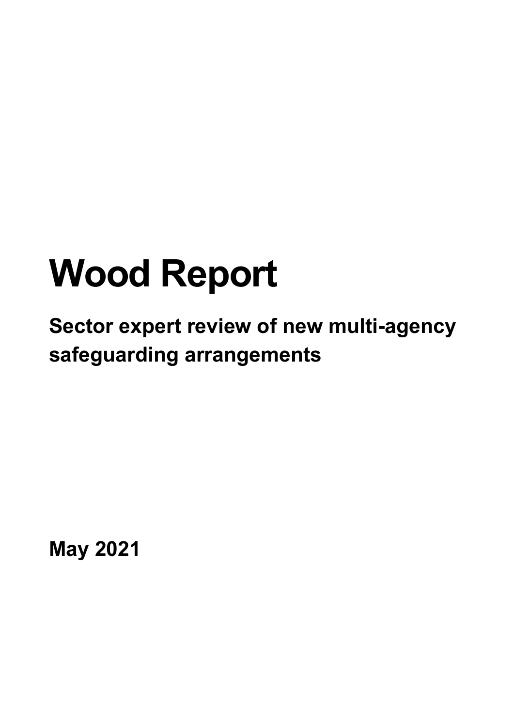# Wood Report

## Sector expert review of new multi-agency safeguarding arrangements

**May 2021**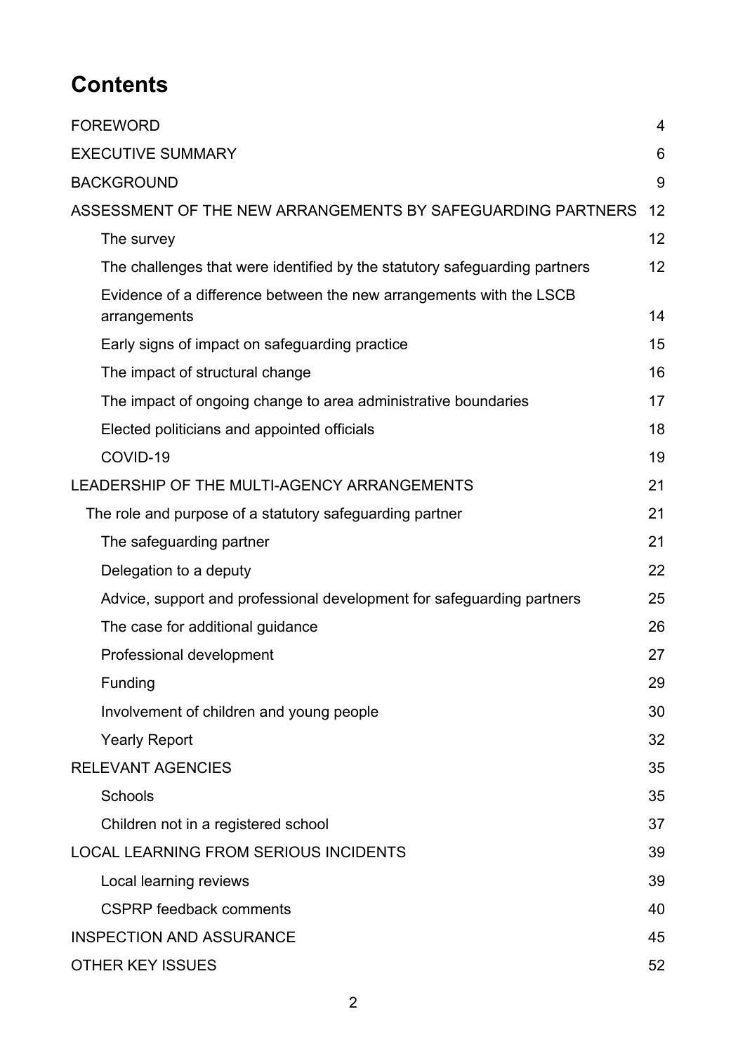# Contents

| | |
|---|---|
| FOREWORD | 4 |
| EXECUTIVE SUMMARY | 6 |
| BACKGROUND | 9 |
| ASSESSMENT OF THE NEW ARRANGEMENTS BY SAFEGUARDING PARTNERS | 12 |
| The survey | 12 |
| The challenges that were identified by the statutory safeguarding partners | 12 |
| Evidence of a difference between the new arrangements with the LSCB arrangements | 14 |
| Early signs of impact on safeguarding practice | 15 |
| The impact of structural change | 16 |
| The impact of ongoing change to area administrative boundaries | 17 |
| Elected politicians and appointed officials | 18 |
| COVID-19 | 19 |
| LEADERSHIP OF THE MULTI-AGENCY ARRANGEMENTS | 21 |
| The role and purpose of a statutory safeguarding partner | 21 |
| The safeguarding partner | 21 |
| Delegation to a deputy | 22 |
| Advice, support and professional development for safeguarding partners | 25 |
| The case for additional guidance | 26 |
| Professional development | 27 |
| Funding | 29 |
| Involvement of children and young people | 30 |
| Yearly Report | 32 |
| RELEVANT AGENCIES | 35 |
| Schools | 35 |
| Children not in a registered school | 37 |
| LOCAL LEARNING FROM SERIOUS INCIDENTS | 39 |
| Local learning reviews | 39 |
| CSPRP feedback comments | 40 |
| INSPECTION AND ASSURANCE | 45 |
| OTHER KEY ISSUES | 52 |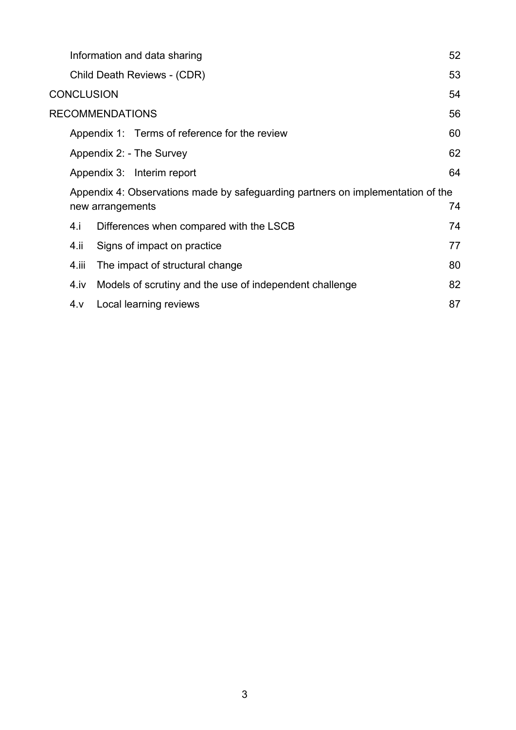Information and data sharing 52

Child Death Reviews - (CDR) 53

CONCLUSION 54

RECOMMENDATIONS 56

Appendix 1: Terms of reference for the review 60

Appendix 2: - The Survey 62

Appendix 3: Interim report 64

Appendix 4: Observations made by safeguarding partners on implementation of the new arrangements 74

4.i Differences when compared with the LSCB 74

4.ii Signs of impact on practice 77

4.iii The impact of structural change 80

4.iv Models of scrutiny and the use of independent challenge 82

4.v Local learning reviews 87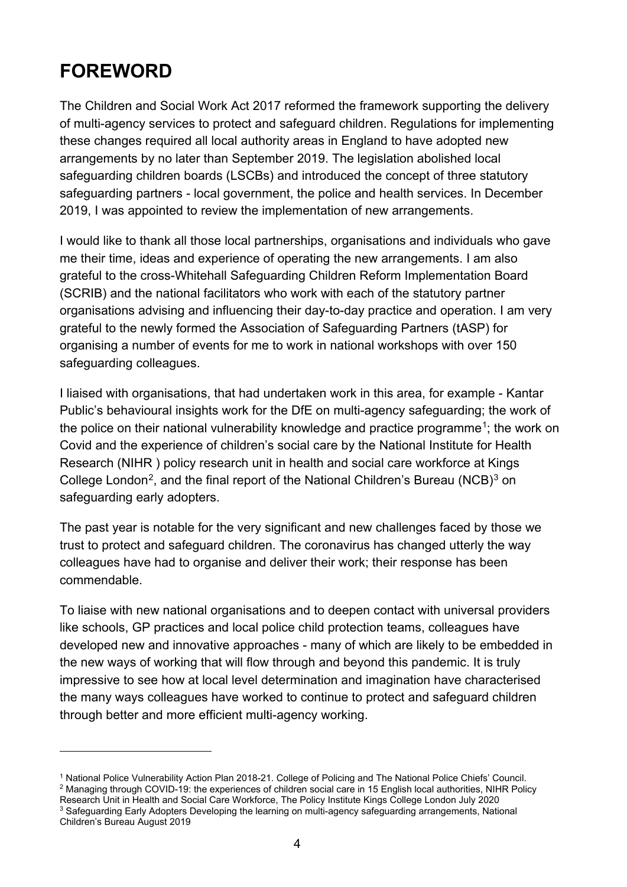# FOREWORD

The Children and Social Work Act 2017 reformed the framework supporting the delivery of multi-agency services to protect and safeguard children. Regulations for implementing these changes required all local authority areas in England to have adopted new arrangements by no later than September 2019. The legislation abolished local safeguarding children boards (LSCBs) and introduced the concept of three statutory safeguarding partners - local government, the police and health services. In December 2019, I was appointed to review the implementation of new arrangements.

I would like to thank all those local partnerships, organisations and individuals who gave me their time, ideas and experience of operating the new arrangements. I am also grateful to the cross-Whitehall Safeguarding Children Reform Implementation Board (SCRIB) and the national facilitators who work with each of the statutory partner organisations advising and influencing their day-to-day practice and operation. I am very grateful to the newly formed the Association of Safeguarding Partners (tASP) for organising a number of events for me to work in national workshops with over 150 safeguarding colleagues.

I liaised with organisations, that had undertaken work in this area, for example - Kantar Public's behavioural insights work for the DfE on multi-agency safeguarding; the work of the police on their national vulnerability knowledge and practice programme[1]; the work on Covid and the experience of children's social care by the National Institute for Health Research (NIHR ) policy research unit in health and social care workforce at Kings College London[2], and the final report of the National Children's Bureau (NCB)[3] on safeguarding early adopters.

The past year is notable for the very significant and new challenges faced by those we trust to protect and safeguard children. The coronavirus has changed utterly the way colleagues have had to organise and deliver their work; their response has been commendable.

To liaise with new national organisations and to deepen contact with universal providers like schools, GP practices and local police child protection teams, colleagues have developed new and innovative approaches - many of which are likely to be embedded in the new ways of working that will flow through and beyond this pandemic. It is truly impressive to see how at local level determination and imagination have characterised the many ways colleagues have worked to continue to protect and safeguard children through better and more efficient multi-agency working.

---

[1] National Police Vulnerability Action Plan 2018-21. College of Policing and The National Police Chiefs' Council.

[2] Managing through COVID-19: the experiences of children social care in 15 English local authorities, NIHR Policy Research Unit in Health and Social Care Workforce, The Policy Institute Kings College London July 2020

[3] Safeguarding Early Adopters Developing the learning on multi-agency safeguarding arrangements, National Children's Bureau August 2019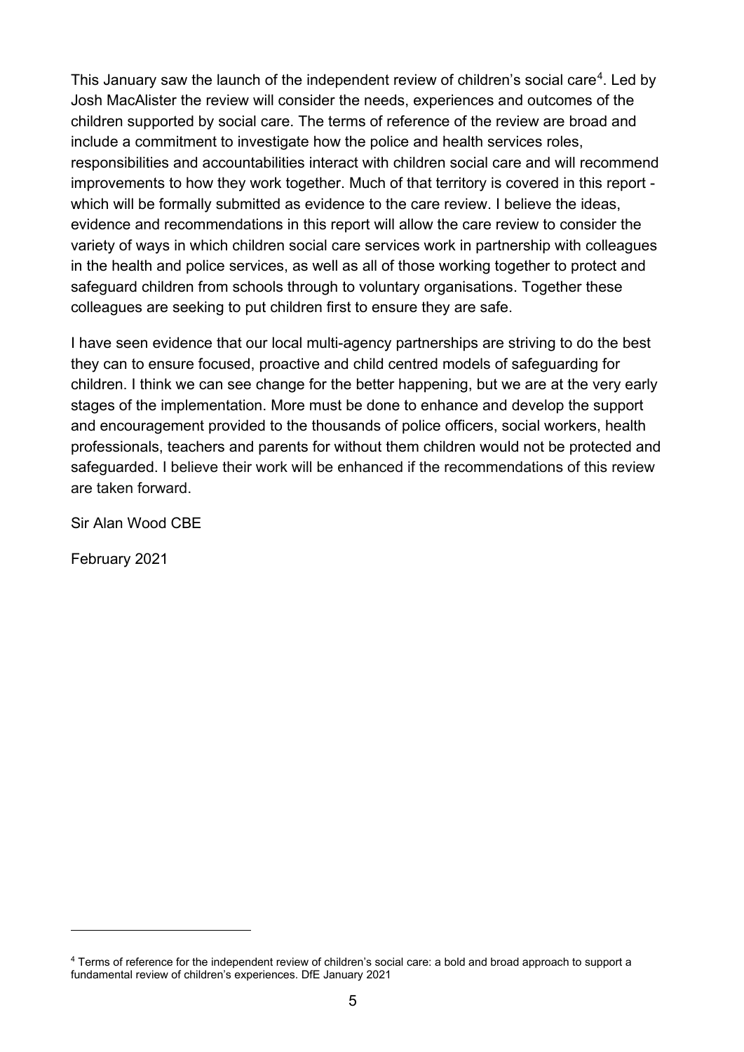This January saw the launch of the independent review of children's social care[4]. Led by Josh MacAlister the review will consider the needs, experiences and outcomes of the children supported by social care. The terms of reference of the review are broad and include a commitment to investigate how the police and health services roles, responsibilities and accountabilities interact with children social care and will recommend improvements to how they work together. Much of that territory is covered in this report - which will be formally submitted as evidence to the care review. I believe the ideas, evidence and recommendations in this report will allow the care review to consider the variety of ways in which children social care services work in partnership with colleagues in the health and police services, as well as all of those working together to protect and safeguard children from schools through to voluntary organisations. Together these colleagues are seeking to put children first to ensure they are safe.

I have seen evidence that our local multi-agency partnerships are striving to do the best they can to ensure focused, proactive and child centred models of safeguarding for children. I think we can see change for the better happening, but we are at the very early stages of the implementation. More must be done to enhance and develop the support and encouragement provided to the thousands of police officers, social workers, health professionals, teachers and parents for without them children would not be protected and safeguarded. I believe their work will be enhanced if the recommendations of this review are taken forward.

Sir Alan Wood CBE

February 2021

---

[4] Terms of reference for the independent review of children's social care: a bold and broad approach to support a fundamental review of children's experiences. DfE January 2021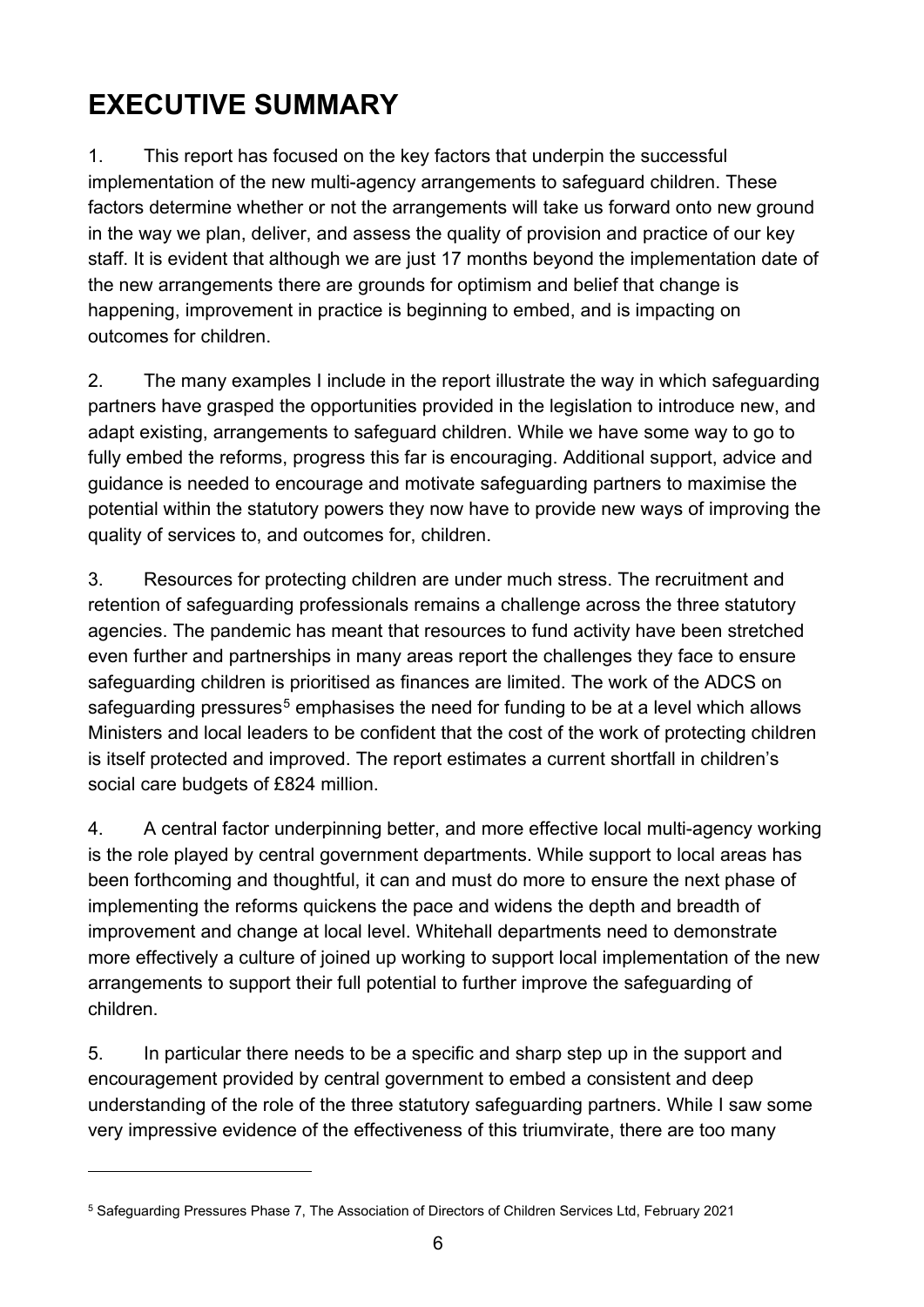# EXECUTIVE SUMMARY

1. This report has focused on the key factors that underpin the successful implementation of the new multi-agency arrangements to safeguard children. These factors determine whether or not the arrangements will take us forward onto new ground in the way we plan, deliver, and assess the quality of provision and practice of our key staff. It is evident that although we are just 17 months beyond the implementation date of the new arrangements there are grounds for optimism and belief that change is happening, improvement in practice is beginning to embed, and is impacting on outcomes for children.

2. The many examples I include in the report illustrate the way in which safeguarding partners have grasped the opportunities provided in the legislation to introduce new, and adapt existing, arrangements to safeguard children. While we have some way to go to fully embed the reforms, progress this far is encouraging. Additional support, advice and guidance is needed to encourage and motivate safeguarding partners to maximise the potential within the statutory powers they now have to provide new ways of improving the quality of services to, and outcomes for, children.

3. Resources for protecting children are under much stress. The recruitment and retention of safeguarding professionals remains a challenge across the three statutory agencies. The pandemic has meant that resources to fund activity have been stretched even further and partnerships in many areas report the challenges they face to ensure safeguarding children is prioritised as finances are limited. The work of the ADCS on safeguarding pressures[5] emphasises the need for funding to be at a level which allows Ministers and local leaders to be confident that the cost of the work of protecting children is itself protected and improved. The report estimates a current shortfall in children's social care budgets of £824 million.

4. A central factor underpinning better, and more effective local multi-agency working is the role played by central government departments. While support to local areas has been forthcoming and thoughtful, it can and must do more to ensure the next phase of implementing the reforms quickens the pace and widens the depth and breadth of improvement and change at local level. Whitehall departments need to demonstrate more effectively a culture of joined up working to support local implementation of the new arrangements to support their full potential to further improve the safeguarding of children.

5. In particular there needs to be a specific and sharp step up in the support and encouragement provided by central government to embed a consistent and deep understanding of the role of the three statutory safeguarding partners. While I saw some very impressive evidence of the effectiveness of this triumvirate, there are too many

---

[5] Safeguarding Pressures Phase 7, The Association of Directors of Children Services Ltd, February 2021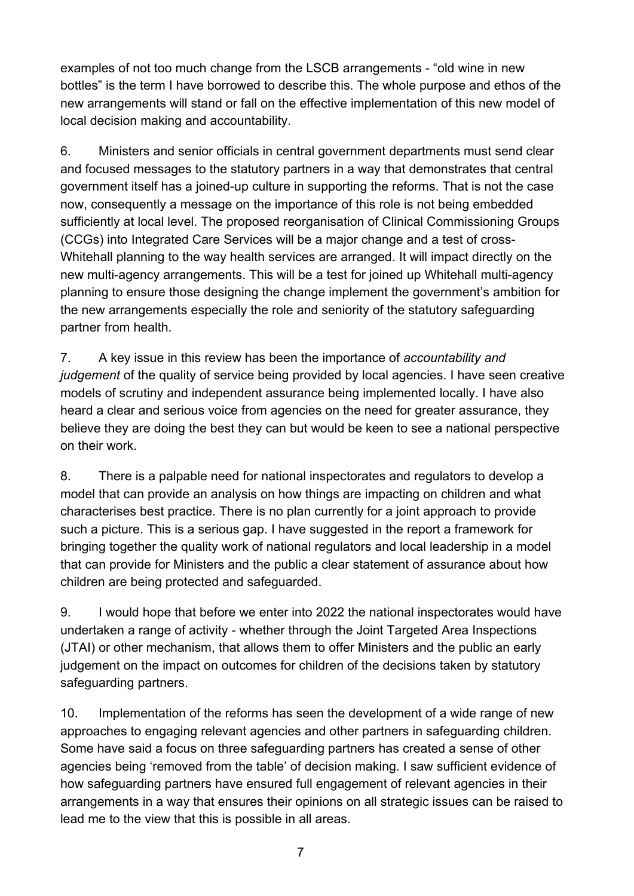examples of not too much change from the LSCB arrangements - "old wine in new bottles" is the term I have borrowed to describe this. The whole purpose and ethos of the new arrangements will stand or fall on the effective implementation of this new model of local decision making and accountability.

6. Ministers and senior officials in central government departments must send clear and focused messages to the statutory partners in a way that demonstrates that central government itself has a joined-up culture in supporting the reforms. That is not the case now, consequently a message on the importance of this role is not being embedded sufficiently at local level. The proposed reorganisation of Clinical Commissioning Groups (CCGs) into Integrated Care Services will be a major change and a test of cross-Whitehall planning to the way health services are arranged. It will impact directly on the new multi-agency arrangements. This will be a test for joined up Whitehall multi-agency planning to ensure those designing the change implement the government's ambition for the new arrangements especially the role and seniority of the statutory safeguarding partner from health.

7. A key issue in this review has been the importance of *accountability and judgement* of the quality of service being provided by local agencies. I have seen creative models of scrutiny and independent assurance being implemented locally. I have also heard a clear and serious voice from agencies on the need for greater assurance, they believe they are doing the best they can but would be keen to see a national perspective on their work.

8. There is a palpable need for national inspectorates and regulators to develop a model that can provide an analysis on how things are impacting on children and what characterises best practice. There is no plan currently for a joint approach to provide such a picture. This is a serious gap. I have suggested in the report a framework for bringing together the quality work of national regulators and local leadership in a model that can provide for Ministers and the public a clear statement of assurance about how children are being protected and safeguarded.

9. I would hope that before we enter into 2022 the national inspectorates would have undertaken a range of activity - whether through the Joint Targeted Area Inspections (JTAI) or other mechanism, that allows them to offer Ministers and the public an early judgement on the impact on outcomes for children of the decisions taken by statutory safeguarding partners.

10. Implementation of the reforms has seen the development of a wide range of new approaches to engaging relevant agencies and other partners in safeguarding children. Some have said a focus on three safeguarding partners has created a sense of other agencies being 'removed from the table' of decision making. I saw sufficient evidence of how safeguarding partners have ensured full engagement of relevant agencies in their arrangements in a way that ensures their opinions on all strategic issues can be raised to lead me to the view that this is possible in all areas.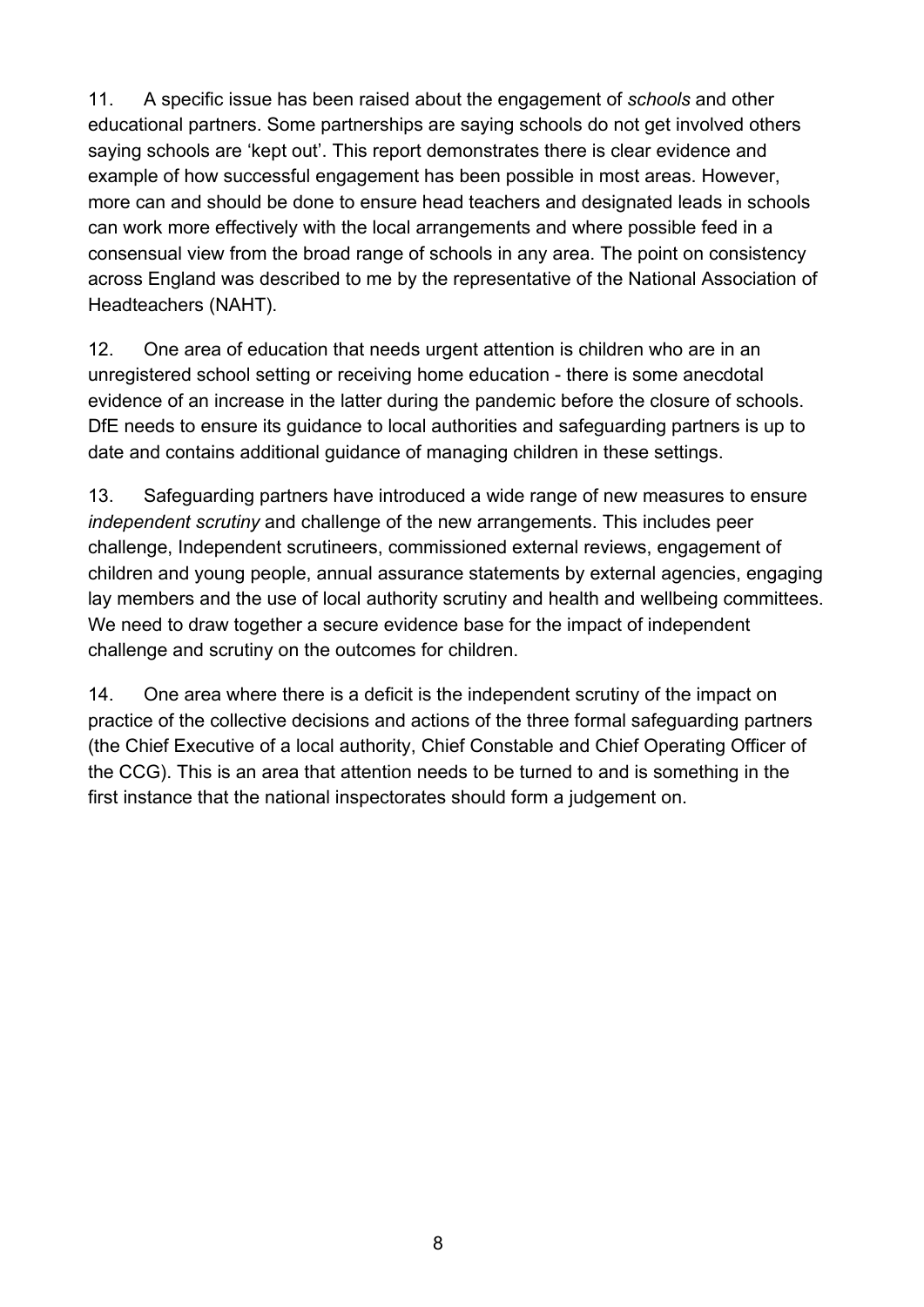11. A specific issue has been raised about the engagement of *schools* and other educational partners. Some partnerships are saying schools do not get involved others saying schools are 'kept out'. This report demonstrates there is clear evidence and example of how successful engagement has been possible in most areas. However, more can and should be done to ensure head teachers and designated leads in schools can work more effectively with the local arrangements and where possible feed in a consensual view from the broad range of schools in any area. The point on consistency across England was described to me by the representative of the National Association of Headteachers (NAHT).

12. One area of education that needs urgent attention is children who are in an unregistered school setting or receiving home education - there is some anecdotal evidence of an increase in the latter during the pandemic before the closure of schools. DfE needs to ensure its guidance to local authorities and safeguarding partners is up to date and contains additional guidance of managing children in these settings.

13. Safeguarding partners have introduced a wide range of new measures to ensure *independent scrutiny* and challenge of the new arrangements. This includes peer challenge, Independent scrutineers, commissioned external reviews, engagement of children and young people, annual assurance statements by external agencies, engaging lay members and the use of local authority scrutiny and health and wellbeing committees. We need to draw together a secure evidence base for the impact of independent challenge and scrutiny on the outcomes for children.

14. One area where there is a deficit is the independent scrutiny of the impact on practice of the collective decisions and actions of the three formal safeguarding partners (the Chief Executive of a local authority, Chief Constable and Chief Operating Officer of the CCG). This is an area that attention needs to be turned to and is something in the first instance that the national inspectorates should form a judgement on.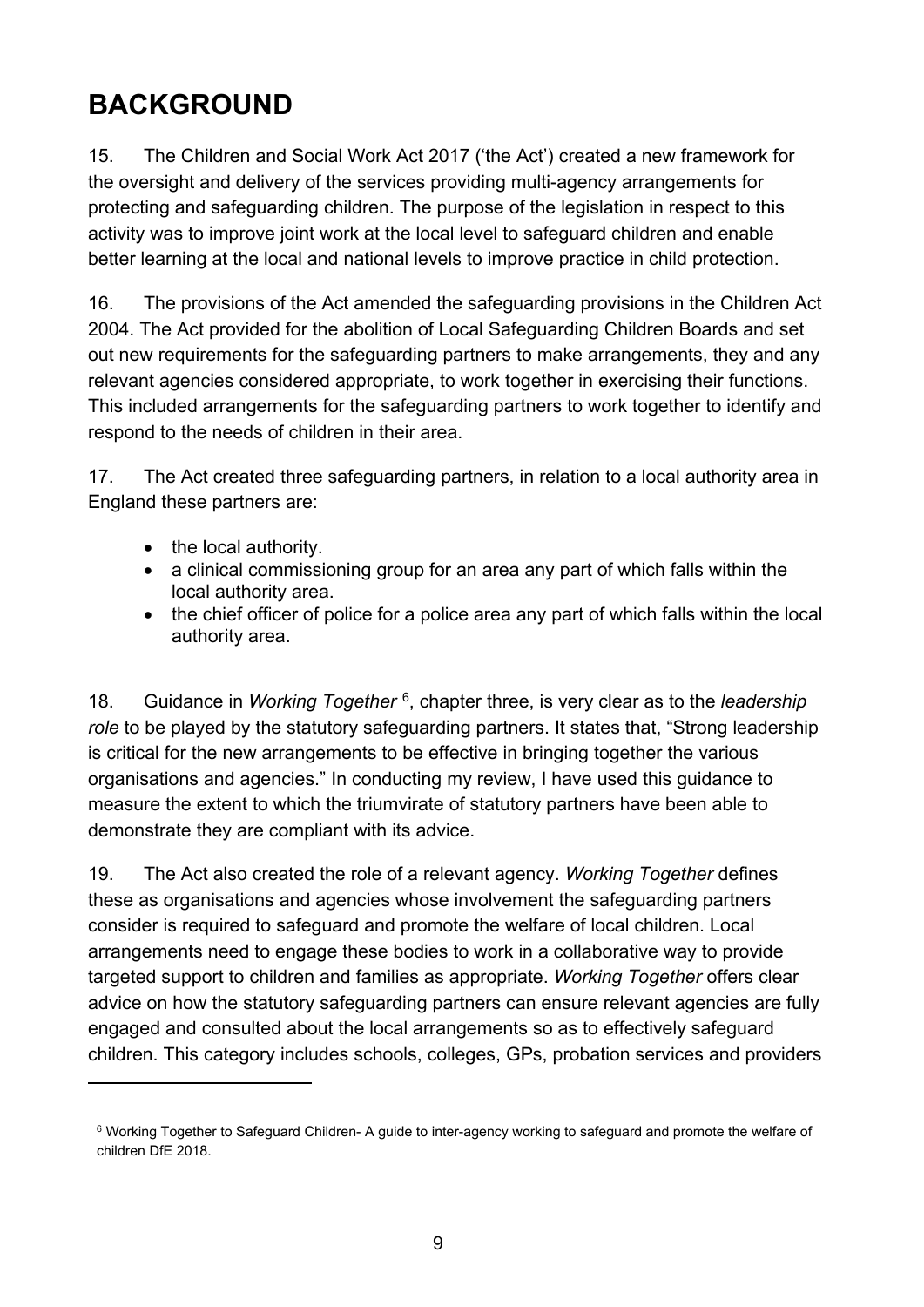# BACKGROUND

15. The Children and Social Work Act 2017 ('the Act') created a new framework for the oversight and delivery of the services providing multi-agency arrangements for protecting and safeguarding children. The purpose of the legislation in respect to this activity was to improve joint work at the local level to safeguard children and enable better learning at the local and national levels to improve practice in child protection.

16. The provisions of the Act amended the safeguarding provisions in the Children Act 2004. The Act provided for the abolition of Local Safeguarding Children Boards and set out new requirements for the safeguarding partners to make arrangements, they and any relevant agencies considered appropriate, to work together in exercising their functions. This included arrangements for the safeguarding partners to work together to identify and respond to the needs of children in their area.

17. The Act created three safeguarding partners, in relation to a local authority area in England these partners are:

- the local authority.
- a clinical commissioning group for an area any part of which falls within the local authority area.
- the chief officer of police for a police area any part of which falls within the local authority area.

18. Guidance in *Working Together* [6], chapter three, is very clear as to the *leadership role* to be played by the statutory safeguarding partners. It states that, "Strong leadership is critical for the new arrangements to be effective in bringing together the various organisations and agencies." In conducting my review, I have used this guidance to measure the extent to which the triumvirate of statutory partners have been able to demonstrate they are compliant with its advice.

19. The Act also created the role of a relevant agency. *Working Together* defines these as organisations and agencies whose involvement the safeguarding partners consider is required to safeguard and promote the welfare of local children. Local arrangements need to engage these bodies to work in a collaborative way to provide targeted support to children and families as appropriate. *Working Together* offers clear advice on how the statutory safeguarding partners can ensure relevant agencies are fully engaged and consulted about the local arrangements so as to effectively safeguard children. This category includes schools, colleges, GPs, probation services and providers

[6] Working Together to Safeguard Children- A guide to inter-agency working to safeguard and promote the welfare of children DfE 2018.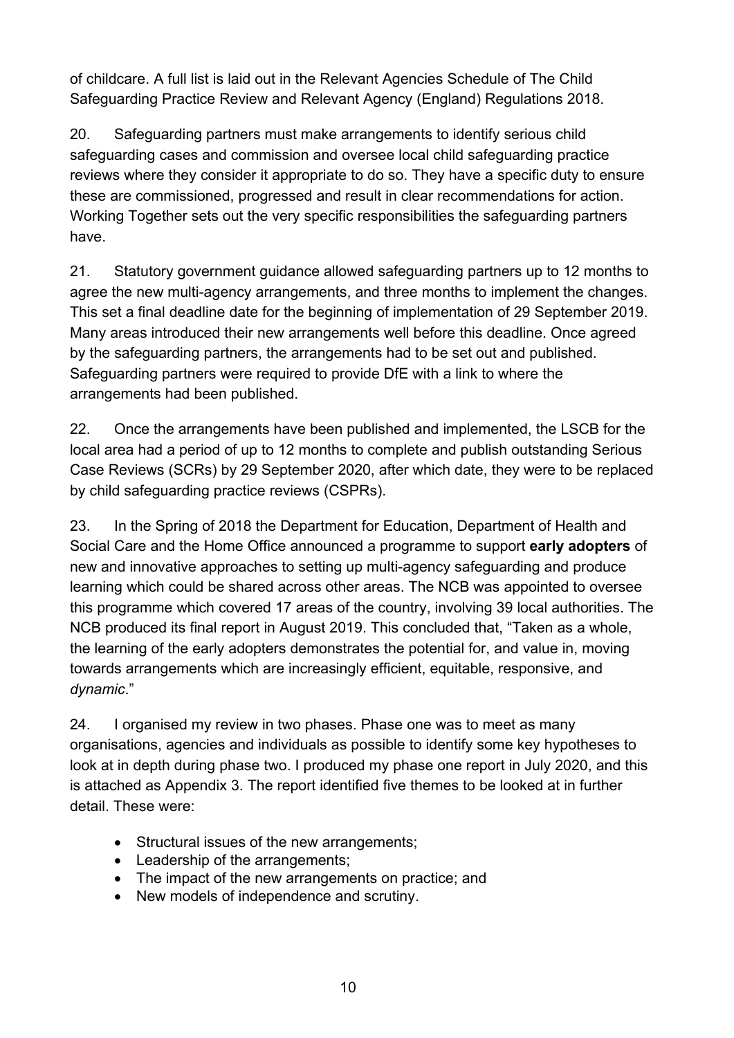of childcare. A full list is laid out in the Relevant Agencies Schedule of The Child Safeguarding Practice Review and Relevant Agency (England) Regulations 2018.

20. Safeguarding partners must make arrangements to identify serious child safeguarding cases and commission and oversee local child safeguarding practice reviews where they consider it appropriate to do so. They have a specific duty to ensure these are commissioned, progressed and result in clear recommendations for action. Working Together sets out the very specific responsibilities the safeguarding partners have.

21. Statutory government guidance allowed safeguarding partners up to 12 months to agree the new multi-agency arrangements, and three months to implement the changes. This set a final deadline date for the beginning of implementation of 29 September 2019. Many areas introduced their new arrangements well before this deadline. Once agreed by the safeguarding partners, the arrangements had to be set out and published. Safeguarding partners were required to provide DfE with a link to where the arrangements had been published.

22. Once the arrangements have been published and implemented, the LSCB for the local area had a period of up to 12 months to complete and publish outstanding Serious Case Reviews (SCRs) by 29 September 2020, after which date, they were to be replaced by child safeguarding practice reviews (CSPRs).

23. In the Spring of 2018 the Department for Education, Department of Health and Social Care and the Home Office announced a programme to support **early adopters** of new and innovative approaches to setting up multi-agency safeguarding and produce learning which could be shared across other areas. The NCB was appointed to oversee this programme which covered 17 areas of the country, involving 39 local authorities. The NCB produced its final report in August 2019. This concluded that, "Taken as a whole, the learning of the early adopters demonstrates the potential for, and value in, moving towards arrangements which are increasingly efficient, equitable, responsive, and *dynamic*."

24. I organised my review in two phases. Phase one was to meet as many organisations, agencies and individuals as possible to identify some key hypotheses to look at in depth during phase two. I produced my phase one report in July 2020, and this is attached as Appendix 3. The report identified five themes to be looked at in further detail. These were:

- Structural issues of the new arrangements;
- Leadership of the arrangements;
- The impact of the new arrangements on practice; and
- New models of independence and scrutiny.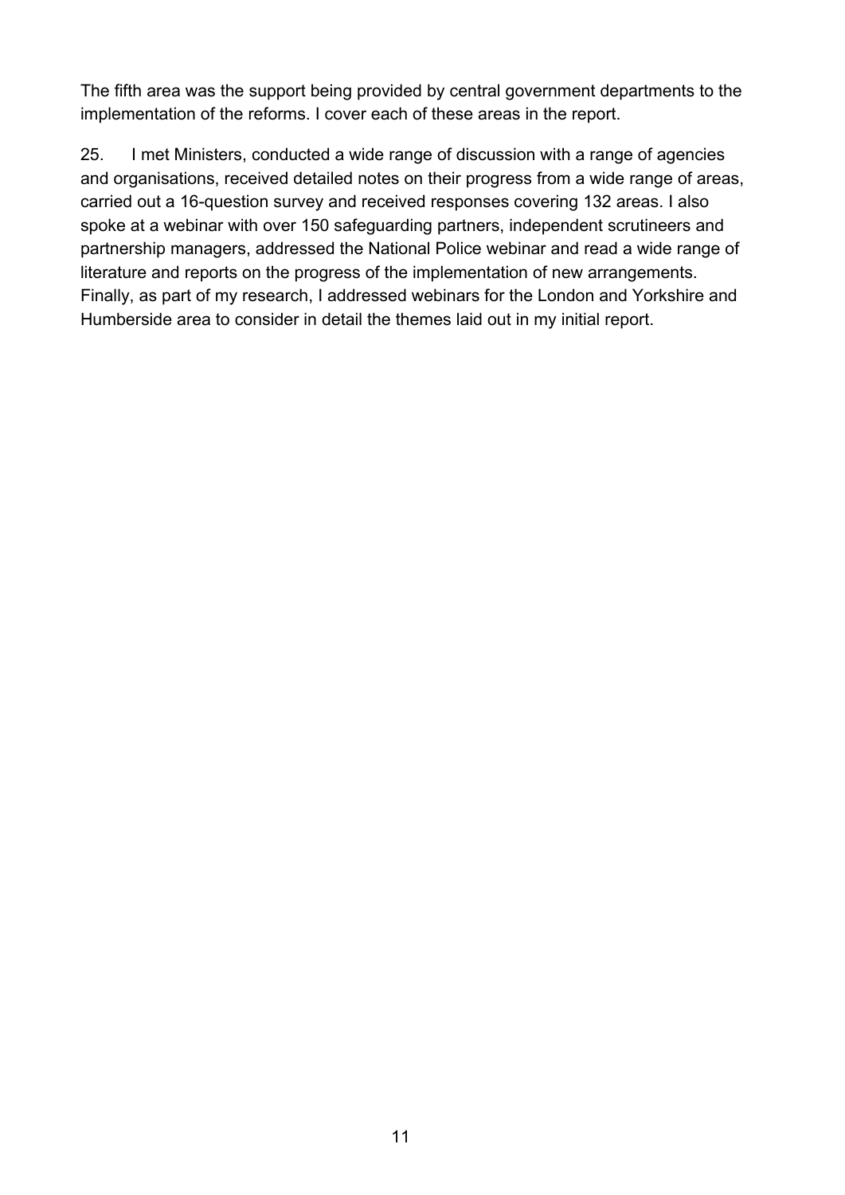The fifth area was the support being provided by central government departments to the implementation of the reforms. I cover each of these areas in the report.

25. I met Ministers, conducted a wide range of discussion with a range of agencies and organisations, received detailed notes on their progress from a wide range of areas, carried out a 16-question survey and received responses covering 132 areas. I also spoke at a webinar with over 150 safeguarding partners, independent scrutineers and partnership managers, addressed the National Police webinar and read a wide range of literature and reports on the progress of the implementation of new arrangements. Finally, as part of my research, I addressed webinars for the London and Yorkshire and Humberside area to consider in detail the themes laid out in my initial report.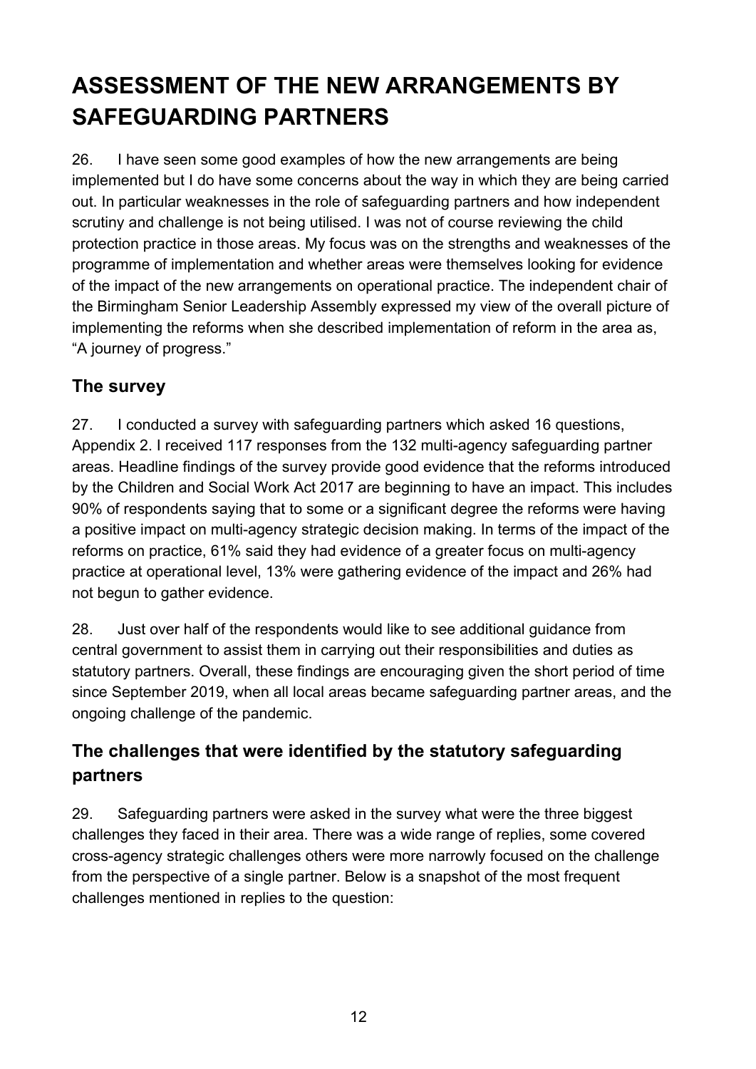# ASSESSMENT OF THE NEW ARRANGEMENTS BY SAFEGUARDING PARTNERS

26. I have seen some good examples of how the new arrangements are being implemented but I do have some concerns about the way in which they are being carried out. In particular weaknesses in the role of safeguarding partners and how independent scrutiny and challenge is not being utilised. I was not of course reviewing the child protection practice in those areas. My focus was on the strengths and weaknesses of the programme of implementation and whether areas were themselves looking for evidence of the impact of the new arrangements on operational practice. The independent chair of the Birmingham Senior Leadership Assembly expressed my view of the overall picture of implementing the reforms when she described implementation of reform in the area as, "A journey of progress."

## The survey

27. I conducted a survey with safeguarding partners which asked 16 questions, Appendix 2. I received 117 responses from the 132 multi-agency safeguarding partner areas. Headline findings of the survey provide good evidence that the reforms introduced by the Children and Social Work Act 2017 are beginning to have an impact. This includes 90% of respondents saying that to some or a significant degree the reforms were having a positive impact on multi-agency strategic decision making. In terms of the impact of the reforms on practice, 61% said they had evidence of a greater focus on multi-agency practice at operational level, 13% were gathering evidence of the impact and 26% had not begun to gather evidence.

28. Just over half of the respondents would like to see additional guidance from central government to assist them in carrying out their responsibilities and duties as statutory partners. Overall, these findings are encouraging given the short period of time since September 2019, when all local areas became safeguarding partner areas, and the ongoing challenge of the pandemic.

## The challenges that were identified by the statutory safeguarding partners

29. Safeguarding partners were asked in the survey what were the three biggest challenges they faced in their area. There was a wide range of replies, some covered cross-agency strategic challenges others were more narrowly focused on the challenge from the perspective of a single partner. Below is a snapshot of the most frequent challenges mentioned in replies to the question: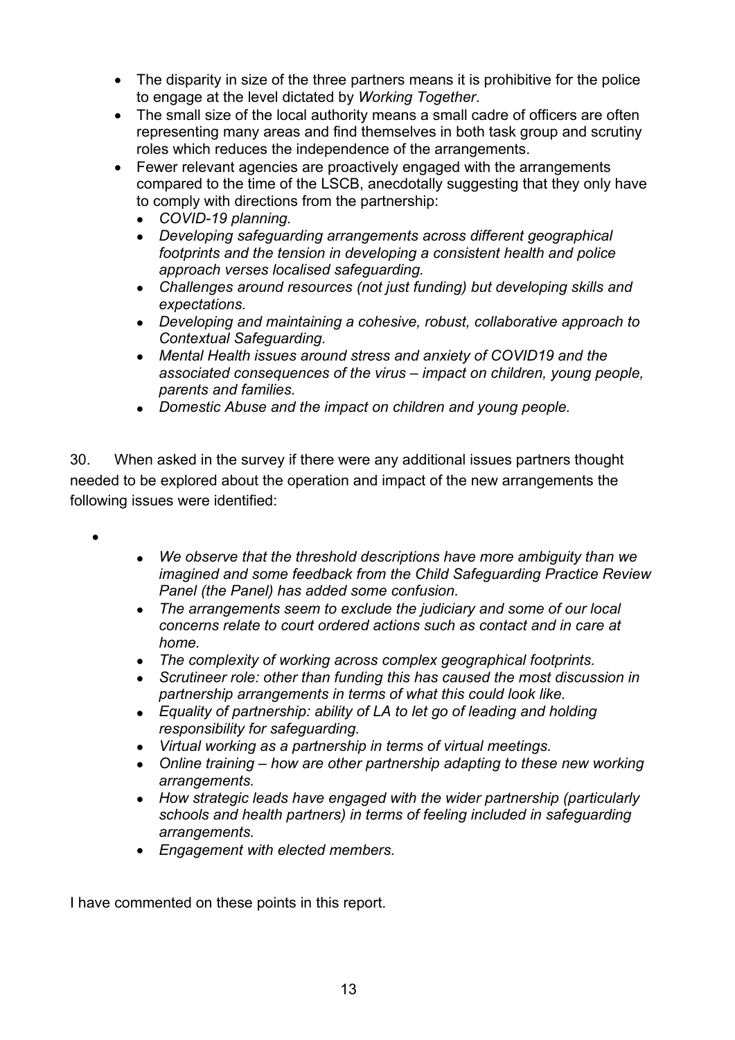- The disparity in size of the three partners means it is prohibitive for the police to engage at the level dictated by *Working Together*.
- The small size of the local authority means a small cadre of officers are often representing many areas and find themselves in both task group and scrutiny roles which reduces the independence of the arrangements.
- Fewer relevant agencies are proactively engaged with the arrangements compared to the time of the LSCB, anecdotally suggesting that they only have to comply with directions from the partnership:
  - *COVID-19 planning.*
  - *Developing safeguarding arrangements across different geographical footprints and the tension in developing a consistent health and police approach verses localised safeguarding.*
  - *Challenges around resources (not just funding) but developing skills and expectations.*
  - *Developing and maintaining a cohesive, robust, collaborative approach to Contextual Safeguarding.*
  - *Mental Health issues around stress and anxiety of COVID19 and the associated consequences of the virus – impact on children, young people, parents and families.*
  - *Domestic Abuse and the impact on children and young people.*

30. When asked in the survey if there were any additional issues partners thought needed to be explored about the operation and impact of the new arrangements the following issues were identified:

- *We observe that the threshold descriptions have more ambiguity than we imagined and some feedback from the Child Safeguarding Practice Review Panel (the Panel) has added some confusion.*
- *The arrangements seem to exclude the judiciary and some of our local concerns relate to court ordered actions such as contact and in care at home.*
- *The complexity of working across complex geographical footprints.*
- *Scrutineer role: other than funding this has caused the most discussion in partnership arrangements in terms of what this could look like.*
- *Equality of partnership: ability of LA to let go of leading and holding responsibility for safeguarding.*
- *Virtual working as a partnership in terms of virtual meetings.*
- *Online training – how are other partnership adapting to these new working arrangements.*
- *How strategic leads have engaged with the wider partnership (particularly schools and health partners) in terms of feeling included in safeguarding arrangements.*
- *Engagement with elected members.*

I have commented on these points in this report.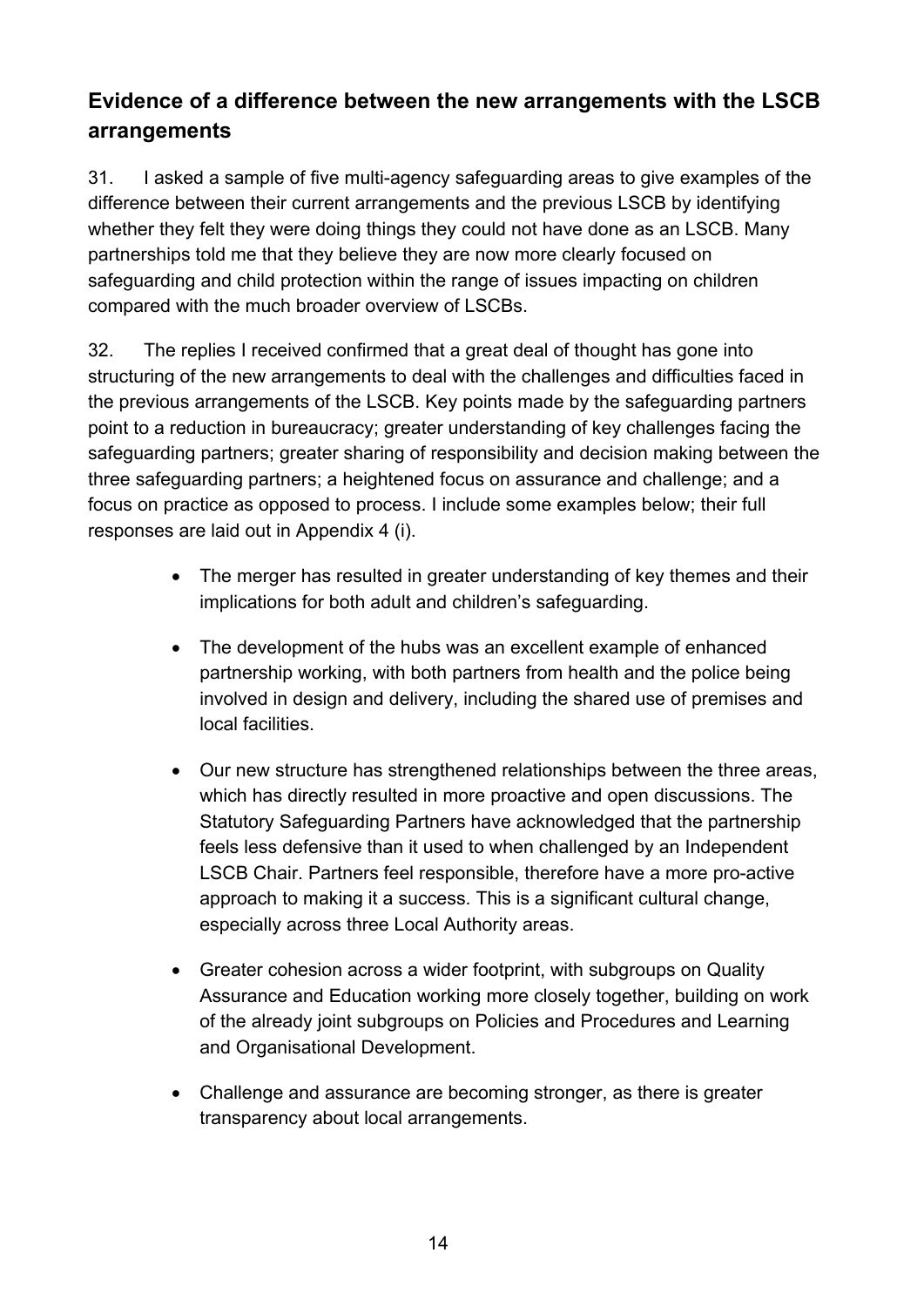## Evidence of a difference between the new arrangements with the LSCB arrangements

31. I asked a sample of five multi-agency safeguarding areas to give examples of the difference between their current arrangements and the previous LSCB by identifying whether they felt they were doing things they could not have done as an LSCB. Many partnerships told me that they believe they are now more clearly focused on safeguarding and child protection within the range of issues impacting on children compared with the much broader overview of LSCBs.

32. The replies I received confirmed that a great deal of thought has gone into structuring of the new arrangements to deal with the challenges and difficulties faced in the previous arrangements of the LSCB. Key points made by the safeguarding partners point to a reduction in bureaucracy; greater understanding of key challenges facing the safeguarding partners; greater sharing of responsibility and decision making between the three safeguarding partners; a heightened focus on assurance and challenge; and a focus on practice as opposed to process. I include some examples below; their full responses are laid out in Appendix 4 (i).

- The merger has resulted in greater understanding of key themes and their implications for both adult and children's safeguarding.

- The development of the hubs was an excellent example of enhanced partnership working, with both partners from health and the police being involved in design and delivery, including the shared use of premises and local facilities.

- Our new structure has strengthened relationships between the three areas, which has directly resulted in more proactive and open discussions. The Statutory Safeguarding Partners have acknowledged that the partnership feels less defensive than it used to when challenged by an Independent LSCB Chair. Partners feel responsible, therefore have a more pro-active approach to making it a success. This is a significant cultural change, especially across three Local Authority areas.

- Greater cohesion across a wider footprint, with subgroups on Quality Assurance and Education working more closely together, building on work of the already joint subgroups on Policies and Procedures and Learning and Organisational Development.

- Challenge and assurance are becoming stronger, as there is greater transparency about local arrangements.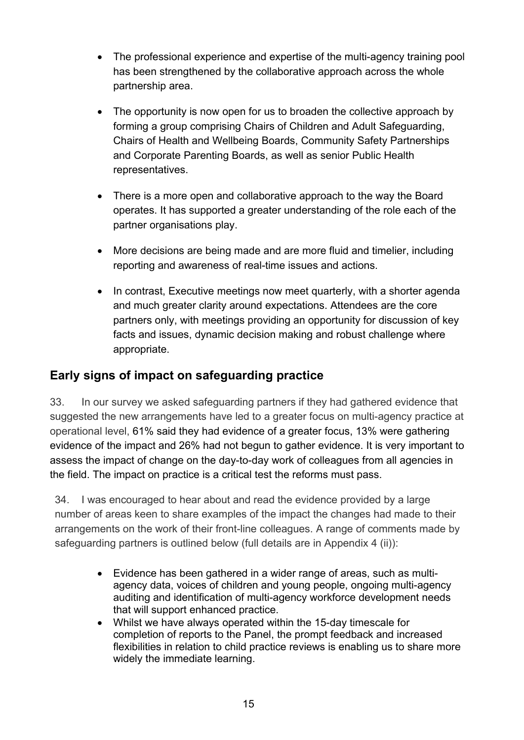- The professional experience and expertise of the multi-agency training pool has been strengthened by the collaborative approach across the whole partnership area.
- The opportunity is now open for us to broaden the collective approach by forming a group comprising Chairs of Children and Adult Safeguarding, Chairs of Health and Wellbeing Boards, Community Safety Partnerships and Corporate Parenting Boards, as well as senior Public Health representatives.
- There is a more open and collaborative approach to the way the Board operates. It has supported a greater understanding of the role each of the partner organisations play.
- More decisions are being made and are more fluid and timelier, including reporting and awareness of real-time issues and actions.
- In contrast, Executive meetings now meet quarterly, with a shorter agenda and much greater clarity around expectations. Attendees are the core partners only, with meetings providing an opportunity for discussion of key facts and issues, dynamic decision making and robust challenge where appropriate.

## Early signs of impact on safeguarding practice

33. In our survey we asked safeguarding partners if they had gathered evidence that suggested the new arrangements have led to a greater focus on multi-agency practice at operational level, 61% said they had evidence of a greater focus, 13% were gathering evidence of the impact and 26% had not begun to gather evidence. It is very important to assess the impact of change on the day-to-day work of colleagues from all agencies in the field. The impact on practice is a critical test the reforms must pass.

34. I was encouraged to hear about and read the evidence provided by a large number of areas keen to share examples of the impact the changes had made to their arrangements on the work of their front-line colleagues. A range of comments made by safeguarding partners is outlined below (full details are in Appendix 4 (ii)):

- Evidence has been gathered in a wider range of areas, such as multi-agency data, voices of children and young people, ongoing multi-agency auditing and identification of multi-agency workforce development needs that will support enhanced practice.
- Whilst we have always operated within the 15-day timescale for completion of reports to the Panel, the prompt feedback and increased flexibilities in relation to child practice reviews is enabling us to share more widely the immediate learning.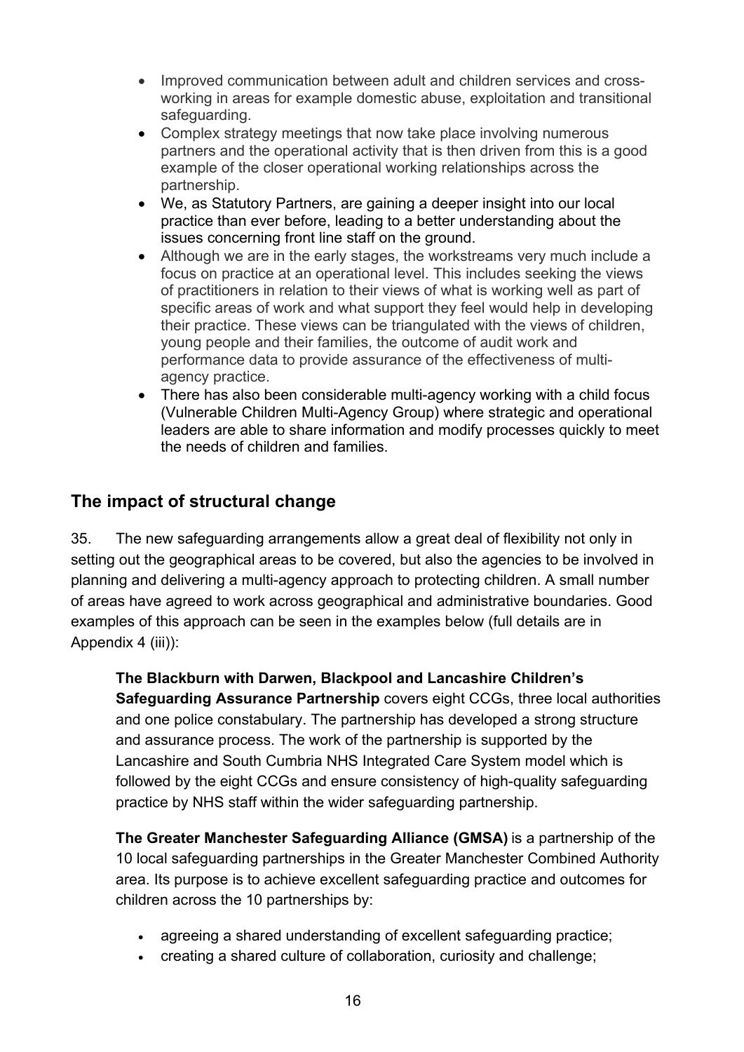- Improved communication between adult and children services and cross-working in areas for example domestic abuse, exploitation and transitional safeguarding.
- Complex strategy meetings that now take place involving numerous partners and the operational activity that is then driven from this is a good example of the closer operational working relationships across the partnership.
- We, as Statutory Partners, are gaining a deeper insight into our local practice than ever before, leading to a better understanding about the issues concerning front line staff on the ground.
- Although we are in the early stages, the workstreams very much include a focus on practice at an operational level. This includes seeking the views of practitioners in relation to their views of what is working well as part of specific areas of work and what support they feel would help in developing their practice. These views can be triangulated with the views of children, young people and their families, the outcome of audit work and performance data to provide assurance of the effectiveness of multi-agency practice.
- There has also been considerable multi-agency working with a child focus (Vulnerable Children Multi-Agency Group) where strategic and operational leaders are able to share information and modify processes quickly to meet the needs of children and families.

## The impact of structural change

35. The new safeguarding arrangements allow a great deal of flexibility not only in setting out the geographical areas to be covered, but also the agencies to be involved in planning and delivering a multi-agency approach to protecting children. A small number of areas have agreed to work across geographical and administrative boundaries. Good examples of this approach can be seen in the examples below (full details are in Appendix 4 (iii)):

> **The Blackburn with Darwen, Blackpool and Lancashire Children's Safeguarding Assurance Partnership** covers eight CCGs, three local authorities and one police constabulary. The partnership has developed a strong structure and assurance process. The work of the partnership is supported by the Lancashire and South Cumbria NHS Integrated Care System model which is followed by the eight CCGs and ensure consistency of high-quality safeguarding practice by NHS staff within the wider safeguarding partnership.
>
> **The Greater Manchester Safeguarding Alliance (GMSA)** is a partnership of the 10 local safeguarding partnerships in the Greater Manchester Combined Authority area. Its purpose is to achieve excellent safeguarding practice and outcomes for children across the 10 partnerships by:
>
> - agreeing a shared understanding of excellent safeguarding practice;
> - creating a shared culture of collaboration, curiosity and challenge;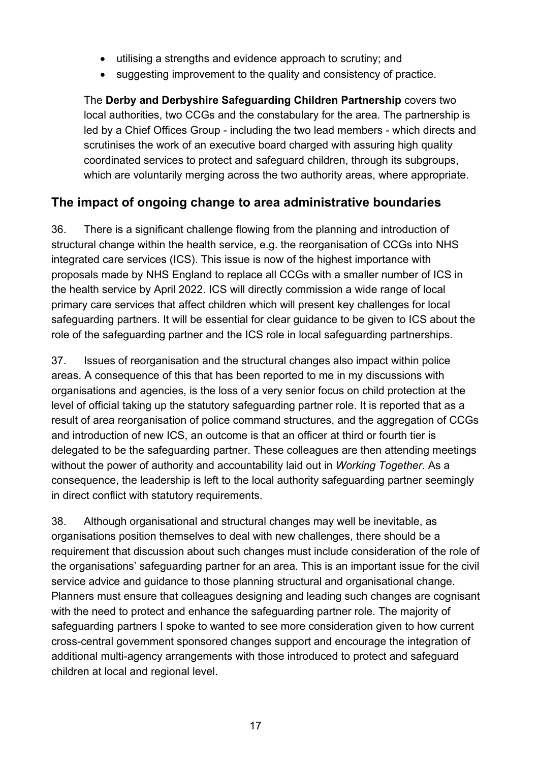- utilising a strengths and evidence approach to scrutiny; and
- suggesting improvement to the quality and consistency of practice.

The **Derby and Derbyshire Safeguarding Children Partnership** covers two local authorities, two CCGs and the constabulary for the area. The partnership is led by a Chief Offices Group - including the two lead members - which directs and scrutinises the work of an executive board charged with assuring high quality coordinated services to protect and safeguard children, through its subgroups, which are voluntarily merging across the two authority areas, where appropriate.

## The impact of ongoing change to area administrative boundaries

36. There is a significant challenge flowing from the planning and introduction of structural change within the health service, e.g. the reorganisation of CCGs into NHS integrated care services (ICS). This issue is now of the highest importance with proposals made by NHS England to replace all CCGs with a smaller number of ICS in the health service by April 2022. ICS will directly commission a wide range of local primary care services that affect children which will present key challenges for local safeguarding partners. It will be essential for clear guidance to be given to ICS about the role of the safeguarding partner and the ICS role in local safeguarding partnerships.

37. Issues of reorganisation and the structural changes also impact within police areas. A consequence of this that has been reported to me in my discussions with organisations and agencies, is the loss of a very senior focus on child protection at the level of official taking up the statutory safeguarding partner role. It is reported that as a result of area reorganisation of police command structures, and the aggregation of CCGs and introduction of new ICS, an outcome is that an officer at third or fourth tier is delegated to be the safeguarding partner. These colleagues are then attending meetings without the power of authority and accountability laid out in *Working Together*. As a consequence, the leadership is left to the local authority safeguarding partner seemingly in direct conflict with statutory requirements.

38. Although organisational and structural changes may well be inevitable, as organisations position themselves to deal with new challenges, there should be a requirement that discussion about such changes must include consideration of the role of the organisations' safeguarding partner for an area. This is an important issue for the civil service advice and guidance to those planning structural and organisational change. Planners must ensure that colleagues designing and leading such changes are cognisant with the need to protect and enhance the safeguarding partner role. The majority of safeguarding partners I spoke to wanted to see more consideration given to how current cross-central government sponsored changes support and encourage the integration of additional multi-agency arrangements with those introduced to protect and safeguard children at local and regional level.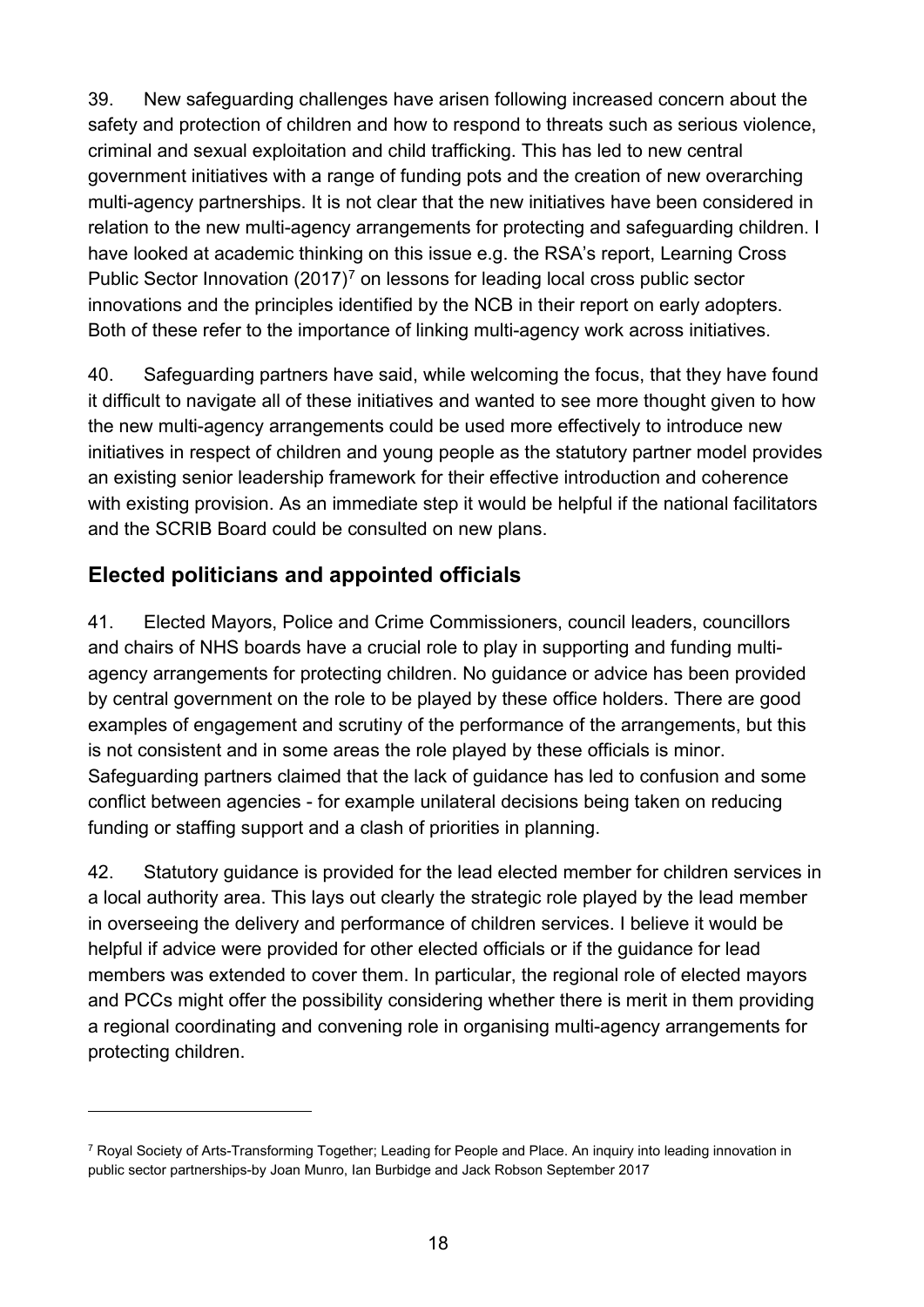39. New safeguarding challenges have arisen following increased concern about the safety and protection of children and how to respond to threats such as serious violence, criminal and sexual exploitation and child trafficking. This has led to new central government initiatives with a range of funding pots and the creation of new overarching multi-agency partnerships. It is not clear that the new initiatives have been considered in relation to the new multi-agency arrangements for protecting and safeguarding children. I have looked at academic thinking on this issue e.g. the RSA's report, Learning Cross Public Sector Innovation (2017)[7] on lessons for leading local cross public sector innovations and the principles identified by the NCB in their report on early adopters. Both of these refer to the importance of linking multi-agency work across initiatives.

40. Safeguarding partners have said, while welcoming the focus, that they have found it difficult to navigate all of these initiatives and wanted to see more thought given to how the new multi-agency arrangements could be used more effectively to introduce new initiatives in respect of children and young people as the statutory partner model provides an existing senior leadership framework for their effective introduction and coherence with existing provision. As an immediate step it would be helpful if the national facilitators and the SCRIB Board could be consulted on new plans.

## Elected politicians and appointed officials

41. Elected Mayors, Police and Crime Commissioners, council leaders, councillors and chairs of NHS boards have a crucial role to play in supporting and funding multi-agency arrangements for protecting children. No guidance or advice has been provided by central government on the role to be played by these office holders. There are good examples of engagement and scrutiny of the performance of the arrangements, but this is not consistent and in some areas the role played by these officials is minor. Safeguarding partners claimed that the lack of guidance has led to confusion and some conflict between agencies - for example unilateral decisions being taken on reducing funding or staffing support and a clash of priorities in planning.

42. Statutory guidance is provided for the lead elected member for children services in a local authority area. This lays out clearly the strategic role played by the lead member in overseeing the delivery and performance of children services. I believe it would be helpful if advice were provided for other elected officials or if the guidance for lead members was extended to cover them. In particular, the regional role of elected mayors and PCCs might offer the possibility considering whether there is merit in them providing a regional coordinating and convening role in organising multi-agency arrangements for protecting children.

[7] Royal Society of Arts-Transforming Together; Leading for People and Place. An inquiry into leading innovation in public sector partnerships-by Joan Munro, Ian Burbidge and Jack Robson September 2017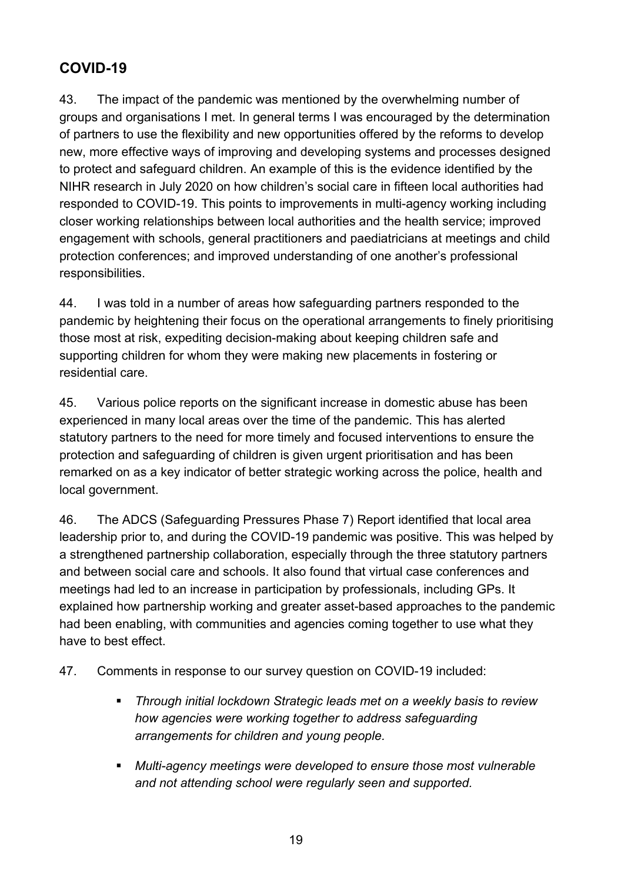## COVID-19

43. The impact of the pandemic was mentioned by the overwhelming number of groups and organisations I met. In general terms I was encouraged by the determination of partners to use the flexibility and new opportunities offered by the reforms to develop new, more effective ways of improving and developing systems and processes designed to protect and safeguard children. An example of this is the evidence identified by the NIHR research in July 2020 on how children's social care in fifteen local authorities had responded to COVID-19. This points to improvements in multi-agency working including closer working relationships between local authorities and the health service; improved engagement with schools, general practitioners and paediatricians at meetings and child protection conferences; and improved understanding of one another's professional responsibilities.

44. I was told in a number of areas how safeguarding partners responded to the pandemic by heightening their focus on the operational arrangements to finely prioritising those most at risk, expediting decision-making about keeping children safe and supporting children for whom they were making new placements in fostering or residential care.

45. Various police reports on the significant increase in domestic abuse has been experienced in many local areas over the time of the pandemic. This has alerted statutory partners to the need for more timely and focused interventions to ensure the protection and safeguarding of children is given urgent prioritisation and has been remarked on as a key indicator of better strategic working across the police, health and local government.

46. The ADCS (Safeguarding Pressures Phase 7) Report identified that local area leadership prior to, and during the COVID-19 pandemic was positive. This was helped by a strengthened partnership collaboration, especially through the three statutory partners and between social care and schools. It also found that virtual case conferences and meetings had led to an increase in participation by professionals, including GPs. It explained how partnership working and greater asset-based approaches to the pandemic had been enabling, with communities and agencies coming together to use what they have to best effect.

47. Comments in response to our survey question on COVID-19 included:

- *Through initial lockdown Strategic leads met on a weekly basis to review how agencies were working together to address safeguarding arrangements for children and young people.*
- *Multi-agency meetings were developed to ensure those most vulnerable and not attending school were regularly seen and supported.*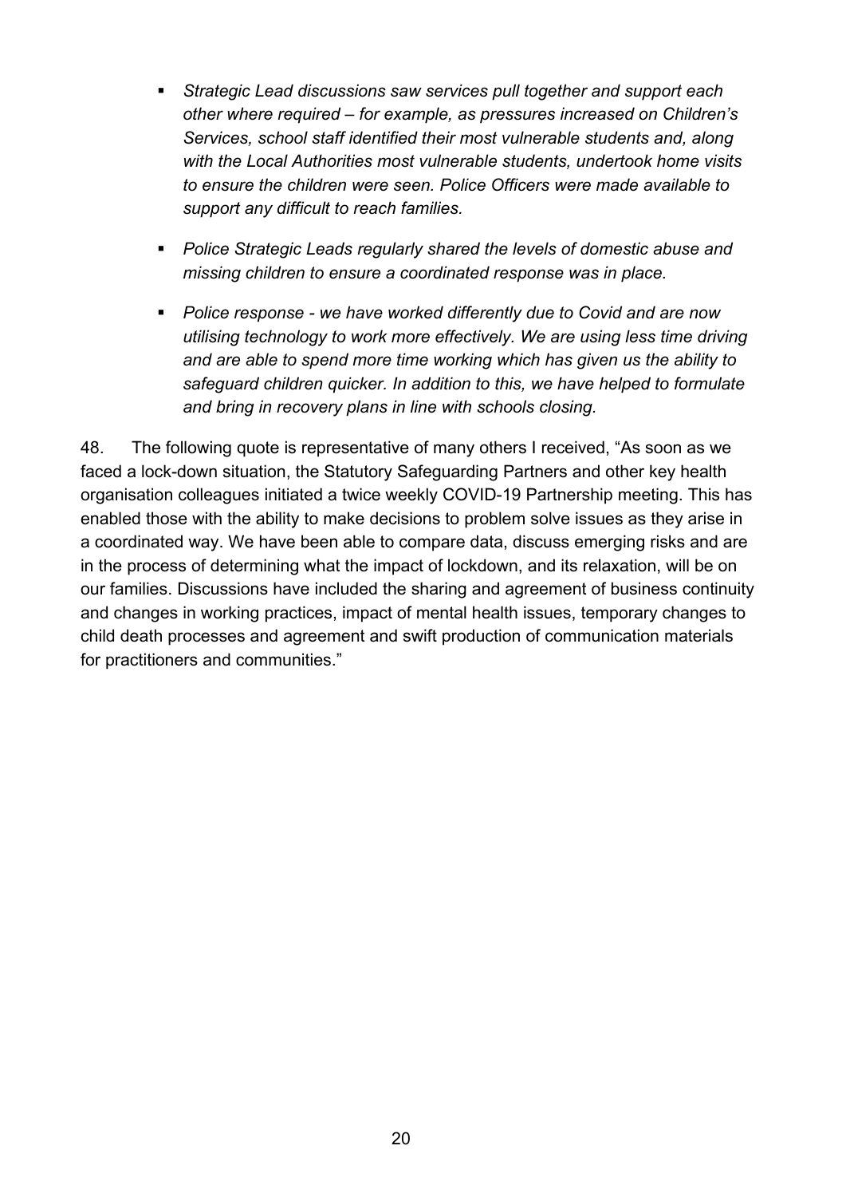- *Strategic Lead discussions saw services pull together and support each other where required – for example, as pressures increased on Children's Services, school staff identified their most vulnerable students and, along with the Local Authorities most vulnerable students, undertook home visits to ensure the children were seen. Police Officers were made available to support any difficult to reach families.*

- *Police Strategic Leads regularly shared the levels of domestic abuse and missing children to ensure a coordinated response was in place.*

- *Police response - we have worked differently due to Covid and are now utilising technology to work more effectively. We are using less time driving and are able to spend more time working which has given us the ability to safeguard children quicker. In addition to this, we have helped to formulate and bring in recovery plans in line with schools closing.*

48. The following quote is representative of many others I received, "As soon as we faced a lock-down situation, the Statutory Safeguarding Partners and other key health organisation colleagues initiated a twice weekly COVID-19 Partnership meeting. This has enabled those with the ability to make decisions to problem solve issues as they arise in a coordinated way. We have been able to compare data, discuss emerging risks and are in the process of determining what the impact of lockdown, and its relaxation, will be on our families. Discussions have included the sharing and agreement of business continuity and changes in working practices, impact of mental health issues, temporary changes to child death processes and agreement and swift production of communication materials for practitioners and communities."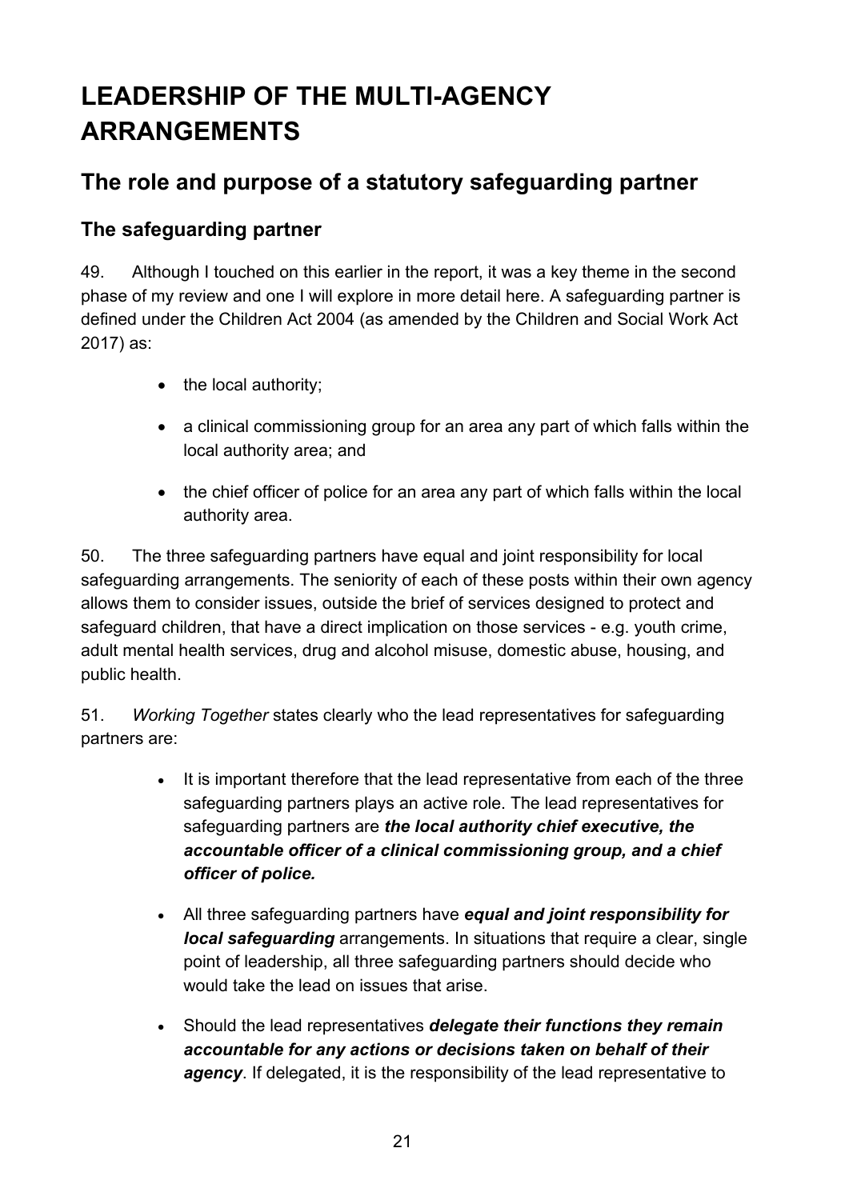# LEADERSHIP OF THE MULTI-AGENCY ARRANGEMENTS

## The role and purpose of a statutory safeguarding partner

### The safeguarding partner

49. Although I touched on this earlier in the report, it was a key theme in the second phase of my review and one I will explore in more detail here. A safeguarding partner is defined under the Children Act 2004 (as amended by the Children and Social Work Act 2017) as:

- the local authority;
- a clinical commissioning group for an area any part of which falls within the local authority area; and
- the chief officer of police for an area any part of which falls within the local authority area.

50. The three safeguarding partners have equal and joint responsibility for local safeguarding arrangements. The seniority of each of these posts within their own agency allows them to consider issues, outside the brief of services designed to protect and safeguard children, that have a direct implication on those services - e.g. youth crime, adult mental health services, drug and alcohol misuse, domestic abuse, housing, and public health.

51. *Working Together* states clearly who the lead representatives for safeguarding partners are:

- It is important therefore that the lead representative from each of the three safeguarding partners plays an active role. The lead representatives for safeguarding partners are ***the local authority chief executive, the accountable officer of a clinical commissioning group, and a chief officer of police.***
- All three safeguarding partners have ***equal and joint responsibility for local safeguarding*** arrangements. In situations that require a clear, single point of leadership, all three safeguarding partners should decide who would take the lead on issues that arise.
- Should the lead representatives ***delegate their functions they remain accountable for any actions or decisions taken on behalf of their agency***. If delegated, it is the responsibility of the lead representative to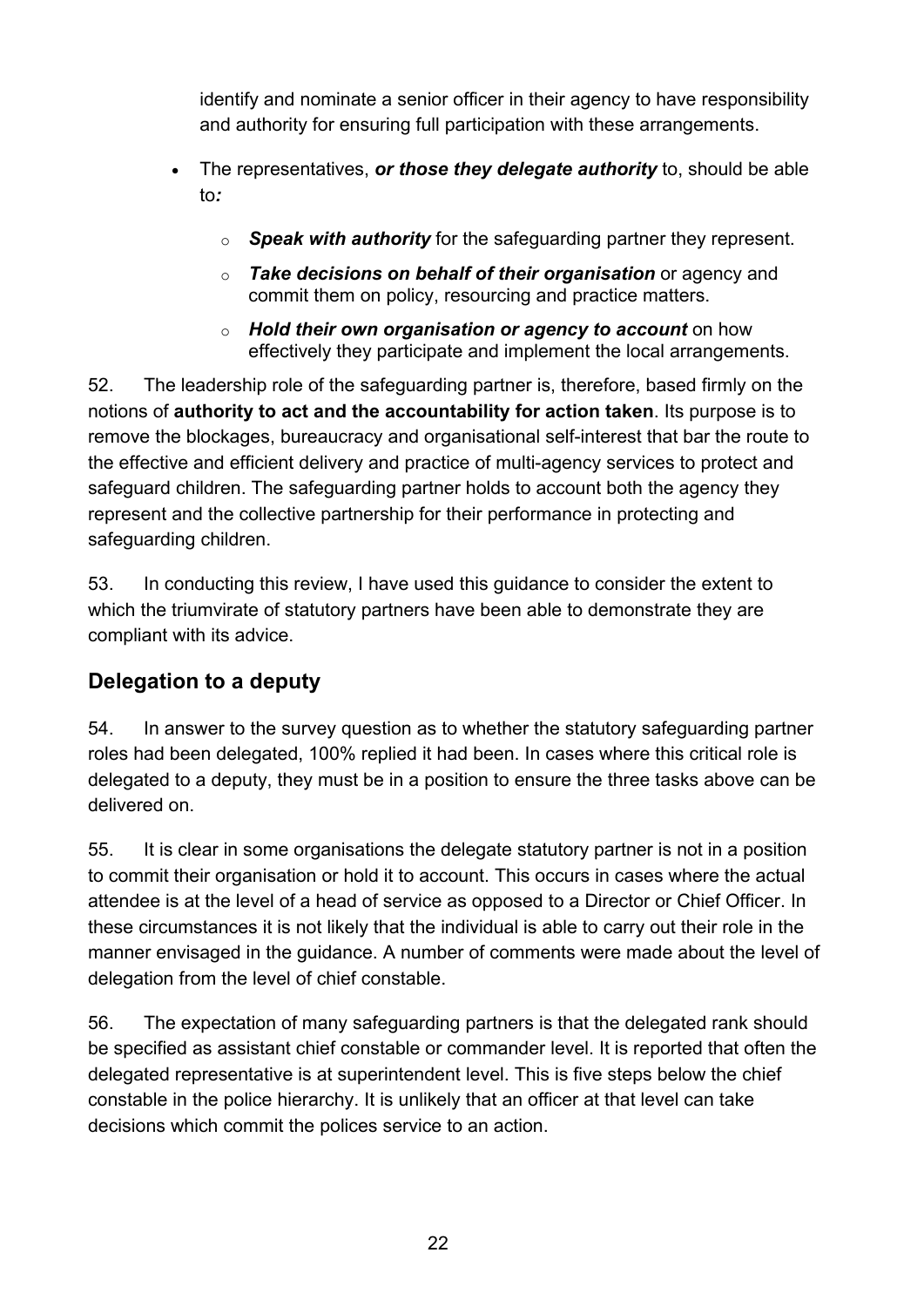identify and nominate a senior officer in their agency to have responsibility and authority for ensuring full participation with these arrangements.

- The representatives, ***or those they delegate authority*** to, should be able to***:***
  - ***Speak with authority*** for the safeguarding partner they represent.
  - ***Take decisions on behalf of their organisation*** or agency and commit them on policy, resourcing and practice matters.
  - ***Hold their own organisation or agency to account*** on how effectively they participate and implement the local arrangements.

52. The leadership role of the safeguarding partner is, therefore, based firmly on the notions of **authority to act and the accountability for action taken**. Its purpose is to remove the blockages, bureaucracy and organisational self-interest that bar the route to the effective and efficient delivery and practice of multi-agency services to protect and safeguard children. The safeguarding partner holds to account both the agency they represent and the collective partnership for their performance in protecting and safeguarding children.

53. In conducting this review, I have used this guidance to consider the extent to which the triumvirate of statutory partners have been able to demonstrate they are compliant with its advice.

## Delegation to a deputy

54. In answer to the survey question as to whether the statutory safeguarding partner roles had been delegated, 100% replied it had been. In cases where this critical role is delegated to a deputy, they must be in a position to ensure the three tasks above can be delivered on.

55. It is clear in some organisations the delegate statutory partner is not in a position to commit their organisation or hold it to account. This occurs in cases where the actual attendee is at the level of a head of service as opposed to a Director or Chief Officer. In these circumstances it is not likely that the individual is able to carry out their role in the manner envisaged in the guidance. A number of comments were made about the level of delegation from the level of chief constable.

56. The expectation of many safeguarding partners is that the delegated rank should be specified as assistant chief constable or commander level. It is reported that often the delegated representative is at superintendent level. This is five steps below the chief constable in the police hierarchy. It is unlikely that an officer at that level can take decisions which commit the polices service to an action.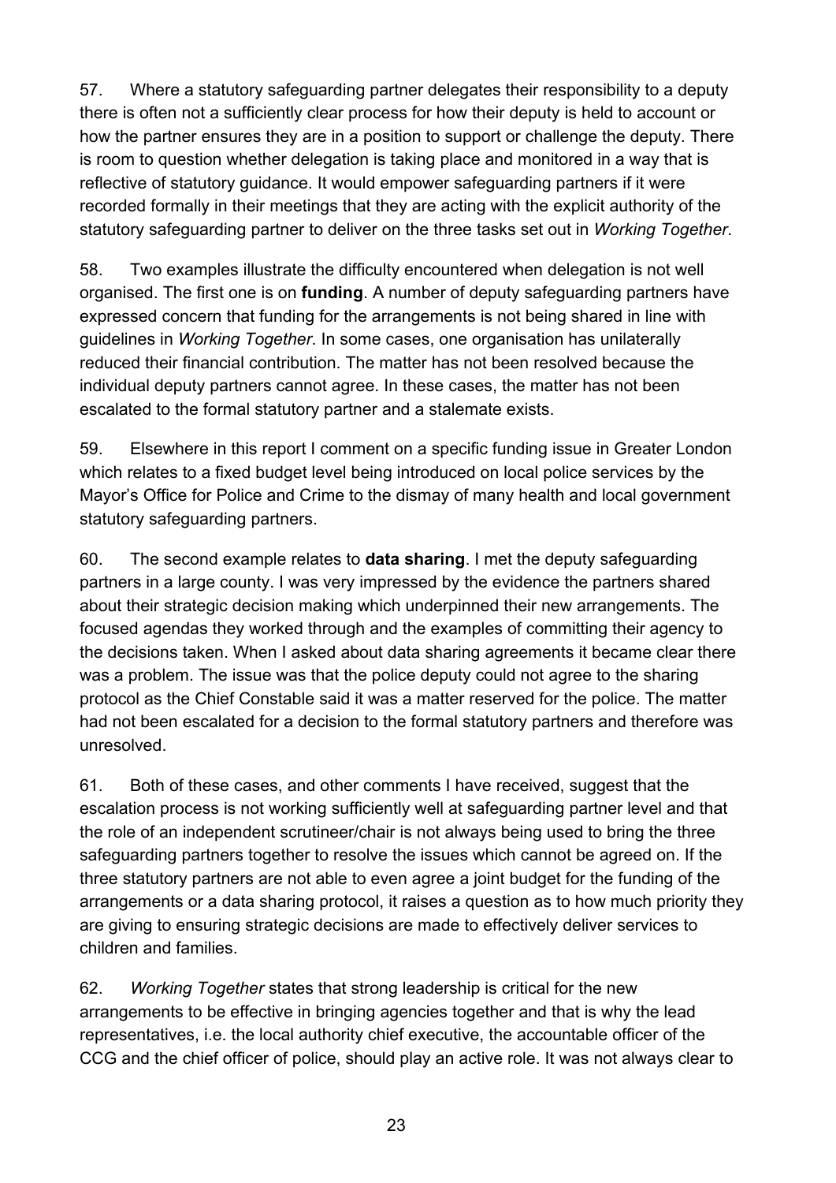57. Where a statutory safeguarding partner delegates their responsibility to a deputy there is often not a sufficiently clear process for how their deputy is held to account or how the partner ensures they are in a position to support or challenge the deputy. There is room to question whether delegation is taking place and monitored in a way that is reflective of statutory guidance. It would empower safeguarding partners if it were recorded formally in their meetings that they are acting with the explicit authority of the statutory safeguarding partner to deliver on the three tasks set out in *Working Together*.

58. Two examples illustrate the difficulty encountered when delegation is not well organised. The first one is on **funding**. A number of deputy safeguarding partners have expressed concern that funding for the arrangements is not being shared in line with guidelines in *Working Together*. In some cases, one organisation has unilaterally reduced their financial contribution. The matter has not been resolved because the individual deputy partners cannot agree. In these cases, the matter has not been escalated to the formal statutory partner and a stalemate exists.

59. Elsewhere in this report I comment on a specific funding issue in Greater London which relates to a fixed budget level being introduced on local police services by the Mayor's Office for Police and Crime to the dismay of many health and local government statutory safeguarding partners.

60. The second example relates to **data sharing**. I met the deputy safeguarding partners in a large county. I was very impressed by the evidence the partners shared about their strategic decision making which underpinned their new arrangements. The focused agendas they worked through and the examples of committing their agency to the decisions taken. When I asked about data sharing agreements it became clear there was a problem. The issue was that the police deputy could not agree to the sharing protocol as the Chief Constable said it was a matter reserved for the police. The matter had not been escalated for a decision to the formal statutory partners and therefore was unresolved.

61. Both of these cases, and other comments I have received, suggest that the escalation process is not working sufficiently well at safeguarding partner level and that the role of an independent scrutineer/chair is not always being used to bring the three safeguarding partners together to resolve the issues which cannot be agreed on. If the three statutory partners are not able to even agree a joint budget for the funding of the arrangements or a data sharing protocol, it raises a question as to how much priority they are giving to ensuring strategic decisions are made to effectively deliver services to children and families.

62. *Working Together* states that strong leadership is critical for the new arrangements to be effective in bringing agencies together and that is why the lead representatives, i.e. the local authority chief executive, the accountable officer of the CCG and the chief officer of police, should play an active role. It was not always clear to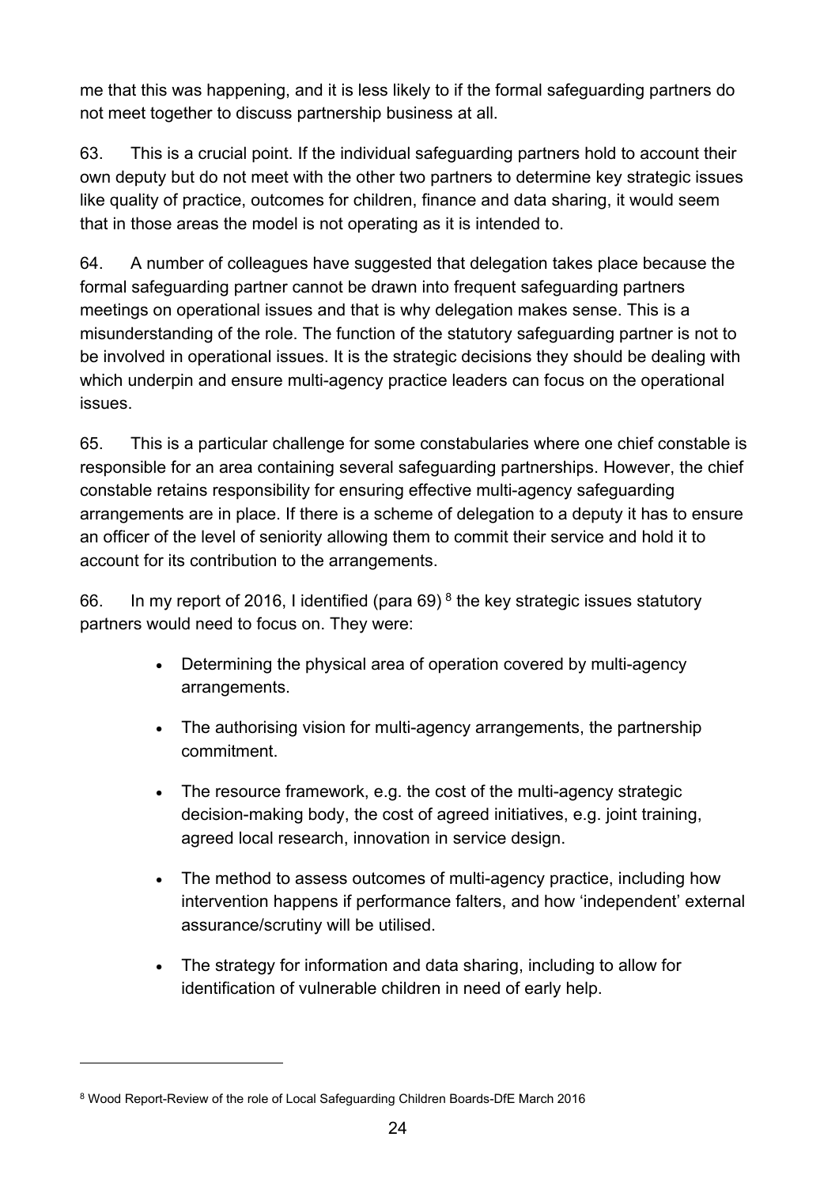me that this was happening, and it is less likely to if the formal safeguarding partners do not meet together to discuss partnership business at all.

63. This is a crucial point. If the individual safeguarding partners hold to account their own deputy but do not meet with the other two partners to determine key strategic issues like quality of practice, outcomes for children, finance and data sharing, it would seem that in those areas the model is not operating as it is intended to.

64. A number of colleagues have suggested that delegation takes place because the formal safeguarding partner cannot be drawn into frequent safeguarding partners meetings on operational issues and that is why delegation makes sense. This is a misunderstanding of the role. The function of the statutory safeguarding partner is not to be involved in operational issues. It is the strategic decisions they should be dealing with which underpin and ensure multi-agency practice leaders can focus on the operational issues.

65. This is a particular challenge for some constabularies where one chief constable is responsible for an area containing several safeguarding partnerships. However, the chief constable retains responsibility for ensuring effective multi-agency safeguarding arrangements are in place. If there is a scheme of delegation to a deputy it has to ensure an officer of the level of seniority allowing them to commit their service and hold it to account for its contribution to the arrangements.

66. In my report of 2016, I identified (para 69) [8] the key strategic issues statutory partners would need to focus on. They were:

- Determining the physical area of operation covered by multi-agency arrangements.
- The authorising vision for multi-agency arrangements, the partnership commitment.
- The resource framework, e.g. the cost of the multi-agency strategic decision-making body, the cost of agreed initiatives, e.g. joint training, agreed local research, innovation in service design.
- The method to assess outcomes of multi-agency practice, including how intervention happens if performance falters, and how 'independent' external assurance/scrutiny will be utilised.
- The strategy for information and data sharing, including to allow for identification of vulnerable children in need of early help.

[8] Wood Report-Review of the role of Local Safeguarding Children Boards-DfE March 2016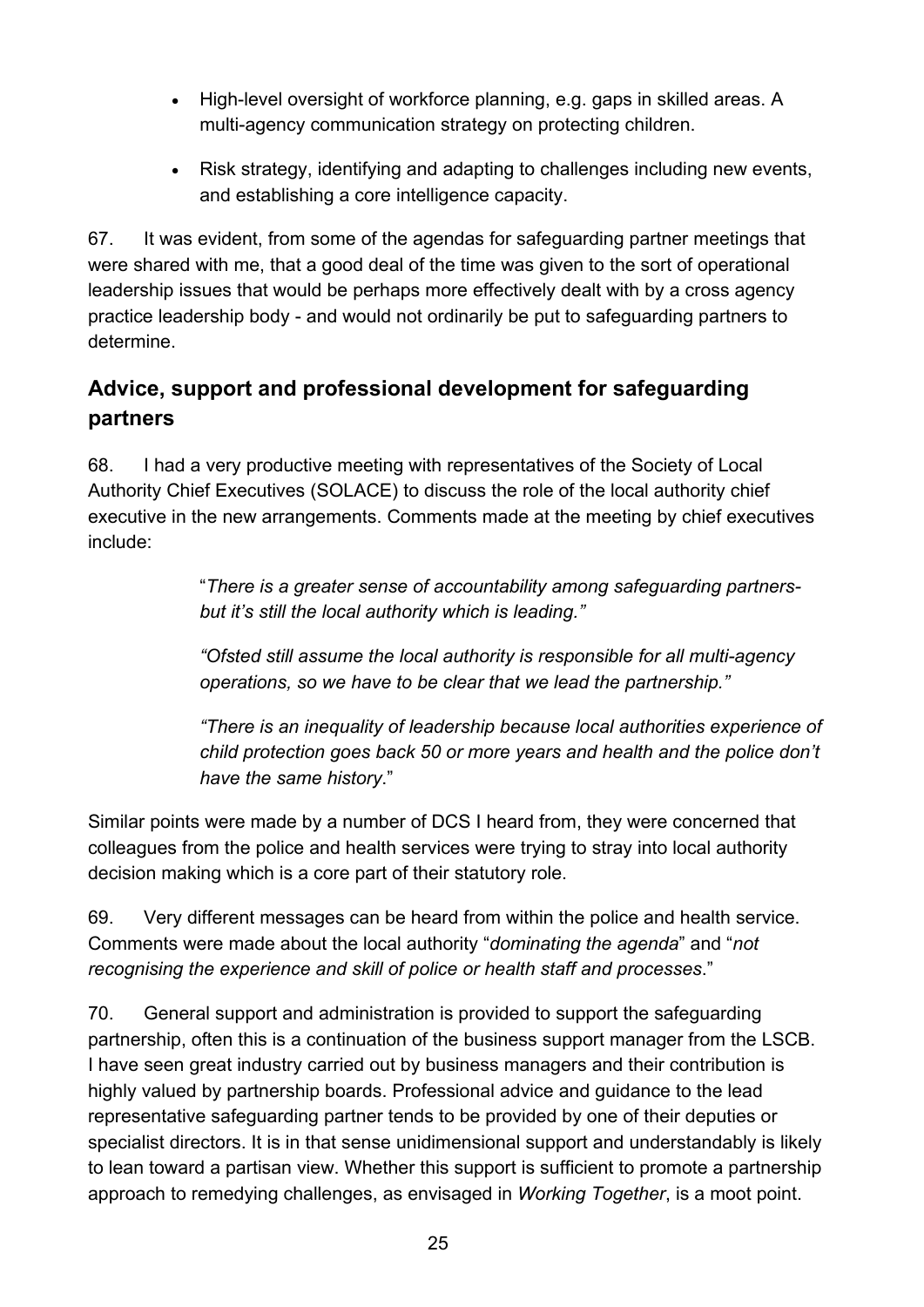- High-level oversight of workforce planning, e.g. gaps in skilled areas. A multi-agency communication strategy on protecting children.
- Risk strategy, identifying and adapting to challenges including new events, and establishing a core intelligence capacity.

67. It was evident, from some of the agendas for safeguarding partner meetings that were shared with me, that a good deal of the time was given to the sort of operational leadership issues that would be perhaps more effectively dealt with by a cross agency practice leadership body - and would not ordinarily be put to safeguarding partners to determine.

## Advice, support and professional development for safeguarding partners

68. I had a very productive meeting with representatives of the Society of Local Authority Chief Executives (SOLACE) to discuss the role of the local authority chief executive in the new arrangements. Comments made at the meeting by chief executives include:

> "*There is a greater sense of accountability among safeguarding partners- but it's still the local authority which is leading."*
>
> *"Ofsted still assume the local authority is responsible for all multi-agency operations, so we have to be clear that we lead the partnership."*
>
> *"There is an inequality of leadership because local authorities experience of child protection goes back 50 or more years and health and the police don't have the same history*."

Similar points were made by a number of DCS I heard from, they were concerned that colleagues from the police and health services were trying to stray into local authority decision making which is a core part of their statutory role.

69. Very different messages can be heard from within the police and health service. Comments were made about the local authority "*dominating the agenda*" and "*not recognising the experience and skill of police or health staff and processes*."

70. General support and administration is provided to support the safeguarding partnership, often this is a continuation of the business support manager from the LSCB. I have seen great industry carried out by business managers and their contribution is highly valued by partnership boards. Professional advice and guidance to the lead representative safeguarding partner tends to be provided by one of their deputies or specialist directors. It is in that sense unidimensional support and understandably is likely to lean toward a partisan view. Whether this support is sufficient to promote a partnership approach to remedying challenges, as envisaged in *Working Together*, is a moot point.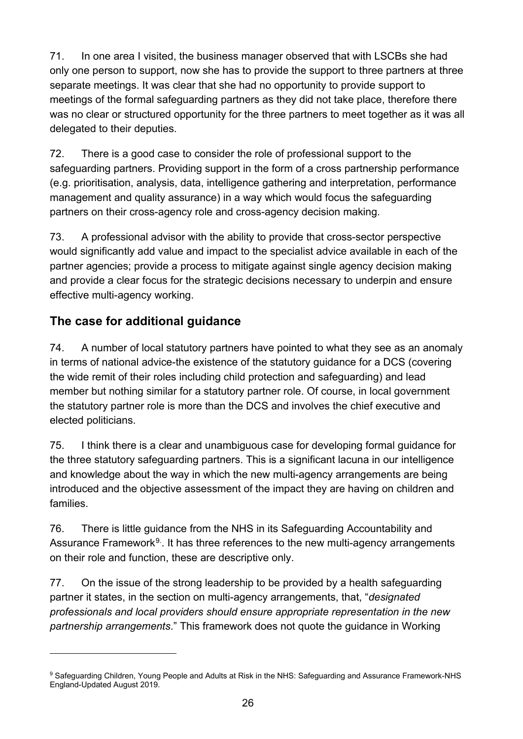71. In one area I visited, the business manager observed that with LSCBs she had only one person to support, now she has to provide the support to three partners at three separate meetings. It was clear that she had no opportunity to provide support to meetings of the formal safeguarding partners as they did not take place, therefore there was no clear or structured opportunity for the three partners to meet together as it was all delegated to their deputies.

72. There is a good case to consider the role of professional support to the safeguarding partners. Providing support in the form of a cross partnership performance (e.g. prioritisation, analysis, data, intelligence gathering and interpretation, performance management and quality assurance) in a way which would focus the safeguarding partners on their cross-agency role and cross-agency decision making.

73. A professional advisor with the ability to provide that cross-sector perspective would significantly add value and impact to the specialist advice available in each of the partner agencies; provide a process to mitigate against single agency decision making and provide a clear focus for the strategic decisions necessary to underpin and ensure effective multi-agency working.

## The case for additional guidance

74. A number of local statutory partners have pointed to what they see as an anomaly in terms of national advice-the existence of the statutory guidance for a DCS (covering the wide remit of their roles including child protection and safeguarding) and lead member but nothing similar for a statutory partner role. Of course, in local government the statutory partner role is more than the DCS and involves the chief executive and elected politicians.

75. I think there is a clear and unambiguous case for developing formal guidance for the three statutory safeguarding partners. This is a significant lacuna in our intelligence and knowledge about the way in which the new multi-agency arrangements are being introduced and the objective assessment of the impact they are having on children and families.

76. There is little guidance from the NHS in its Safeguarding Accountability and Assurance Framework[9]. It has three references to the new multi-agency arrangements on their role and function, these are descriptive only.

77. On the issue of the strong leadership to be provided by a health safeguarding partner it states, in the section on multi-agency arrangements, that, "*designated professionals and local providers should ensure appropriate representation in the new partnership arrangements*." This framework does not quote the guidance in Working

---

[9] Safeguarding Children, Young People and Adults at Risk in the NHS: Safeguarding and Assurance Framework-NHS England-Updated August 2019.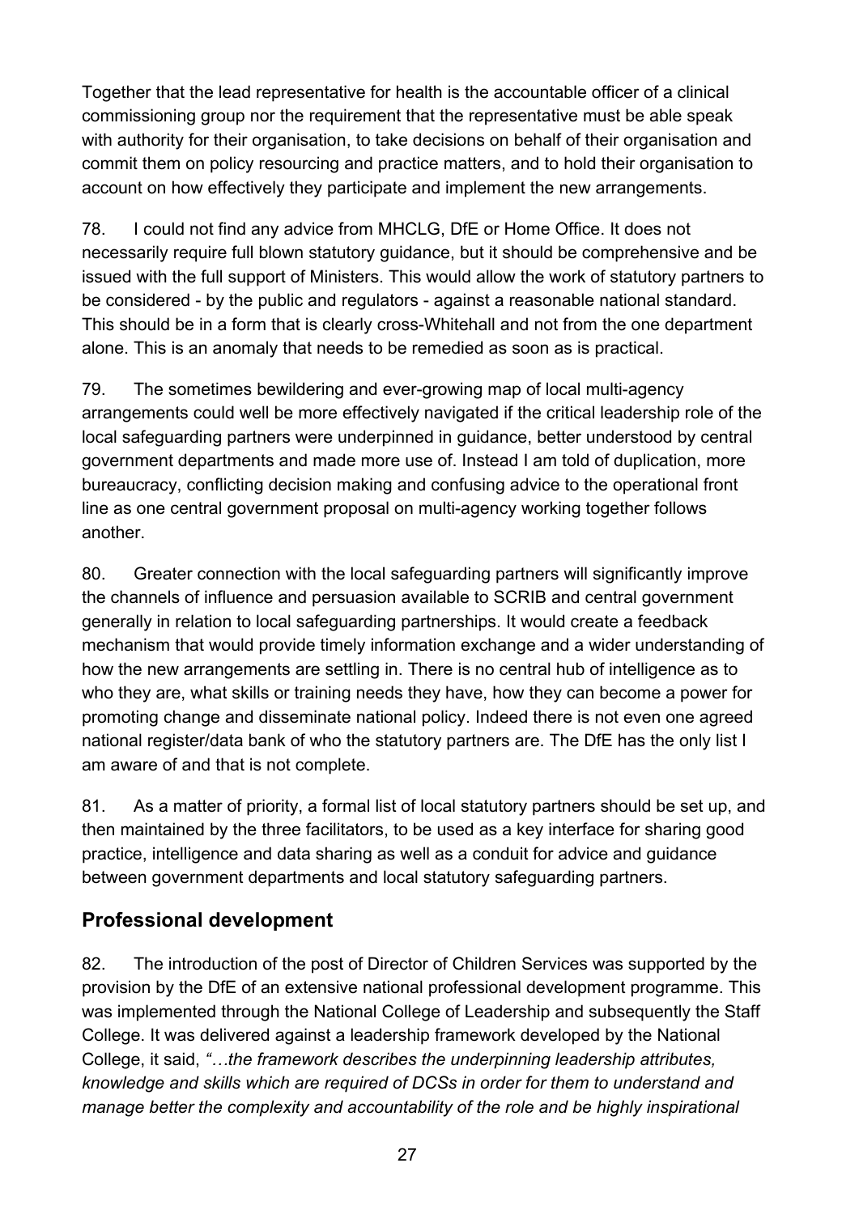Together that the lead representative for health is the accountable officer of a clinical commissioning group nor the requirement that the representative must be able speak with authority for their organisation, to take decisions on behalf of their organisation and commit them on policy resourcing and practice matters, and to hold their organisation to account on how effectively they participate and implement the new arrangements.

78. I could not find any advice from MHCLG, DfE or Home Office. It does not necessarily require full blown statutory guidance, but it should be comprehensive and be issued with the full support of Ministers. This would allow the work of statutory partners to be considered - by the public and regulators - against a reasonable national standard. This should be in a form that is clearly cross-Whitehall and not from the one department alone. This is an anomaly that needs to be remedied as soon as is practical.

79. The sometimes bewildering and ever-growing map of local multi-agency arrangements could well be more effectively navigated if the critical leadership role of the local safeguarding partners were underpinned in guidance, better understood by central government departments and made more use of. Instead I am told of duplication, more bureaucracy, conflicting decision making and confusing advice to the operational front line as one central government proposal on multi-agency working together follows another.

80. Greater connection with the local safeguarding partners will significantly improve the channels of influence and persuasion available to SCRIB and central government generally in relation to local safeguarding partnerships. It would create a feedback mechanism that would provide timely information exchange and a wider understanding of how the new arrangements are settling in. There is no central hub of intelligence as to who they are, what skills or training needs they have, how they can become a power for promoting change and disseminate national policy. Indeed there is not even one agreed national register/data bank of who the statutory partners are. The DfE has the only list I am aware of and that is not complete.

81. As a matter of priority, a formal list of local statutory partners should be set up, and then maintained by the three facilitators, to be used as a key interface for sharing good practice, intelligence and data sharing as well as a conduit for advice and guidance between government departments and local statutory safeguarding partners.

## Professional development

82. The introduction of the post of Director of Children Services was supported by the provision by the DfE of an extensive national professional development programme. This was implemented through the National College of Leadership and subsequently the Staff College. It was delivered against a leadership framework developed by the National College, it said, *"…the framework describes the underpinning leadership attributes, knowledge and skills which are required of DCSs in order for them to understand and manage better the complexity and accountability of the role and be highly inspirational*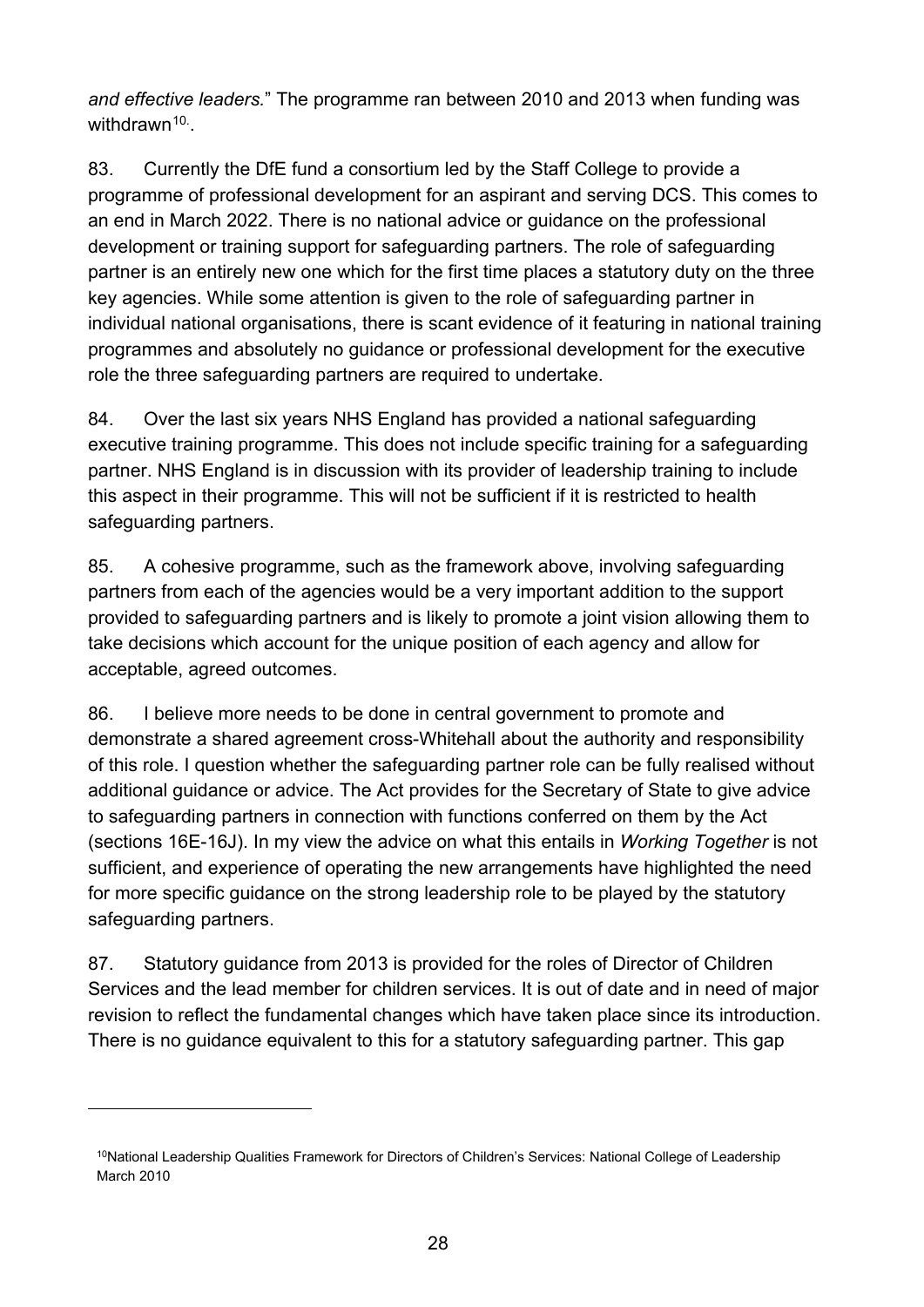*and effective leaders.*" The programme ran between 2010 and 2013 when funding was withdrawn[10].

83. Currently the DfE fund a consortium led by the Staff College to provide a programme of professional development for an aspirant and serving DCS. This comes to an end in March 2022. There is no national advice or guidance on the professional development or training support for safeguarding partners. The role of safeguarding partner is an entirely new one which for the first time places a statutory duty on the three key agencies. While some attention is given to the role of safeguarding partner in individual national organisations, there is scant evidence of it featuring in national training programmes and absolutely no guidance or professional development for the executive role the three safeguarding partners are required to undertake.

84. Over the last six years NHS England has provided a national safeguarding executive training programme. This does not include specific training for a safeguarding partner. NHS England is in discussion with its provider of leadership training to include this aspect in their programme. This will not be sufficient if it is restricted to health safeguarding partners.

85. A cohesive programme, such as the framework above, involving safeguarding partners from each of the agencies would be a very important addition to the support provided to safeguarding partners and is likely to promote a joint vision allowing them to take decisions which account for the unique position of each agency and allow for acceptable, agreed outcomes.

86. I believe more needs to be done in central government to promote and demonstrate a shared agreement cross-Whitehall about the authority and responsibility of this role. I question whether the safeguarding partner role can be fully realised without additional guidance or advice. The Act provides for the Secretary of State to give advice to safeguarding partners in connection with functions conferred on them by the Act (sections 16E-16J). In my view the advice on what this entails in *Working Together* is not sufficient, and experience of operating the new arrangements have highlighted the need for more specific guidance on the strong leadership role to be played by the statutory safeguarding partners.

87. Statutory guidance from 2013 is provided for the roles of Director of Children Services and the lead member for children services. It is out of date and in need of major revision to reflect the fundamental changes which have taken place since its introduction. There is no guidance equivalent to this for a statutory safeguarding partner. This gap

[10] National Leadership Qualities Framework for Directors of Children's Services: National College of Leadership March 2010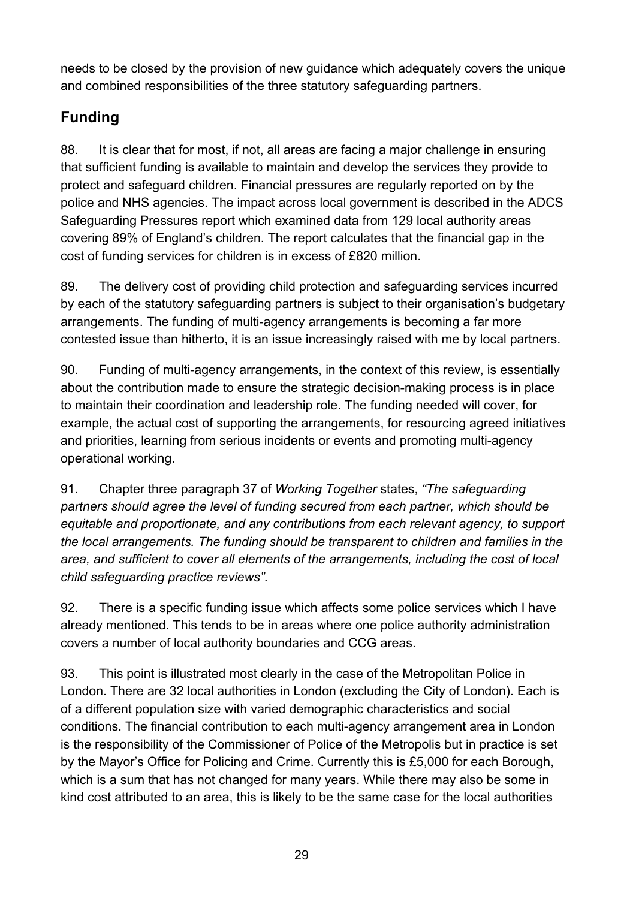needs to be closed by the provision of new guidance which adequately covers the unique and combined responsibilities of the three statutory safeguarding partners.

## Funding

88. It is clear that for most, if not, all areas are facing a major challenge in ensuring that sufficient funding is available to maintain and develop the services they provide to protect and safeguard children. Financial pressures are regularly reported on by the police and NHS agencies. The impact across local government is described in the ADCS Safeguarding Pressures report which examined data from 129 local authority areas covering 89% of England's children. The report calculates that the financial gap in the cost of funding services for children is in excess of £820 million.

89. The delivery cost of providing child protection and safeguarding services incurred by each of the statutory safeguarding partners is subject to their organisation's budgetary arrangements. The funding of multi-agency arrangements is becoming a far more contested issue than hitherto, it is an issue increasingly raised with me by local partners.

90. Funding of multi-agency arrangements, in the context of this review, is essentially about the contribution made to ensure the strategic decision-making process is in place to maintain their coordination and leadership role. The funding needed will cover, for example, the actual cost of supporting the arrangements, for resourcing agreed initiatives and priorities, learning from serious incidents or events and promoting multi-agency operational working.

91. Chapter three paragraph 37 of *Working Together* states, *"The safeguarding partners should agree the level of funding secured from each partner, which should be equitable and proportionate, and any contributions from each relevant agency, to support the local arrangements. The funding should be transparent to children and families in the area, and sufficient to cover all elements of the arrangements, including the cost of local child safeguarding practice reviews"*.

92. There is a specific funding issue which affects some police services which I have already mentioned. This tends to be in areas where one police authority administration covers a number of local authority boundaries and CCG areas.

93. This point is illustrated most clearly in the case of the Metropolitan Police in London. There are 32 local authorities in London (excluding the City of London). Each is of a different population size with varied demographic characteristics and social conditions. The financial contribution to each multi-agency arrangement area in London is the responsibility of the Commissioner of Police of the Metropolis but in practice is set by the Mayor's Office for Policing and Crime. Currently this is £5,000 for each Borough, which is a sum that has not changed for many years. While there may also be some in kind cost attributed to an area, this is likely to be the same case for the local authorities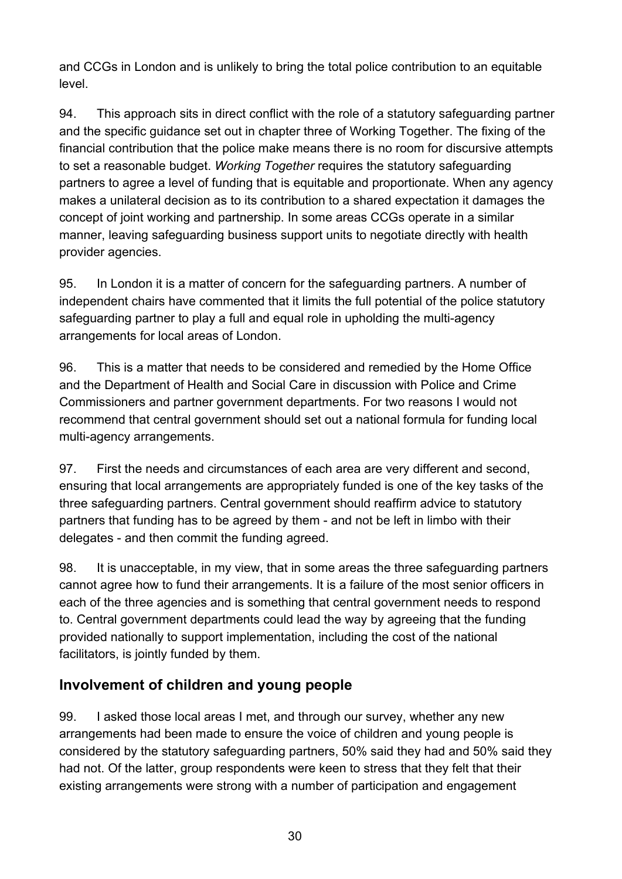and CCGs in London and is unlikely to bring the total police contribution to an equitable level.

94. This approach sits in direct conflict with the role of a statutory safeguarding partner and the specific guidance set out in chapter three of Working Together. The fixing of the financial contribution that the police make means there is no room for discursive attempts to set a reasonable budget. *Working Together* requires the statutory safeguarding partners to agree a level of funding that is equitable and proportionate. When any agency makes a unilateral decision as to its contribution to a shared expectation it damages the concept of joint working and partnership. In some areas CCGs operate in a similar manner, leaving safeguarding business support units to negotiate directly with health provider agencies.

95. In London it is a matter of concern for the safeguarding partners. A number of independent chairs have commented that it limits the full potential of the police statutory safeguarding partner to play a full and equal role in upholding the multi-agency arrangements for local areas of London.

96. This is a matter that needs to be considered and remedied by the Home Office and the Department of Health and Social Care in discussion with Police and Crime Commissioners and partner government departments. For two reasons I would not recommend that central government should set out a national formula for funding local multi-agency arrangements.

97. First the needs and circumstances of each area are very different and second, ensuring that local arrangements are appropriately funded is one of the key tasks of the three safeguarding partners. Central government should reaffirm advice to statutory partners that funding has to be agreed by them - and not be left in limbo with their delegates - and then commit the funding agreed.

98. It is unacceptable, in my view, that in some areas the three safeguarding partners cannot agree how to fund their arrangements. It is a failure of the most senior officers in each of the three agencies and is something that central government needs to respond to. Central government departments could lead the way by agreeing that the funding provided nationally to support implementation, including the cost of the national facilitators, is jointly funded by them.

## Involvement of children and young people

99. I asked those local areas I met, and through our survey, whether any new arrangements had been made to ensure the voice of children and young people is considered by the statutory safeguarding partners, 50% said they had and 50% said they had not. Of the latter, group respondents were keen to stress that they felt that their existing arrangements were strong with a number of participation and engagement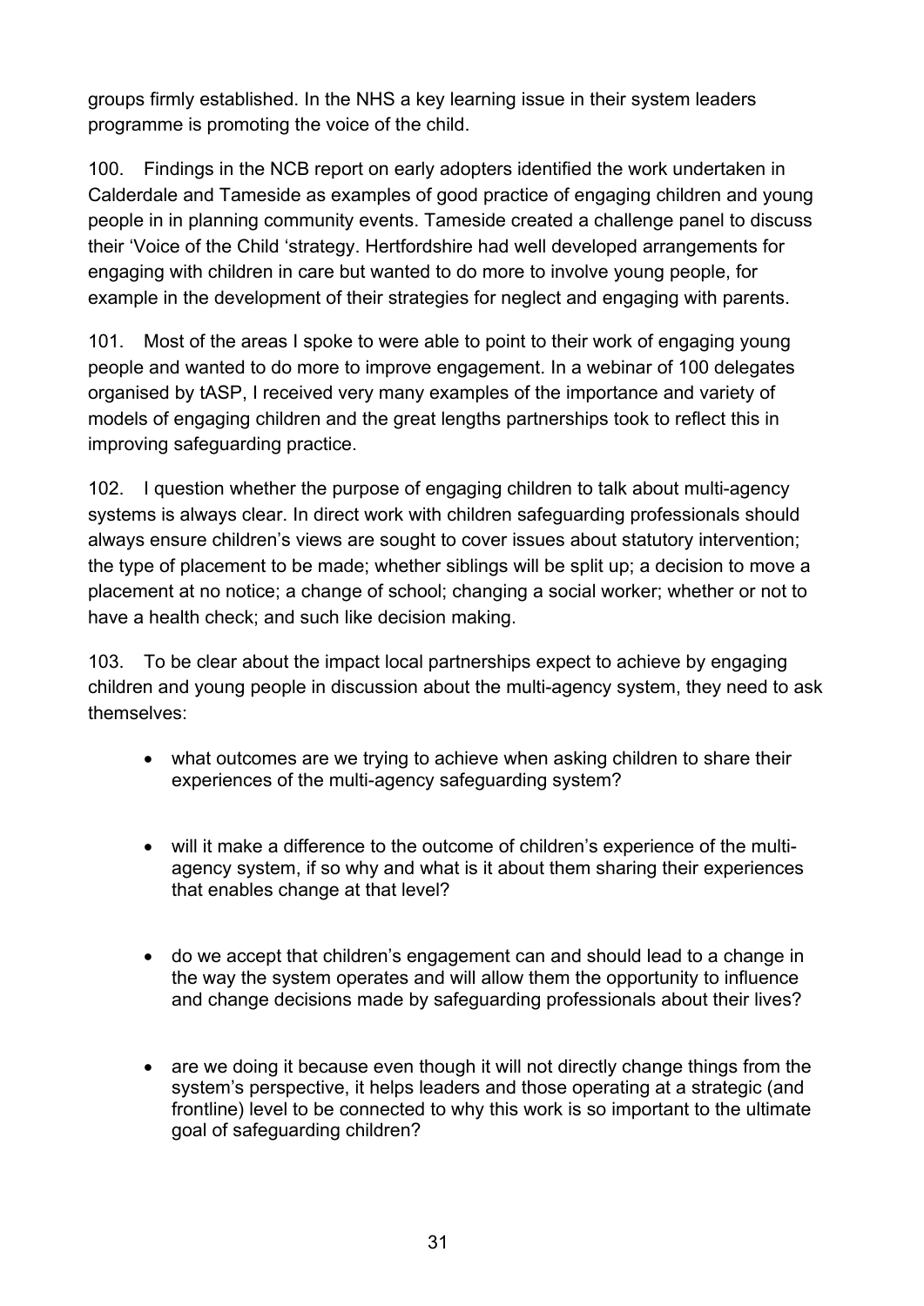groups firmly established. In the NHS a key learning issue in their system leaders programme is promoting the voice of the child.

100. Findings in the NCB report on early adopters identified the work undertaken in Calderdale and Tameside as examples of good practice of engaging children and young people in in planning community events. Tameside created a challenge panel to discuss their 'Voice of the Child 'strategy. Hertfordshire had well developed arrangements for engaging with children in care but wanted to do more to involve young people, for example in the development of their strategies for neglect and engaging with parents.

101. Most of the areas I spoke to were able to point to their work of engaging young people and wanted to do more to improve engagement. In a webinar of 100 delegates organised by tASP, I received very many examples of the importance and variety of models of engaging children and the great lengths partnerships took to reflect this in improving safeguarding practice.

102. I question whether the purpose of engaging children to talk about multi-agency systems is always clear. In direct work with children safeguarding professionals should always ensure children's views are sought to cover issues about statutory intervention; the type of placement to be made; whether siblings will be split up; a decision to move a placement at no notice; a change of school; changing a social worker; whether or not to have a health check; and such like decision making.

103. To be clear about the impact local partnerships expect to achieve by engaging children and young people in discussion about the multi-agency system, they need to ask themselves:

- what outcomes are we trying to achieve when asking children to share their experiences of the multi-agency safeguarding system?
- will it make a difference to the outcome of children's experience of the multi-agency system, if so why and what is it about them sharing their experiences that enables change at that level?
- do we accept that children's engagement can and should lead to a change in the way the system operates and will allow them the opportunity to influence and change decisions made by safeguarding professionals about their lives?
- are we doing it because even though it will not directly change things from the system's perspective, it helps leaders and those operating at a strategic (and frontline) level to be connected to why this work is so important to the ultimate goal of safeguarding children?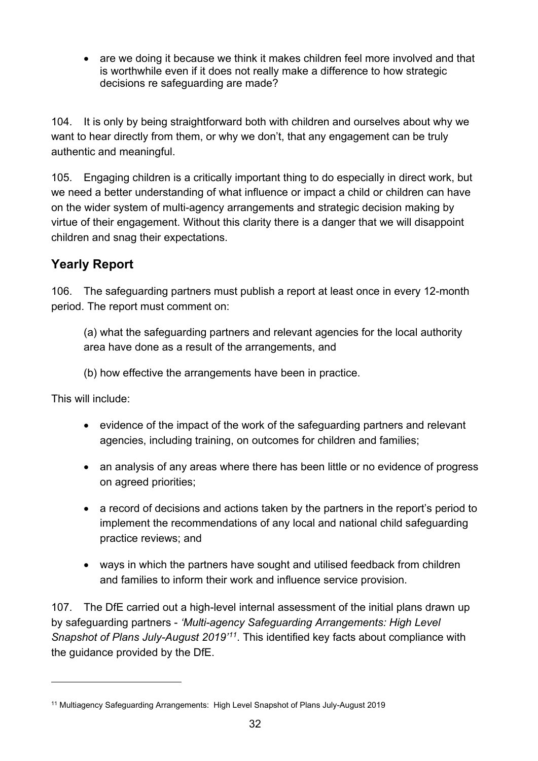- are we doing it because we think it makes children feel more involved and that is worthwhile even if it does not really make a difference to how strategic decisions re safeguarding are made?

104. It is only by being straightforward both with children and ourselves about why we want to hear directly from them, or why we don't, that any engagement can be truly authentic and meaningful.

105. Engaging children is a critically important thing to do especially in direct work, but we need a better understanding of what influence or impact a child or children can have on the wider system of multi-agency arrangements and strategic decision making by virtue of their engagement. Without this clarity there is a danger that we will disappoint children and snag their expectations.

## Yearly Report

106. The safeguarding partners must publish a report at least once in every 12-month period. The report must comment on:

(a) what the safeguarding partners and relevant agencies for the local authority area have done as a result of the arrangements, and

(b) how effective the arrangements have been in practice.

This will include:

- evidence of the impact of the work of the safeguarding partners and relevant agencies, including training, on outcomes for children and families;
- an analysis of any areas where there has been little or no evidence of progress on agreed priorities;
- a record of decisions and actions taken by the partners in the report's period to implement the recommendations of any local and national child safeguarding practice reviews; and
- ways in which the partners have sought and utilised feedback from children and families to inform their work and influence service provision.

107. The DfE carried out a high-level internal assessment of the initial plans drawn up by safeguarding partners - *'Multi-agency Safeguarding Arrangements: High Level Snapshot of Plans July-August 2019'*[11]. This identified key facts about compliance with the guidance provided by the DfE.

[11] Multiagency Safeguarding Arrangements: High Level Snapshot of Plans July-August 2019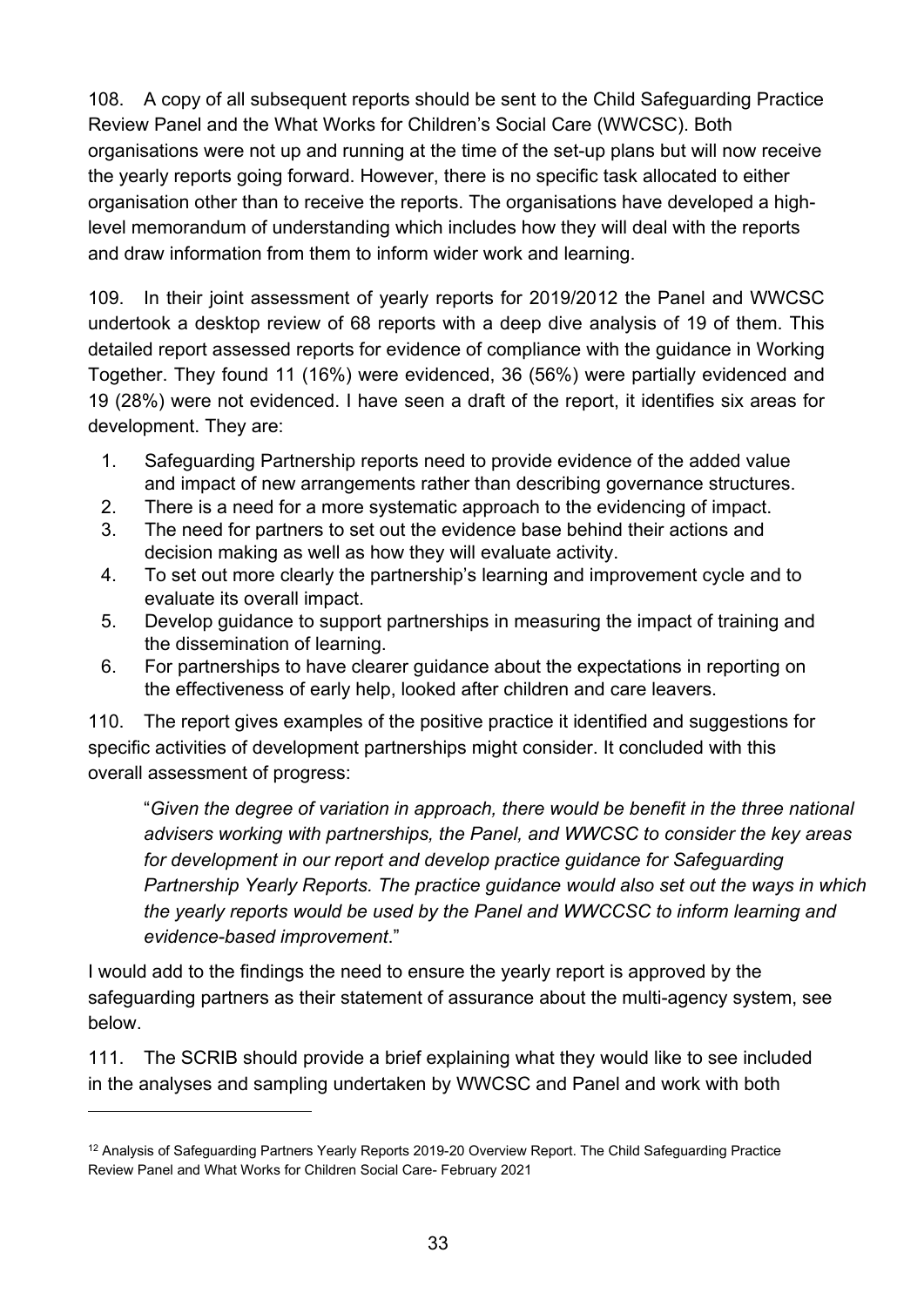108. A copy of all subsequent reports should be sent to the Child Safeguarding Practice Review Panel and the What Works for Children's Social Care (WWCSC). Both organisations were not up and running at the time of the set-up plans but will now receive the yearly reports going forward. However, there is no specific task allocated to either organisation other than to receive the reports. The organisations have developed a high-level memorandum of understanding which includes how they will deal with the reports and draw information from them to inform wider work and learning.

109. In their joint assessment of yearly reports for 2019/20[12] the Panel and WWCSC undertook a desktop review of 68 reports with a deep dive analysis of 19 of them. This detailed report assessed reports for evidence of compliance with the guidance in Working Together. They found 11 (16%) were evidenced, 36 (56%) were partially evidenced and 19 (28%) were not evidenced. I have seen a draft of the report, it identifies six areas for development. They are:

1. Safeguarding Partnership reports need to provide evidence of the added value and impact of new arrangements rather than describing governance structures.
2. There is a need for a more systematic approach to the evidencing of impact.
3. The need for partners to set out the evidence base behind their actions and decision making as well as how they will evaluate activity.
4. To set out more clearly the partnership's learning and improvement cycle and to evaluate its overall impact.
5. Develop guidance to support partnerships in measuring the impact of training and the dissemination of learning.
6. For partnerships to have clearer guidance about the expectations in reporting on the effectiveness of early help, looked after children and care leavers.

110. The report gives examples of the positive practice it identified and suggestions for specific activities of development partnerships might consider. It concluded with this overall assessment of progress:

> "*Given the degree of variation in approach, there would be benefit in the three national advisers working with partnerships, the Panel, and WWCSC to consider the key areas for development in our report and develop practice guidance for Safeguarding Partnership Yearly Reports. The practice guidance would also set out the ways in which the yearly reports would be used by the Panel and WWCCSC to inform learning and evidence-based improvement*."

I would add to the findings the need to ensure the yearly report is approved by the safeguarding partners as their statement of assurance about the multi-agency system, see below.

111. The SCRIB should provide a brief explaining what they would like to see included in the analyses and sampling undertaken by WWCSC and Panel and work with both

---

[12] Analysis of Safeguarding Partners Yearly Reports 2019-20 Overview Report. The Child Safeguarding Practice Review Panel and What Works for Children Social Care- February 2021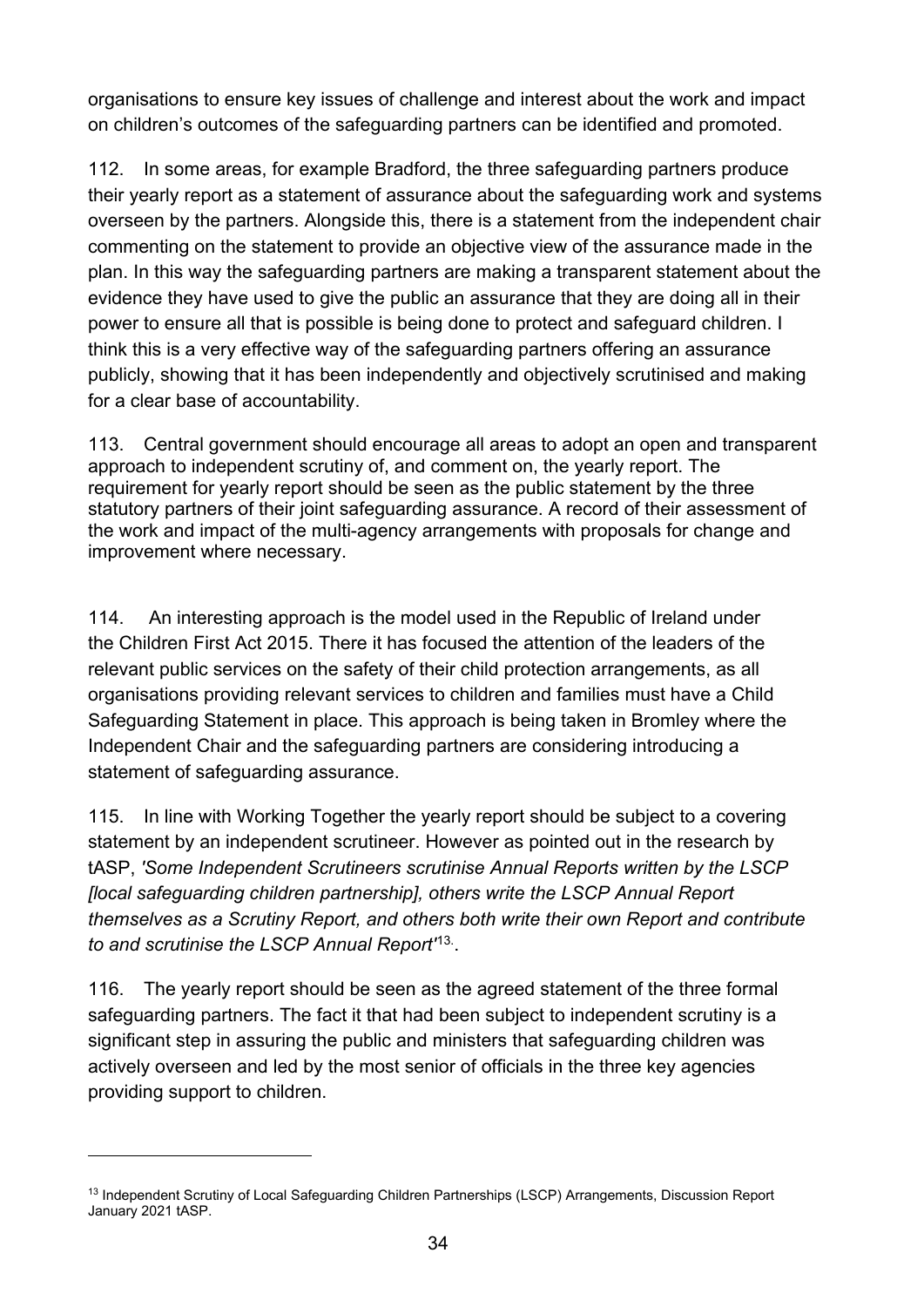organisations to ensure key issues of challenge and interest about the work and impact on children's outcomes of the safeguarding partners can be identified and promoted.

112. In some areas, for example Bradford, the three safeguarding partners produce their yearly report as a statement of assurance about the safeguarding work and systems overseen by the partners. Alongside this, there is a statement from the independent chair commenting on the statement to provide an objective view of the assurance made in the plan. In this way the safeguarding partners are making a transparent statement about the evidence they have used to give the public an assurance that they are doing all in their power to ensure all that is possible is being done to protect and safeguard children. I think this is a very effective way of the safeguarding partners offering an assurance publicly, showing that it has been independently and objectively scrutinised and making for a clear base of accountability.

113. Central government should encourage all areas to adopt an open and transparent approach to independent scrutiny of, and comment on, the yearly report. The requirement for yearly report should be seen as the public statement by the three statutory partners of their joint safeguarding assurance. A record of their assessment of the work and impact of the multi-agency arrangements with proposals for change and improvement where necessary.

114. An interesting approach is the model used in the Republic of Ireland under the Children First Act 2015. There it has focused the attention of the leaders of the relevant public services on the safety of their child protection arrangements, as all organisations providing relevant services to children and families must have a Child Safeguarding Statement in place. This approach is being taken in Bromley where the Independent Chair and the safeguarding partners are considering introducing a statement of safeguarding assurance.

115. In line with Working Together the yearly report should be subject to a covering statement by an independent scrutineer. However as pointed out in the research by tASP, *'Some Independent Scrutineers scrutinise Annual Reports written by the LSCP [local safeguarding children partnership], others write the LSCP Annual Report themselves as a Scrutiny Report, and others both write their own Report and contribute to and scrutinise the LSCP Annual Report'*[13].

116. The yearly report should be seen as the agreed statement of the three formal safeguarding partners. The fact it that had been subject to independent scrutiny is a significant step in assuring the public and ministers that safeguarding children was actively overseen and led by the most senior of officials in the three key agencies providing support to children.

---

[13] Independent Scrutiny of Local Safeguarding Children Partnerships (LSCP) Arrangements, Discussion Report January 2021 tASP.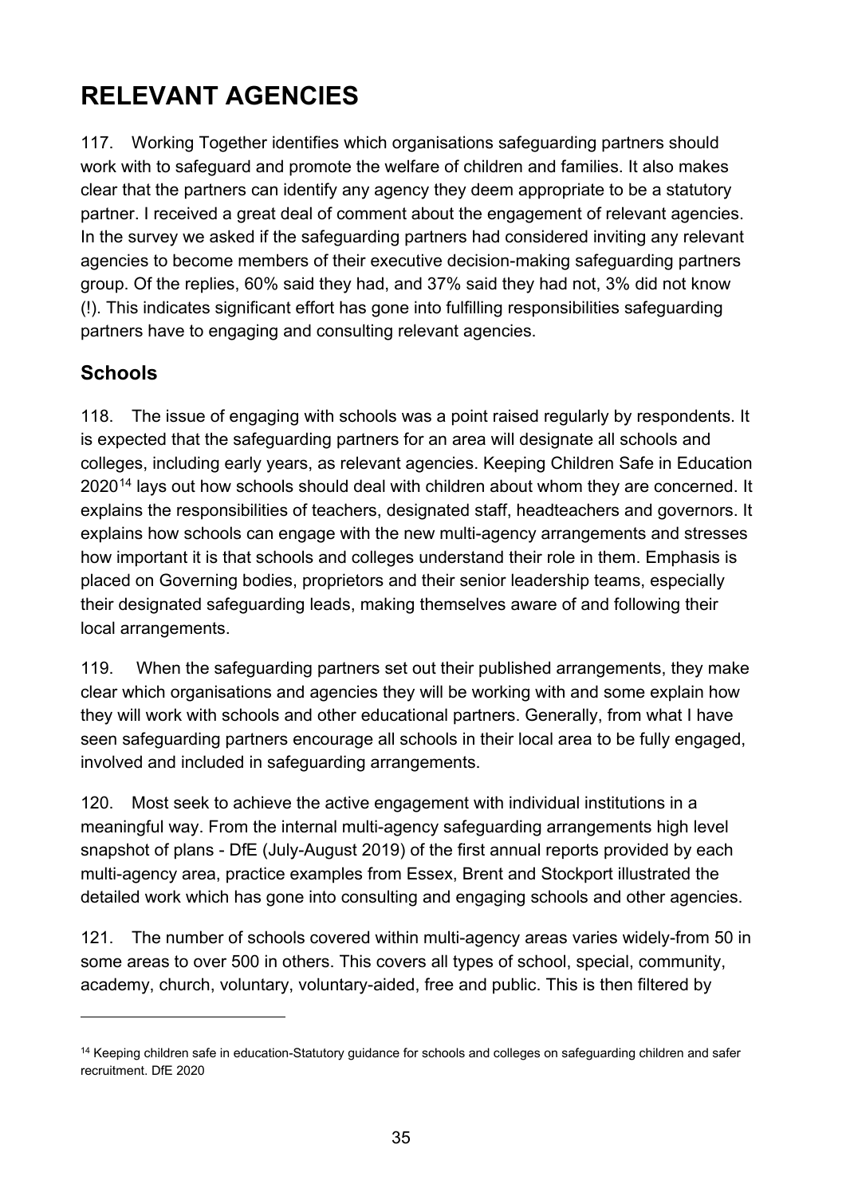# RELEVANT AGENCIES

117. Working Together identifies which organisations safeguarding partners should work with to safeguard and promote the welfare of children and families. It also makes clear that the partners can identify any agency they deem appropriate to be a statutory partner. I received a great deal of comment about the engagement of relevant agencies. In the survey we asked if the safeguarding partners had considered inviting any relevant agencies to become members of their executive decision-making safeguarding partners group. Of the replies, 60% said they had, and 37% said they had not, 3% did not know (!). This indicates significant effort has gone into fulfilling responsibilities safeguarding partners have to engaging and consulting relevant agencies.

## Schools

118. The issue of engaging with schools was a point raised regularly by respondents. It is expected that the safeguarding partners for an area will designate all schools and colleges, including early years, as relevant agencies. Keeping Children Safe in Education 2020[14] lays out how schools should deal with children about whom they are concerned. It explains the responsibilities of teachers, designated staff, headteachers and governors. It explains how schools can engage with the new multi-agency arrangements and stresses how important it is that schools and colleges understand their role in them. Emphasis is placed on Governing bodies, proprietors and their senior leadership teams, especially their designated safeguarding leads, making themselves aware of and following their local arrangements.

119. When the safeguarding partners set out their published arrangements, they make clear which organisations and agencies they will be working with and some explain how they will work with schools and other educational partners. Generally, from what I have seen safeguarding partners encourage all schools in their local area to be fully engaged, involved and included in safeguarding arrangements.

120. Most seek to achieve the active engagement with individual institutions in a meaningful way. From the internal multi-agency safeguarding arrangements high level snapshot of plans - DfE (July-August 2019) of the first annual reports provided by each multi-agency area, practice examples from Essex, Brent and Stockport illustrated the detailed work which has gone into consulting and engaging schools and other agencies.

121. The number of schools covered within multi-agency areas varies widely-from 50 in some areas to over 500 in others. This covers all types of school, special, community, academy, church, voluntary, voluntary-aided, free and public. This is then filtered by

[14] Keeping children safe in education-Statutory guidance for schools and colleges on safeguarding children and safer recruitment. DfE 2020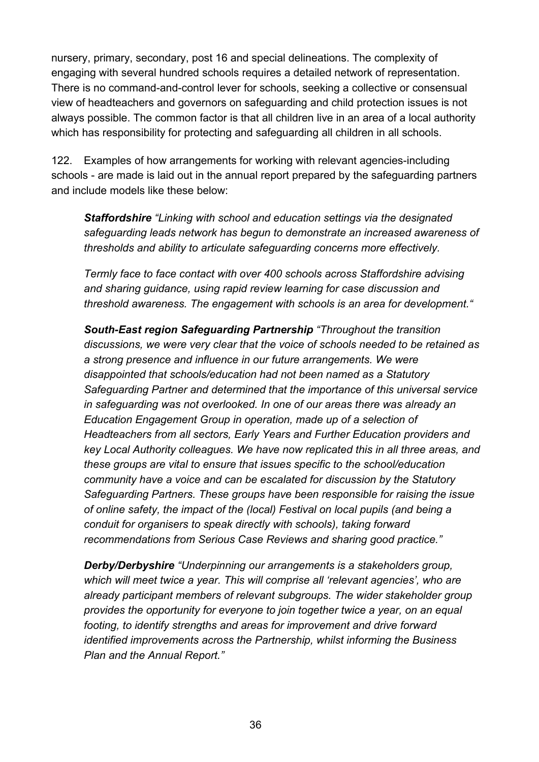nursery, primary, secondary, post 16 and special delineations. The complexity of engaging with several hundred schools requires a detailed network of representation. There is no command-and-control lever for schools, seeking a collective or consensual view of headteachers and governors on safeguarding and child protection issues is not always possible. The common factor is that all children live in an area of a local authority which has responsibility for protecting and safeguarding all children in all schools.

122. Examples of how arrangements for working with relevant agencies-including schools - are made is laid out in the annual report prepared by the safeguarding partners and include models like these below:

> ***Staffordshire*** *"Linking with school and education settings via the designated safeguarding leads network has begun to demonstrate an increased awareness of thresholds and ability to articulate safeguarding concerns more effectively.*
>
> *Termly face to face contact with over 400 schools across Staffordshire advising and sharing guidance, using rapid review learning for case discussion and threshold awareness. The engagement with schools is an area for development."*
>
> ***South-East region Safeguarding Partnership*** *"Throughout the transition discussions, we were very clear that the voice of schools needed to be retained as a strong presence and influence in our future arrangements. We were disappointed that schools/education had not been named as a Statutory Safeguarding Partner and determined that the importance of this universal service in safeguarding was not overlooked. In one of our areas there was already an Education Engagement Group in operation, made up of a selection of Headteachers from all sectors, Early Years and Further Education providers and key Local Authority colleagues. We have now replicated this in all three areas, and these groups are vital to ensure that issues specific to the school/education community have a voice and can be escalated for discussion by the Statutory Safeguarding Partners. These groups have been responsible for raising the issue of online safety, the impact of the (local) Festival on local pupils (and being a conduit for organisers to speak directly with schools), taking forward recommendations from Serious Case Reviews and sharing good practice."*
>
> ***Derby/Derbyshire*** *"Underpinning our arrangements is a stakeholders group, which will meet twice a year. This will comprise all 'relevant agencies', who are already participant members of relevant subgroups. The wider stakeholder group provides the opportunity for everyone to join together twice a year, on an equal footing, to identify strengths and areas for improvement and drive forward identified improvements across the Partnership, whilst informing the Business Plan and the Annual Report."*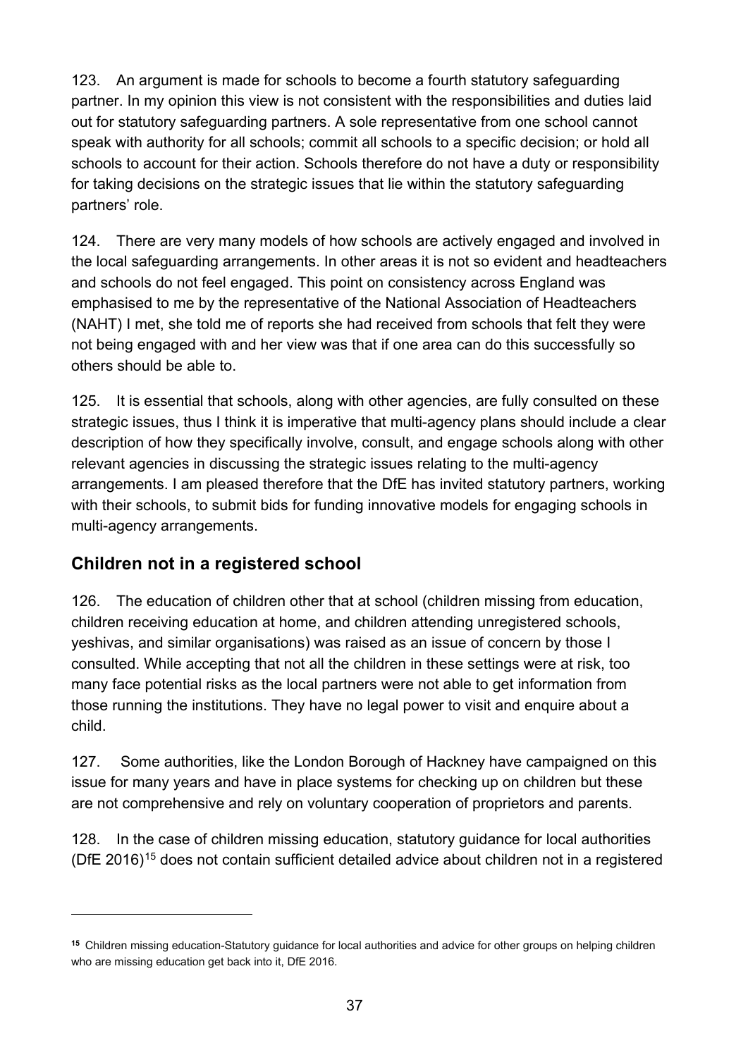123. An argument is made for schools to become a fourth statutory safeguarding partner. In my opinion this view is not consistent with the responsibilities and duties laid out for statutory safeguarding partners. A sole representative from one school cannot speak with authority for all schools; commit all schools to a specific decision; or hold all schools to account for their action. Schools therefore do not have a duty or responsibility for taking decisions on the strategic issues that lie within the statutory safeguarding partners' role.

124. There are very many models of how schools are actively engaged and involved in the local safeguarding arrangements. In other areas it is not so evident and headteachers and schools do not feel engaged. This point on consistency across England was emphasised to me by the representative of the National Association of Headteachers (NAHT) I met, she told me of reports she had received from schools that felt they were not being engaged with and her view was that if one area can do this successfully so others should be able to.

125. It is essential that schools, along with other agencies, are fully consulted on these strategic issues, thus I think it is imperative that multi-agency plans should include a clear description of how they specifically involve, consult, and engage schools along with other relevant agencies in discussing the strategic issues relating to the multi-agency arrangements. I am pleased therefore that the DfE has invited statutory partners, working with their schools, to submit bids for funding innovative models for engaging schools in multi-agency arrangements.

## Children not in a registered school

126. The education of children other that at school (children missing from education, children receiving education at home, and children attending unregistered schools, yeshivas, and similar organisations) was raised as an issue of concern by those I consulted. While accepting that not all the children in these settings were at risk, too many face potential risks as the local partners were not able to get information from those running the institutions. They have no legal power to visit and enquire about a child.

127. Some authorities, like the London Borough of Hackney have campaigned on this issue for many years and have in place systems for checking up on children but these are not comprehensive and rely on voluntary cooperation of proprietors and parents.

128. In the case of children missing education, statutory guidance for local authorities (DfE 2016)[15] does not contain sufficient detailed advice about children not in a registered

[15] Children missing education-Statutory guidance for local authorities and advice for other groups on helping children who are missing education get back into it, DfE 2016.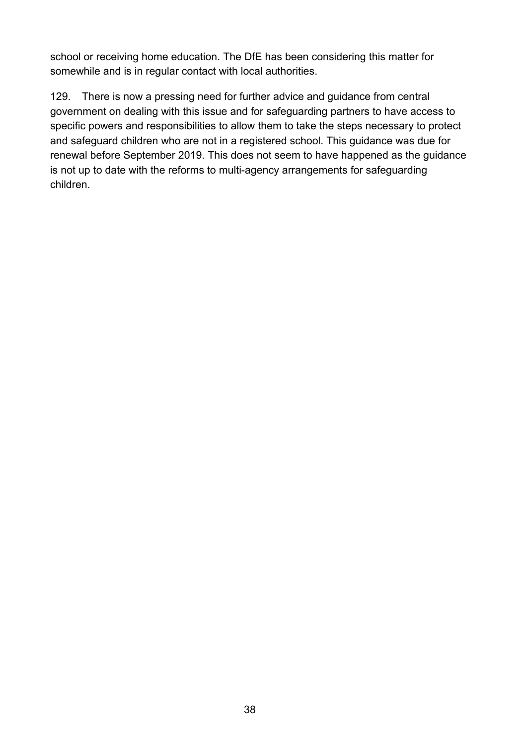school or receiving home education. The DfE has been considering this matter for somewhile and is in regular contact with local authorities.

129. There is now a pressing need for further advice and guidance from central government on dealing with this issue and for safeguarding partners to have access to specific powers and responsibilities to allow them to take the steps necessary to protect and safeguard children who are not in a registered school. This guidance was due for renewal before September 2019. This does not seem to have happened as the guidance is not up to date with the reforms to multi-agency arrangements for safeguarding children.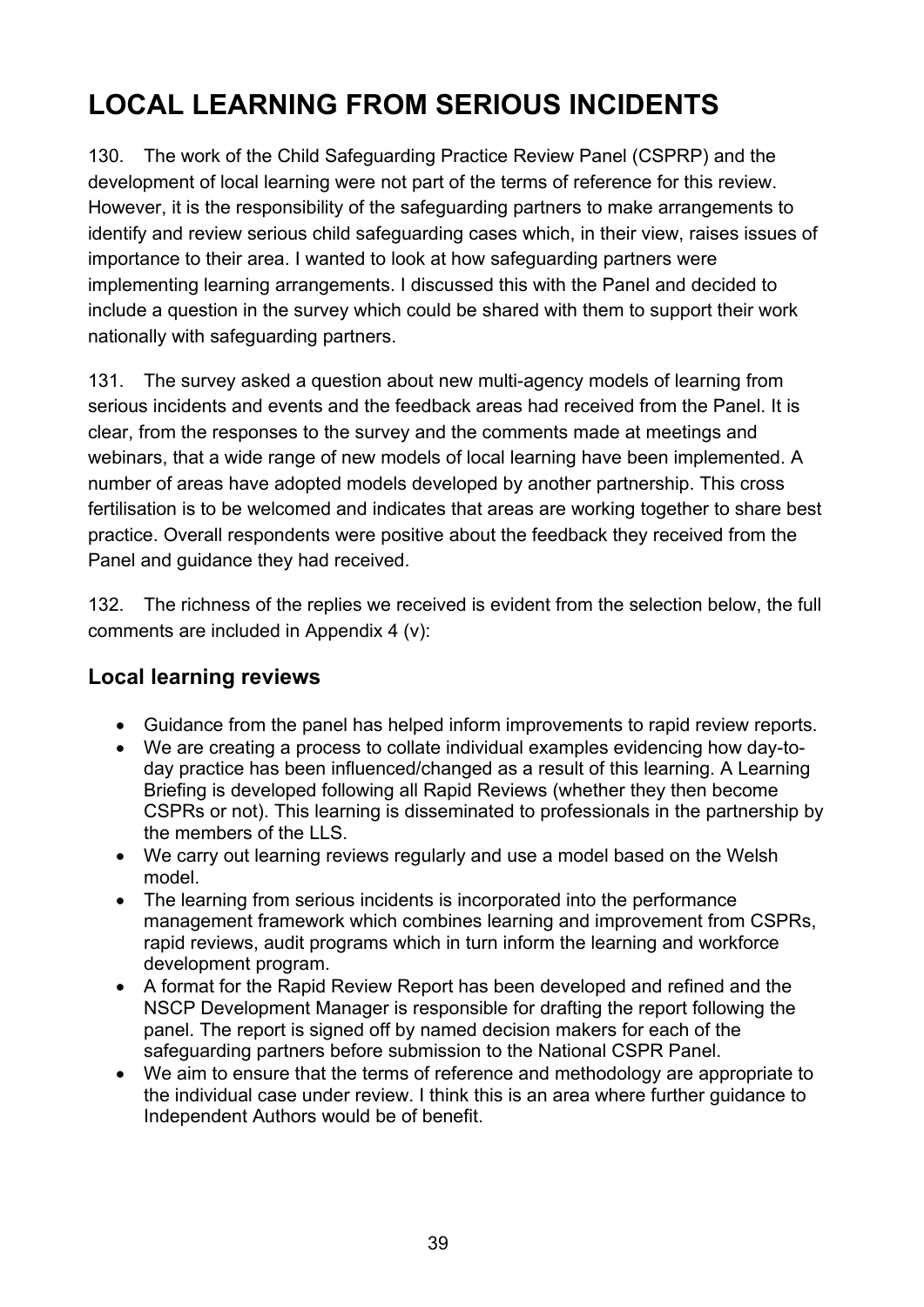# LOCAL LEARNING FROM SERIOUS INCIDENTS

130. The work of the Child Safeguarding Practice Review Panel (CSPRP) and the development of local learning were not part of the terms of reference for this review. However, it is the responsibility of the safeguarding partners to make arrangements to identify and review serious child safeguarding cases which, in their view, raises issues of importance to their area. I wanted to look at how safeguarding partners were implementing learning arrangements. I discussed this with the Panel and decided to include a question in the survey which could be shared with them to support their work nationally with safeguarding partners.

131. The survey asked a question about new multi-agency models of learning from serious incidents and events and the feedback areas had received from the Panel. It is clear, from the responses to the survey and the comments made at meetings and webinars, that a wide range of new models of local learning have been implemented. A number of areas have adopted models developed by another partnership. This cross fertilisation is to be welcomed and indicates that areas are working together to share best practice. Overall respondents were positive about the feedback they received from the Panel and guidance they had received.

132. The richness of the replies we received is evident from the selection below, the full comments are included in Appendix 4 (v):

## Local learning reviews

- Guidance from the panel has helped inform improvements to rapid review reports.
- We are creating a process to collate individual examples evidencing how day-to-day practice has been influenced/changed as a result of this learning. A Learning Briefing is developed following all Rapid Reviews (whether they then become CSPRs or not). This learning is disseminated to professionals in the partnership by the members of the LLS.
- We carry out learning reviews regularly and use a model based on the Welsh model.
- The learning from serious incidents is incorporated into the performance management framework which combines learning and improvement from CSPRs, rapid reviews, audit programs which in turn inform the learning and workforce development program.
- A format for the Rapid Review Report has been developed and refined and the NSCP Development Manager is responsible for drafting the report following the panel. The report is signed off by named decision makers for each of the safeguarding partners before submission to the National CSPR Panel.
- We aim to ensure that the terms of reference and methodology are appropriate to the individual case under review. I think this is an area where further guidance to Independent Authors would be of benefit.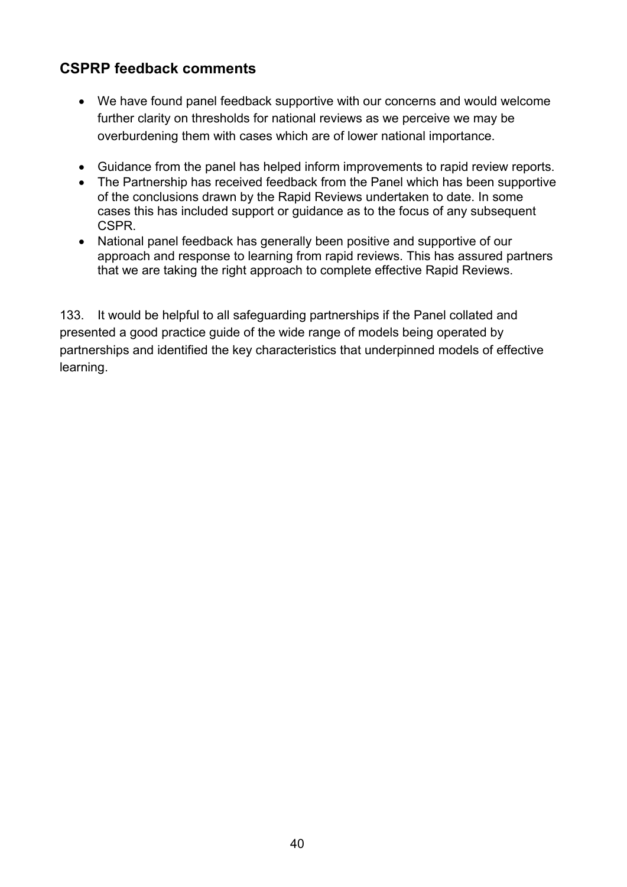## CSPRP feedback comments

- We have found panel feedback supportive with our concerns and would welcome further clarity on thresholds for national reviews as we perceive we may be overburdening them with cases which are of lower national importance.
- Guidance from the panel has helped inform improvements to rapid review reports.
- The Partnership has received feedback from the Panel which has been supportive of the conclusions drawn by the Rapid Reviews undertaken to date. In some cases this has included support or guidance as to the focus of any subsequent CSPR.
- National panel feedback has generally been positive and supportive of our approach and response to learning from rapid reviews. This has assured partners that we are taking the right approach to complete effective Rapid Reviews.

133. It would be helpful to all safeguarding partnerships if the Panel collated and presented a good practice guide of the wide range of models being operated by partnerships and identified the key characteristics that underpinned models of effective learning.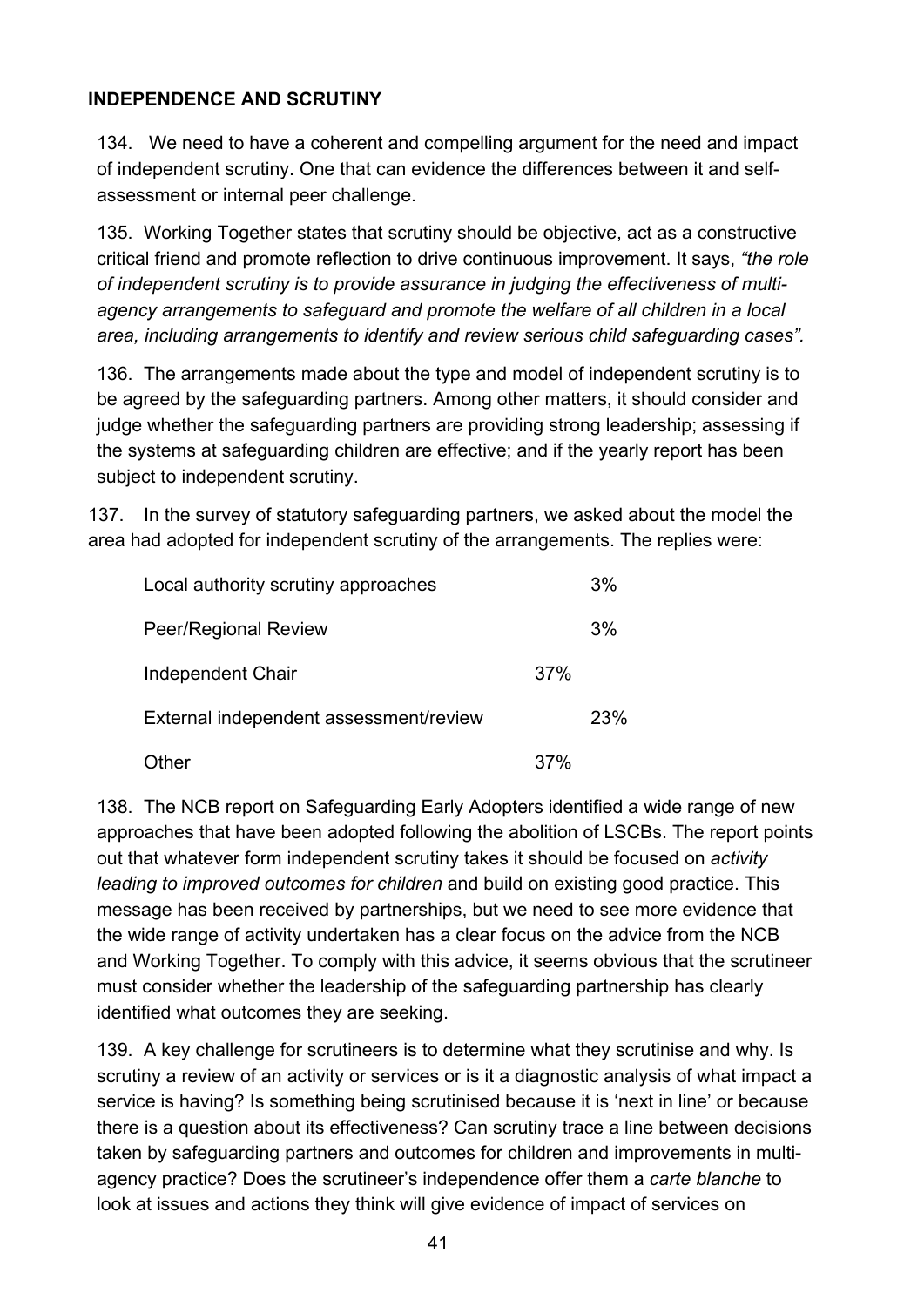## INDEPENDENCE AND SCRUTINY

134. We need to have a coherent and compelling argument for the need and impact of independent scrutiny. One that can evidence the differences between it and self-assessment or internal peer challenge.

135. Working Together states that scrutiny should be objective, act as a constructive critical friend and promote reflection to drive continuous improvement. It says, *"the role of independent scrutiny is to provide assurance in judging the effectiveness of multi-agency arrangements to safeguard and promote the welfare of all children in a local area, including arrangements to identify and review serious child safeguarding cases".*

136. The arrangements made about the type and model of independent scrutiny is to be agreed by the safeguarding partners. Among other matters, it should consider and judge whether the safeguarding partners are providing strong leadership; assessing if the systems at safeguarding children are effective; and if the yearly report has been subject to independent scrutiny.

137. In the survey of statutory safeguarding partners, we asked about the model the area had adopted for independent scrutiny of the arrangements. The replies were:

| | |
|---|---|
| Local authority scrutiny approaches | 3% |
| Peer/Regional Review | 3% |
| Independent Chair | 37% |
| External independent assessment/review | 23% |
| Other | 37% |

138. The NCB report on Safeguarding Early Adopters identified a wide range of new approaches that have been adopted following the abolition of LSCBs. The report points out that whatever form independent scrutiny takes it should be focused on *activity leading to improved outcomes for children* and build on existing good practice. This message has been received by partnerships, but we need to see more evidence that the wide range of activity undertaken has a clear focus on the advice from the NCB and Working Together. To comply with this advice, it seems obvious that the scrutineer must consider whether the leadership of the safeguarding partnership has clearly identified what outcomes they are seeking.

139. A key challenge for scrutineers is to determine what they scrutinise and why. Is scrutiny a review of an activity or services or is it a diagnostic analysis of what impact a service is having? Is something being scrutinised because it is 'next in line' or because there is a question about its effectiveness? Can scrutiny trace a line between decisions taken by safeguarding partners and outcomes for children and improvements in multi-agency practice? Does the scrutineer's independence offer them a *carte blanche* to look at issues and actions they think will give evidence of impact of services on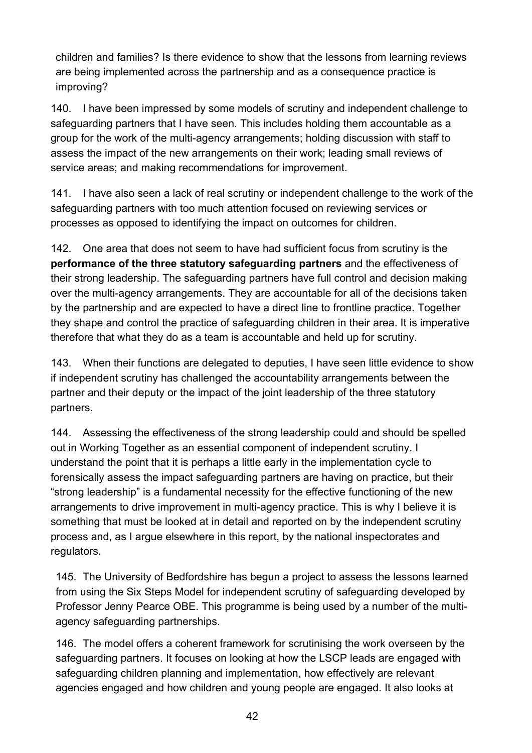children and families? Is there evidence to show that the lessons from learning reviews are being implemented across the partnership and as a consequence practice is improving?

140. I have been impressed by some models of scrutiny and independent challenge to safeguarding partners that I have seen. This includes holding them accountable as a group for the work of the multi-agency arrangements; holding discussion with staff to assess the impact of the new arrangements on their work; leading small reviews of service areas; and making recommendations for improvement.

141. I have also seen a lack of real scrutiny or independent challenge to the work of the safeguarding partners with too much attention focused on reviewing services or processes as opposed to identifying the impact on outcomes for children.

142. One area that does not seem to have had sufficient focus from scrutiny is the **performance of the three statutory safeguarding partners** and the effectiveness of their strong leadership. The safeguarding partners have full control and decision making over the multi-agency arrangements. They are accountable for all of the decisions taken by the partnership and are expected to have a direct line to frontline practice. Together they shape and control the practice of safeguarding children in their area. It is imperative therefore that what they do as a team is accountable and held up for scrutiny.

143. When their functions are delegated to deputies, I have seen little evidence to show if independent scrutiny has challenged the accountability arrangements between the partner and their deputy or the impact of the joint leadership of the three statutory partners.

144. Assessing the effectiveness of the strong leadership could and should be spelled out in Working Together as an essential component of independent scrutiny. I understand the point that it is perhaps a little early in the implementation cycle to forensically assess the impact safeguarding partners are having on practice, but their "strong leadership" is a fundamental necessity for the effective functioning of the new arrangements to drive improvement in multi-agency practice. This is why I believe it is something that must be looked at in detail and reported on by the independent scrutiny process and, as I argue elsewhere in this report, by the national inspectorates and regulators.

145. The University of Bedfordshire has begun a project to assess the lessons learned from using the Six Steps Model for independent scrutiny of safeguarding developed by Professor Jenny Pearce OBE. This programme is being used by a number of the multi-agency safeguarding partnerships.

146. The model offers a coherent framework for scrutinising the work overseen by the safeguarding partners. It focuses on looking at how the LSCP leads are engaged with safeguarding children planning and implementation, how effectively are relevant agencies engaged and how children and young people are engaged. It also looks at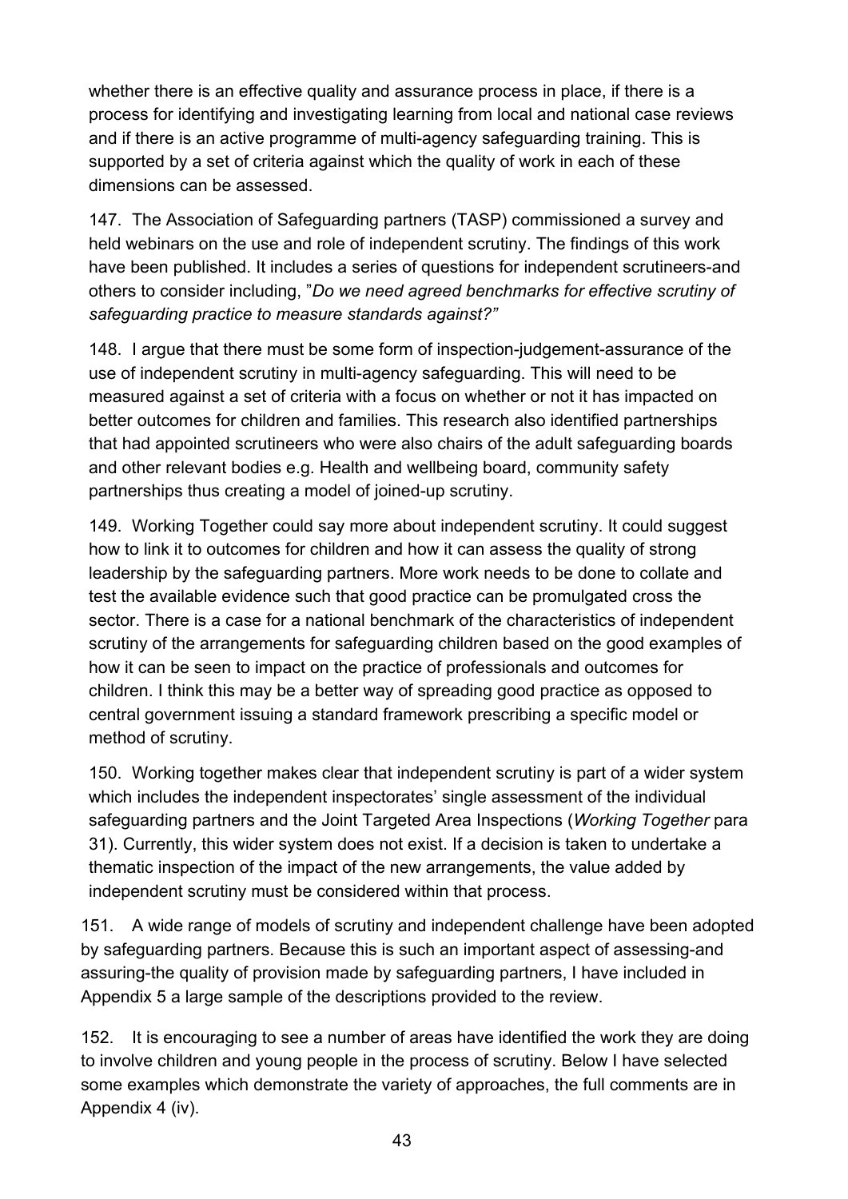whether there is an effective quality and assurance process in place, if there is a process for identifying and investigating learning from local and national case reviews and if there is an active programme of multi-agency safeguarding training. This is supported by a set of criteria against which the quality of work in each of these dimensions can be assessed.

147. The Association of Safeguarding partners (TASP) commissioned a survey and held webinars on the use and role of independent scrutiny. The findings of this work have been published. It includes a series of questions for independent scrutineers-and others to consider including, "*Do we need agreed benchmarks for effective scrutiny of safeguarding practice to measure standards against?"*

148. I argue that there must be some form of inspection-judgement-assurance of the use of independent scrutiny in multi-agency safeguarding. This will need to be measured against a set of criteria with a focus on whether or not it has impacted on better outcomes for children and families. This research also identified partnerships that had appointed scrutineers who were also chairs of the adult safeguarding boards and other relevant bodies e.g. Health and wellbeing board, community safety partnerships thus creating a model of joined-up scrutiny.

149. Working Together could say more about independent scrutiny. It could suggest how to link it to outcomes for children and how it can assess the quality of strong leadership by the safeguarding partners. More work needs to be done to collate and test the available evidence such that good practice can be promulgated cross the sector. There is a case for a national benchmark of the characteristics of independent scrutiny of the arrangements for safeguarding children based on the good examples of how it can be seen to impact on the practice of professionals and outcomes for children. I think this may be a better way of spreading good practice as opposed to central government issuing a standard framework prescribing a specific model or method of scrutiny.

150. Working together makes clear that independent scrutiny is part of a wider system which includes the independent inspectorates' single assessment of the individual safeguarding partners and the Joint Targeted Area Inspections (*Working Together* para 31). Currently, this wider system does not exist. If a decision is taken to undertake a thematic inspection of the impact of the new arrangements, the value added by independent scrutiny must be considered within that process.

151. A wide range of models of scrutiny and independent challenge have been adopted by safeguarding partners. Because this is such an important aspect of assessing-and assuring-the quality of provision made by safeguarding partners, I have included in Appendix 5 a large sample of the descriptions provided to the review.

152. It is encouraging to see a number of areas have identified the work they are doing to involve children and young people in the process of scrutiny. Below I have selected some examples which demonstrate the variety of approaches, the full comments are in Appendix 4 (iv).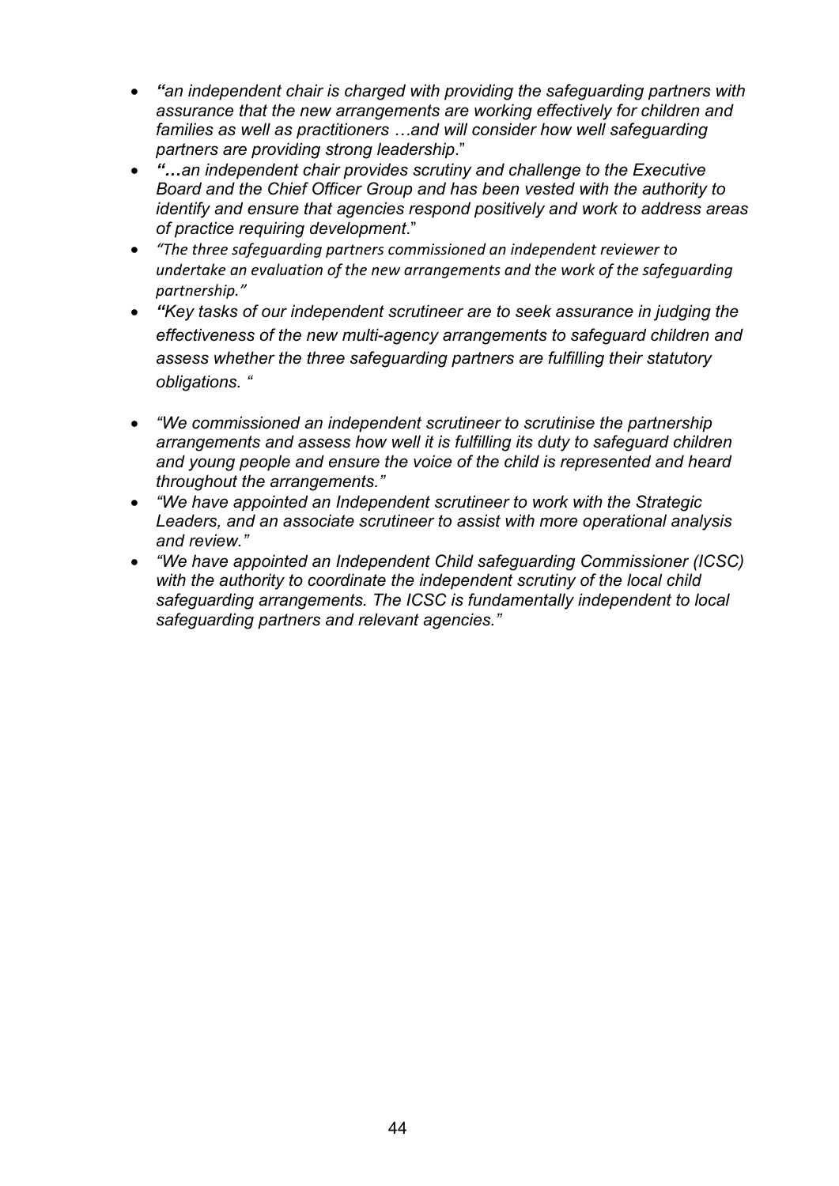- *"an independent chair is charged with providing the safeguarding partners with assurance that the new arrangements are working effectively for children and families as well as practitioners …and will consider how well safeguarding partners are providing strong leadership*."
- *"…an independent chair provides scrutiny and challenge to the Executive Board and the Chief Officer Group and has been vested with the authority to identify and ensure that agencies respond positively and work to address areas of practice requiring development*."
- *"The three safeguarding partners commissioned an independent reviewer to undertake an evaluation of the new arrangements and the work of the safeguarding partnership."*
- *"Key tasks of our independent scrutineer are to seek assurance in judging the effectiveness of the new multi-agency arrangements to safeguard children and assess whether the three safeguarding partners are fulfilling their statutory obligations. "*
- *"We commissioned an independent scrutineer to scrutinise the partnership arrangements and assess how well it is fulfilling its duty to safeguard children and young people and ensure the voice of the child is represented and heard throughout the arrangements."*
- *"We have appointed an Independent scrutineer to work with the Strategic Leaders, and an associate scrutineer to assist with more operational analysis and review."*
- *"We have appointed an Independent Child safeguarding Commissioner (ICSC) with the authority to coordinate the independent scrutiny of the local child safeguarding arrangements. The ICSC is fundamentally independent to local safeguarding partners and relevant agencies."*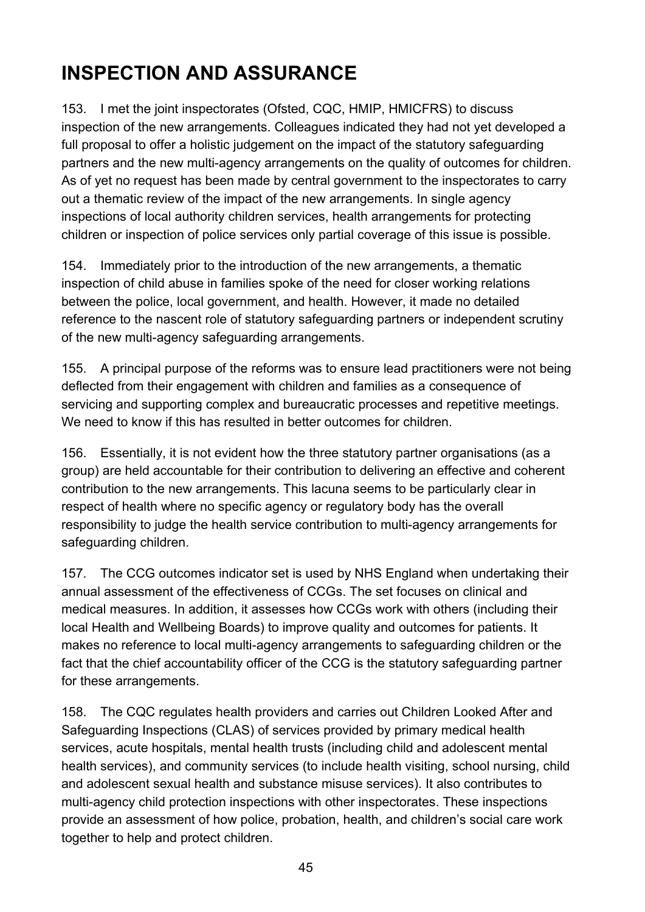# INSPECTION AND ASSURANCE

153. I met the joint inspectorates (Ofsted, CQC, HMIP, HMICFRS) to discuss inspection of the new arrangements. Colleagues indicated they had not yet developed a full proposal to offer a holistic judgement on the impact of the statutory safeguarding partners and the new multi-agency arrangements on the quality of outcomes for children. As of yet no request has been made by central government to the inspectorates to carry out a thematic review of the impact of the new arrangements. In single agency inspections of local authority children services, health arrangements for protecting children or inspection of police services only partial coverage of this issue is possible.

154. Immediately prior to the introduction of the new arrangements, a thematic inspection of child abuse in families spoke of the need for closer working relations between the police, local government, and health. However, it made no detailed reference to the nascent role of statutory safeguarding partners or independent scrutiny of the new multi-agency safeguarding arrangements.

155. A principal purpose of the reforms was to ensure lead practitioners were not being deflected from their engagement with children and families as a consequence of servicing and supporting complex and bureaucratic processes and repetitive meetings. We need to know if this has resulted in better outcomes for children.

156. Essentially, it is not evident how the three statutory partner organisations (as a group) are held accountable for their contribution to delivering an effective and coherent contribution to the new arrangements. This lacuna seems to be particularly clear in respect of health where no specific agency or regulatory body has the overall responsibility to judge the health service contribution to multi-agency arrangements for safeguarding children.

157. The CCG outcomes indicator set is used by NHS England when undertaking their annual assessment of the effectiveness of CCGs. The set focuses on clinical and medical measures. In addition, it assesses how CCGs work with others (including their local Health and Wellbeing Boards) to improve quality and outcomes for patients. It makes no reference to local multi-agency arrangements to safeguarding children or the fact that the chief accountability officer of the CCG is the statutory safeguarding partner for these arrangements.

158. The CQC regulates health providers and carries out Children Looked After and Safeguarding Inspections (CLAS) of services provided by primary medical health services, acute hospitals, mental health trusts (including child and adolescent mental health services), and community services (to include health visiting, school nursing, child and adolescent sexual health and substance misuse services). It also contributes to multi-agency child protection inspections with other inspectorates. These inspections provide an assessment of how police, probation, health, and children's social care work together to help and protect children.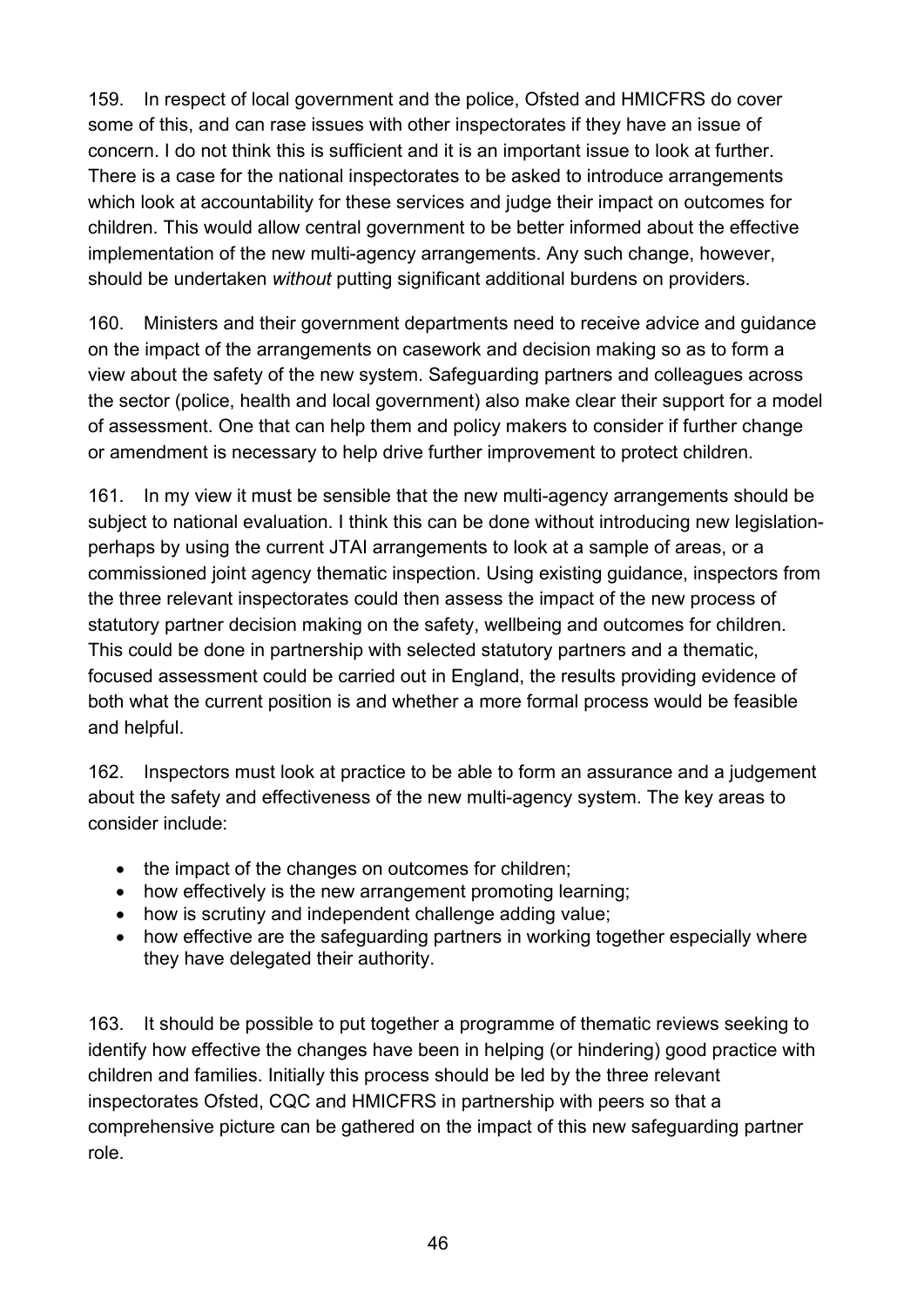159. In respect of local government and the police, Ofsted and HMICFRS do cover some of this, and can rase issues with other inspectorates if they have an issue of concern. I do not think this is sufficient and it is an important issue to look at further. There is a case for the national inspectorates to be asked to introduce arrangements which look at accountability for these services and judge their impact on outcomes for children. This would allow central government to be better informed about the effective implementation of the new multi-agency arrangements. Any such change, however, should be undertaken *without* putting significant additional burdens on providers.

160. Ministers and their government departments need to receive advice and guidance on the impact of the arrangements on casework and decision making so as to form a view about the safety of the new system. Safeguarding partners and colleagues across the sector (police, health and local government) also make clear their support for a model of assessment. One that can help them and policy makers to consider if further change or amendment is necessary to help drive further improvement to protect children.

161. In my view it must be sensible that the new multi-agency arrangements should be subject to national evaluation. I think this can be done without introducing new legislation-perhaps by using the current JTAI arrangements to look at a sample of areas, or a commissioned joint agency thematic inspection. Using existing guidance, inspectors from the three relevant inspectorates could then assess the impact of the new process of statutory partner decision making on the safety, wellbeing and outcomes for children. This could be done in partnership with selected statutory partners and a thematic, focused assessment could be carried out in England, the results providing evidence of both what the current position is and whether a more formal process would be feasible and helpful.

162. Inspectors must look at practice to be able to form an assurance and a judgement about the safety and effectiveness of the new multi-agency system. The key areas to consider include:

- the impact of the changes on outcomes for children;
- how effectively is the new arrangement promoting learning;
- how is scrutiny and independent challenge adding value;
- how effective are the safeguarding partners in working together especially where they have delegated their authority.

163. It should be possible to put together a programme of thematic reviews seeking to identify how effective the changes have been in helping (or hindering) good practice with children and families. Initially this process should be led by the three relevant inspectorates Ofsted, CQC and HMICFRS in partnership with peers so that a comprehensive picture can be gathered on the impact of this new safeguarding partner role.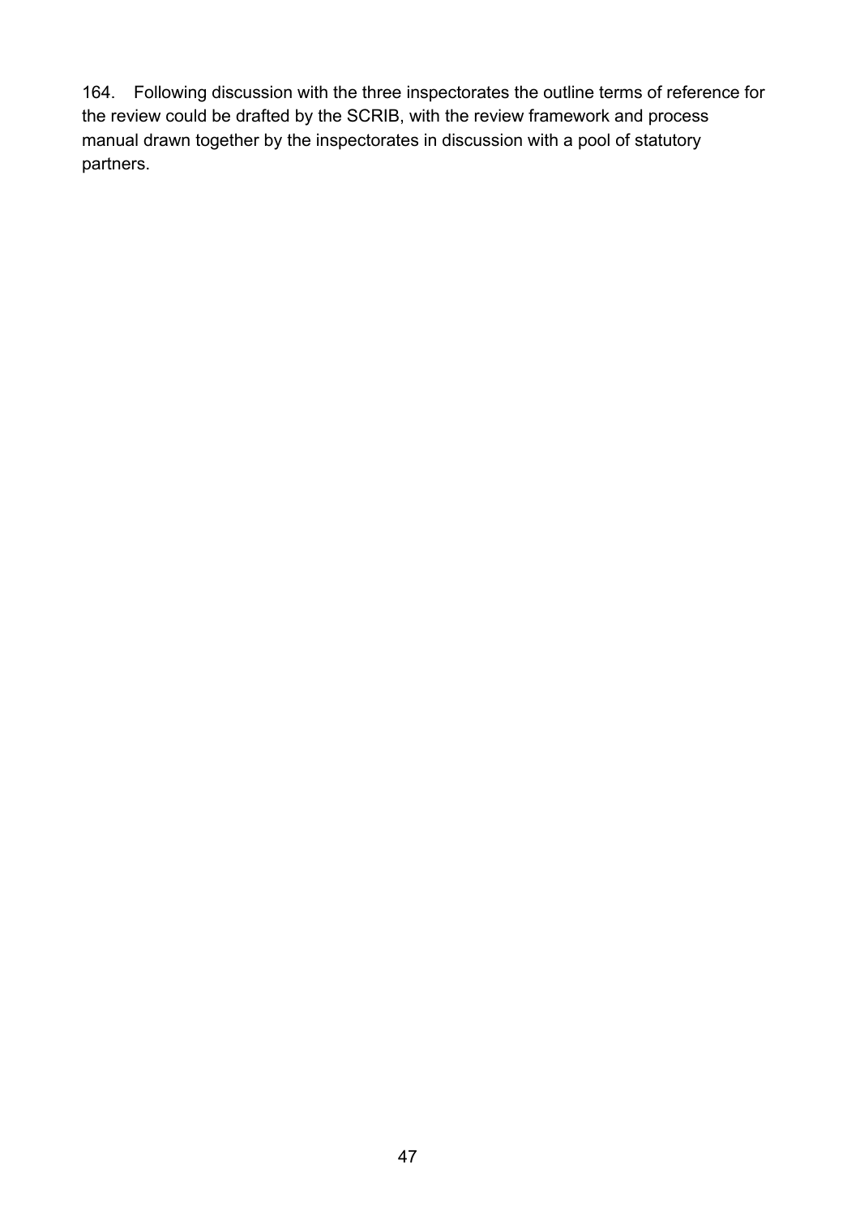164. Following discussion with the three inspectorates the outline terms of reference for the review could be drafted by the SCRIB, with the review framework and process manual drawn together by the inspectorates in discussion with a pool of statutory partners.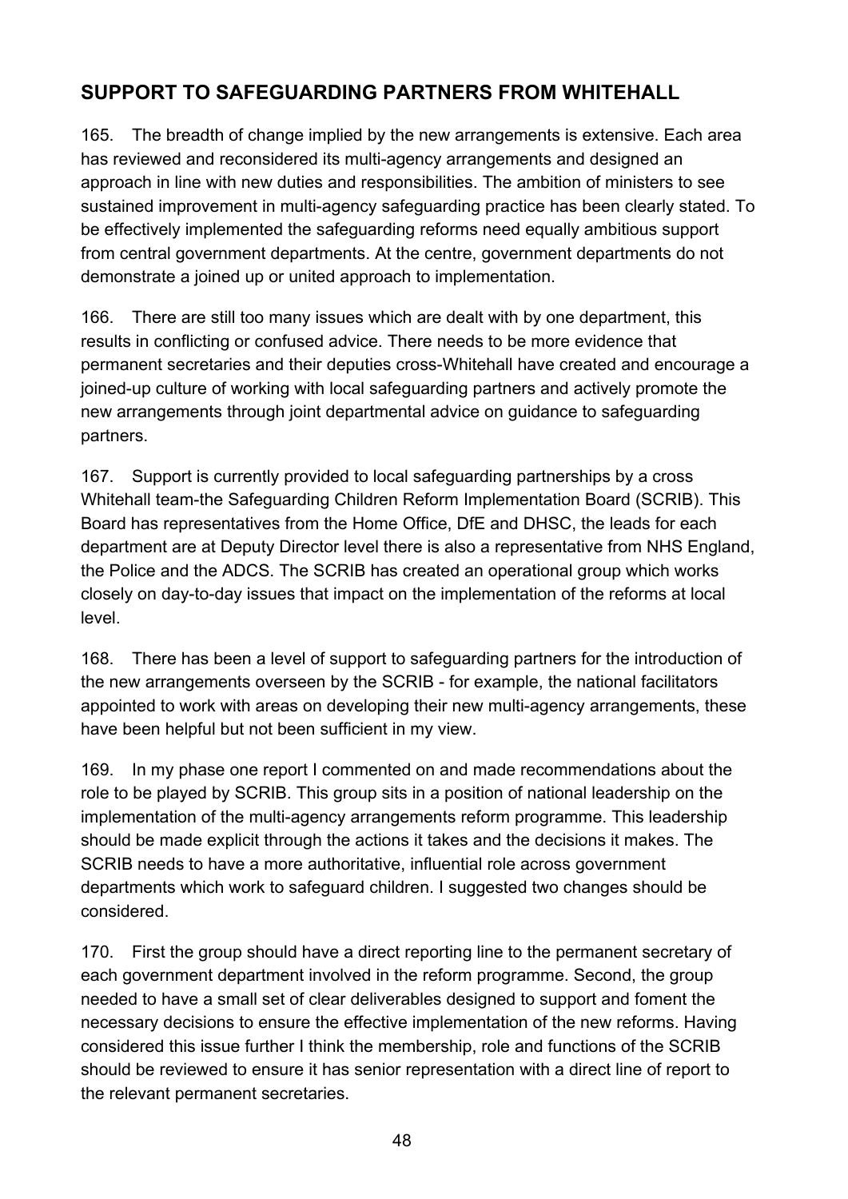## SUPPORT TO SAFEGUARDING PARTNERS FROM WHITEHALL

165. The breadth of change implied by the new arrangements is extensive. Each area has reviewed and reconsidered its multi-agency arrangements and designed an approach in line with new duties and responsibilities. The ambition of ministers to see sustained improvement in multi-agency safeguarding practice has been clearly stated. To be effectively implemented the safeguarding reforms need equally ambitious support from central government departments. At the centre, government departments do not demonstrate a joined up or united approach to implementation.

166. There are still too many issues which are dealt with by one department, this results in conflicting or confused advice. There needs to be more evidence that permanent secretaries and their deputies cross-Whitehall have created and encourage a joined-up culture of working with local safeguarding partners and actively promote the new arrangements through joint departmental advice on guidance to safeguarding partners.

167. Support is currently provided to local safeguarding partnerships by a cross Whitehall team-the Safeguarding Children Reform Implementation Board (SCRIB). This Board has representatives from the Home Office, DfE and DHSC, the leads for each department are at Deputy Director level there is also a representative from NHS England, the Police and the ADCS. The SCRIB has created an operational group which works closely on day-to-day issues that impact on the implementation of the reforms at local level.

168. There has been a level of support to safeguarding partners for the introduction of the new arrangements overseen by the SCRIB - for example, the national facilitators appointed to work with areas on developing their new multi-agency arrangements, these have been helpful but not been sufficient in my view.

169. In my phase one report I commented on and made recommendations about the role to be played by SCRIB. This group sits in a position of national leadership on the implementation of the multi-agency arrangements reform programme. This leadership should be made explicit through the actions it takes and the decisions it makes. The SCRIB needs to have a more authoritative, influential role across government departments which work to safeguard children. I suggested two changes should be considered.

170. First the group should have a direct reporting line to the permanent secretary of each government department involved in the reform programme. Second, the group needed to have a small set of clear deliverables designed to support and foment the necessary decisions to ensure the effective implementation of the new reforms. Having considered this issue further I think the membership, role and functions of the SCRIB should be reviewed to ensure it has senior representation with a direct line of report to the relevant permanent secretaries.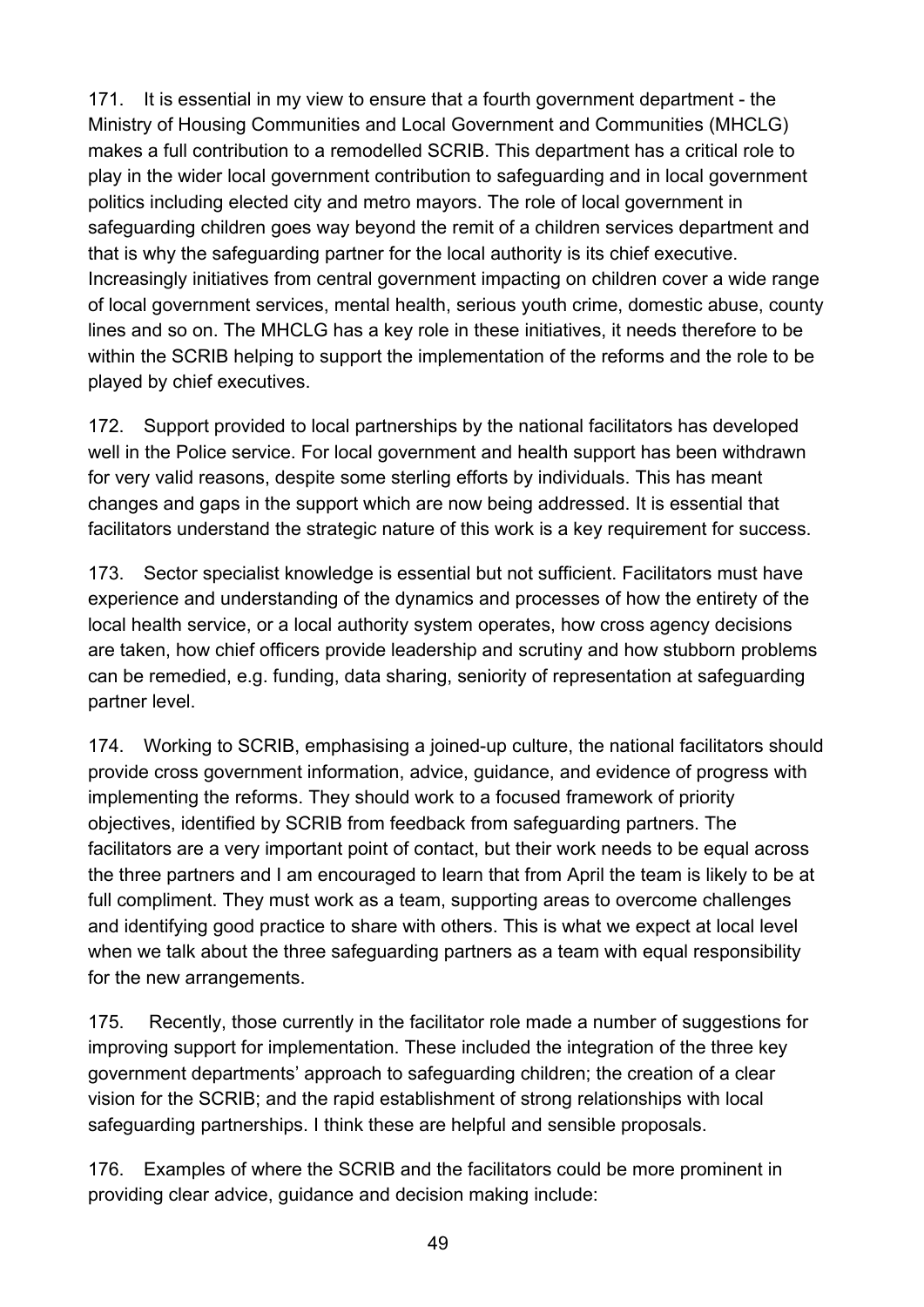171. It is essential in my view to ensure that a fourth government department - the Ministry of Housing Communities and Local Government and Communities (MHCLG) makes a full contribution to a remodelled SCRIB. This department has a critical role to play in the wider local government contribution to safeguarding and in local government politics including elected city and metro mayors. The role of local government in safeguarding children goes way beyond the remit of a children services department and that is why the safeguarding partner for the local authority is its chief executive. Increasingly initiatives from central government impacting on children cover a wide range of local government services, mental health, serious youth crime, domestic abuse, county lines and so on. The MHCLG has a key role in these initiatives, it needs therefore to be within the SCRIB helping to support the implementation of the reforms and the role to be played by chief executives.

172. Support provided to local partnerships by the national facilitators has developed well in the Police service. For local government and health support has been withdrawn for very valid reasons, despite some sterling efforts by individuals. This has meant changes and gaps in the support which are now being addressed. It is essential that facilitators understand the strategic nature of this work is a key requirement for success.

173. Sector specialist knowledge is essential but not sufficient. Facilitators must have experience and understanding of the dynamics and processes of how the entirety of the local health service, or a local authority system operates, how cross agency decisions are taken, how chief officers provide leadership and scrutiny and how stubborn problems can be remedied, e.g. funding, data sharing, seniority of representation at safeguarding partner level.

174. Working to SCRIB, emphasising a joined-up culture, the national facilitators should provide cross government information, advice, guidance, and evidence of progress with implementing the reforms. They should work to a focused framework of priority objectives, identified by SCRIB from feedback from safeguarding partners. The facilitators are a very important point of contact, but their work needs to be equal across the three partners and I am encouraged to learn that from April the team is likely to be at full compliment. They must work as a team, supporting areas to overcome challenges and identifying good practice to share with others. This is what we expect at local level when we talk about the three safeguarding partners as a team with equal responsibility for the new arrangements.

175. Recently, those currently in the facilitator role made a number of suggestions for improving support for implementation. These included the integration of the three key government departments' approach to safeguarding children; the creation of a clear vision for the SCRIB; and the rapid establishment of strong relationships with local safeguarding partnerships. I think these are helpful and sensible proposals.

176. Examples of where the SCRIB and the facilitators could be more prominent in providing clear advice, guidance and decision making include: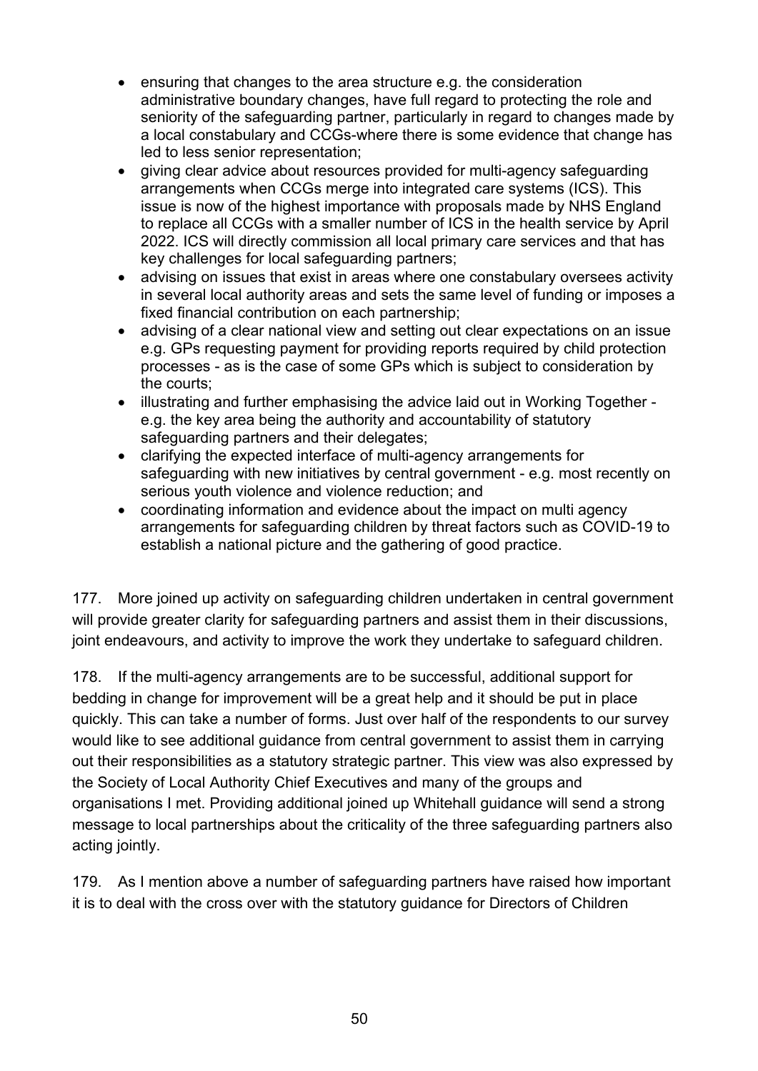- ensuring that changes to the area structure e.g. the consideration administrative boundary changes, have full regard to protecting the role and seniority of the safeguarding partner, particularly in regard to changes made by a local constabulary and CCGs-where there is some evidence that change has led to less senior representation;
- giving clear advice about resources provided for multi-agency safeguarding arrangements when CCGs merge into integrated care systems (ICS). This issue is now of the highest importance with proposals made by NHS England to replace all CCGs with a smaller number of ICS in the health service by April 2022. ICS will directly commission all local primary care services and that has key challenges for local safeguarding partners;
- advising on issues that exist in areas where one constabulary oversees activity in several local authority areas and sets the same level of funding or imposes a fixed financial contribution on each partnership;
- advising of a clear national view and setting out clear expectations on an issue e.g. GPs requesting payment for providing reports required by child protection processes - as is the case of some GPs which is subject to consideration by the courts;
- illustrating and further emphasising the advice laid out in Working Together - e.g. the key area being the authority and accountability of statutory safeguarding partners and their delegates;
- clarifying the expected interface of multi-agency arrangements for safeguarding with new initiatives by central government - e.g. most recently on serious youth violence and violence reduction; and
- coordinating information and evidence about the impact on multi agency arrangements for safeguarding children by threat factors such as COVID-19 to establish a national picture and the gathering of good practice.

177. More joined up activity on safeguarding children undertaken in central government will provide greater clarity for safeguarding partners and assist them in their discussions, joint endeavours, and activity to improve the work they undertake to safeguard children.

178. If the multi-agency arrangements are to be successful, additional support for bedding in change for improvement will be a great help and it should be put in place quickly. This can take a number of forms. Just over half of the respondents to our survey would like to see additional guidance from central government to assist them in carrying out their responsibilities as a statutory strategic partner. This view was also expressed by the Society of Local Authority Chief Executives and many of the groups and organisations I met. Providing additional joined up Whitehall guidance will send a strong message to local partnerships about the criticality of the three safeguarding partners also acting jointly.

179. As I mention above a number of safeguarding partners have raised how important it is to deal with the cross over with the statutory guidance for Directors of Children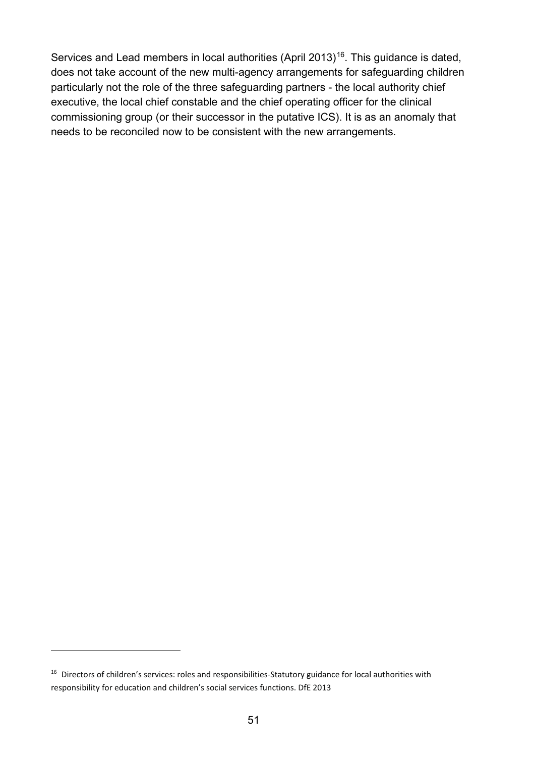Services and Lead members in local authorities (April 2013)[16]. This guidance is dated, does not take account of the new multi-agency arrangements for safeguarding children particularly not the role of the three safeguarding partners - the local authority chief executive, the local chief constable and the chief operating officer for the clinical commissioning group (or their successor in the putative ICS). It is as an anomaly that needs to be reconciled now to be consistent with the new arrangements.

[16] Directors of children's services: roles and responsibilities-Statutory guidance for local authorities with responsibility for education and children's social services functions. DfE 2013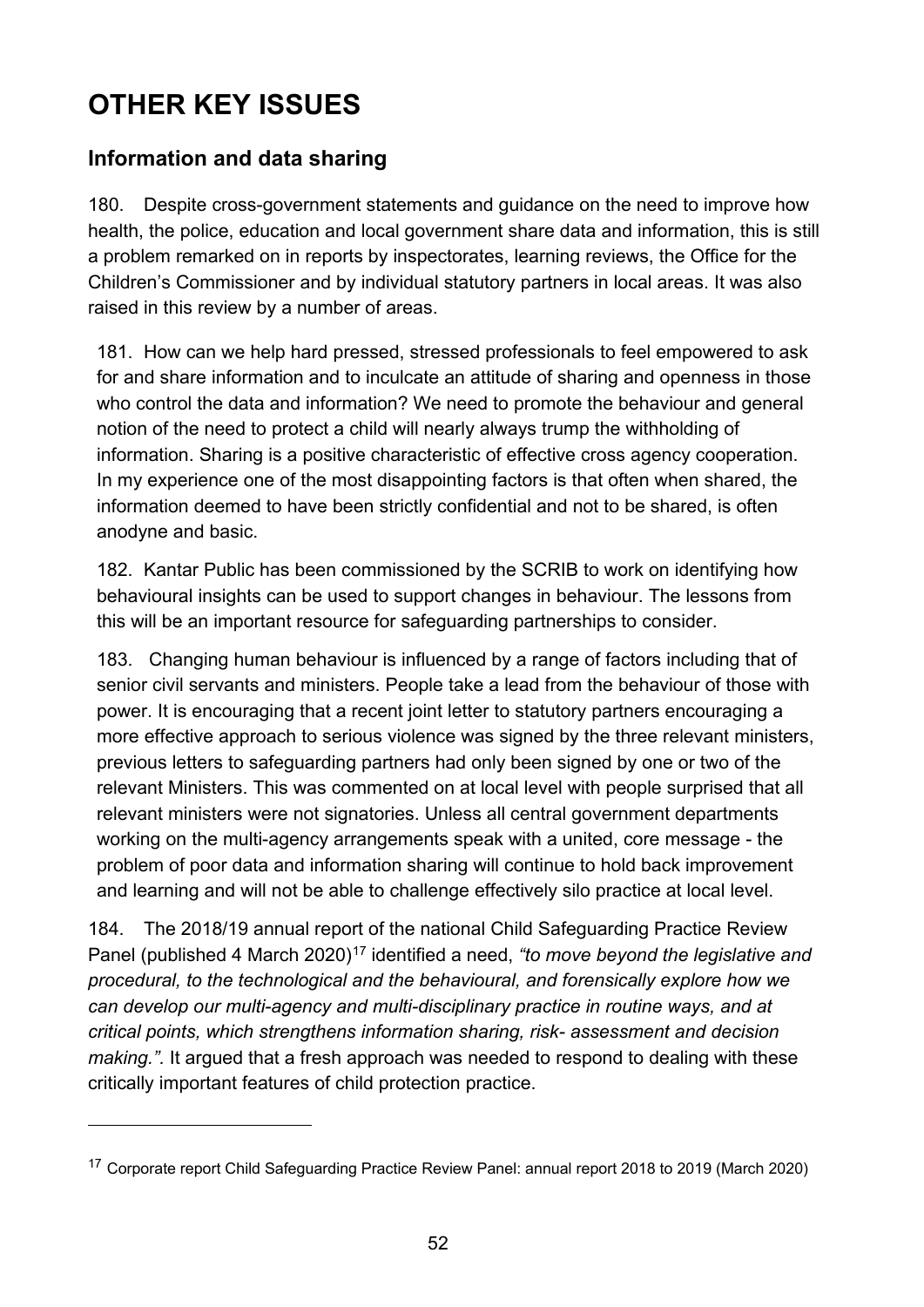# OTHER KEY ISSUES

## Information and data sharing

180. Despite cross-government statements and guidance on the need to improve how health, the police, education and local government share data and information, this is still a problem remarked on in reports by inspectorates, learning reviews, the Office for the Children's Commissioner and by individual statutory partners in local areas. It was also raised in this review by a number of areas.

181. How can we help hard pressed, stressed professionals to feel empowered to ask for and share information and to inculcate an attitude of sharing and openness in those who control the data and information? We need to promote the behaviour and general notion of the need to protect a child will nearly always trump the withholding of information. Sharing is a positive characteristic of effective cross agency cooperation. In my experience one of the most disappointing factors is that often when shared, the information deemed to have been strictly confidential and not to be shared, is often anodyne and basic.

182. Kantar Public has been commissioned by the SCRIB to work on identifying how behavioural insights can be used to support changes in behaviour. The lessons from this will be an important resource for safeguarding partnerships to consider.

183. Changing human behaviour is influenced by a range of factors including that of senior civil servants and ministers. People take a lead from the behaviour of those with power. It is encouraging that a recent joint letter to statutory partners encouraging a more effective approach to serious violence was signed by the three relevant ministers, previous letters to safeguarding partners had only been signed by one or two of the relevant Ministers. This was commented on at local level with people surprised that all relevant ministers were not signatories. Unless all central government departments working on the multi-agency arrangements speak with a united, core message - the problem of poor data and information sharing will continue to hold back improvement and learning and will not be able to challenge effectively silo practice at local level.

184. The 2018/19 annual report of the national Child Safeguarding Practice Review Panel (published 4 March 2020)[17] identified a need, *"to move beyond the legislative and procedural, to the technological and the behavioural, and forensically explore how we can develop our multi-agency and multi-disciplinary practice in routine ways, and at critical points, which strengthens information sharing, risk- assessment and decision making.".* It argued that a fresh approach was needed to respond to dealing with these critically important features of child protection practice.

---

[17] Corporate report Child Safeguarding Practice Review Panel: annual report 2018 to 2019 (March 2020)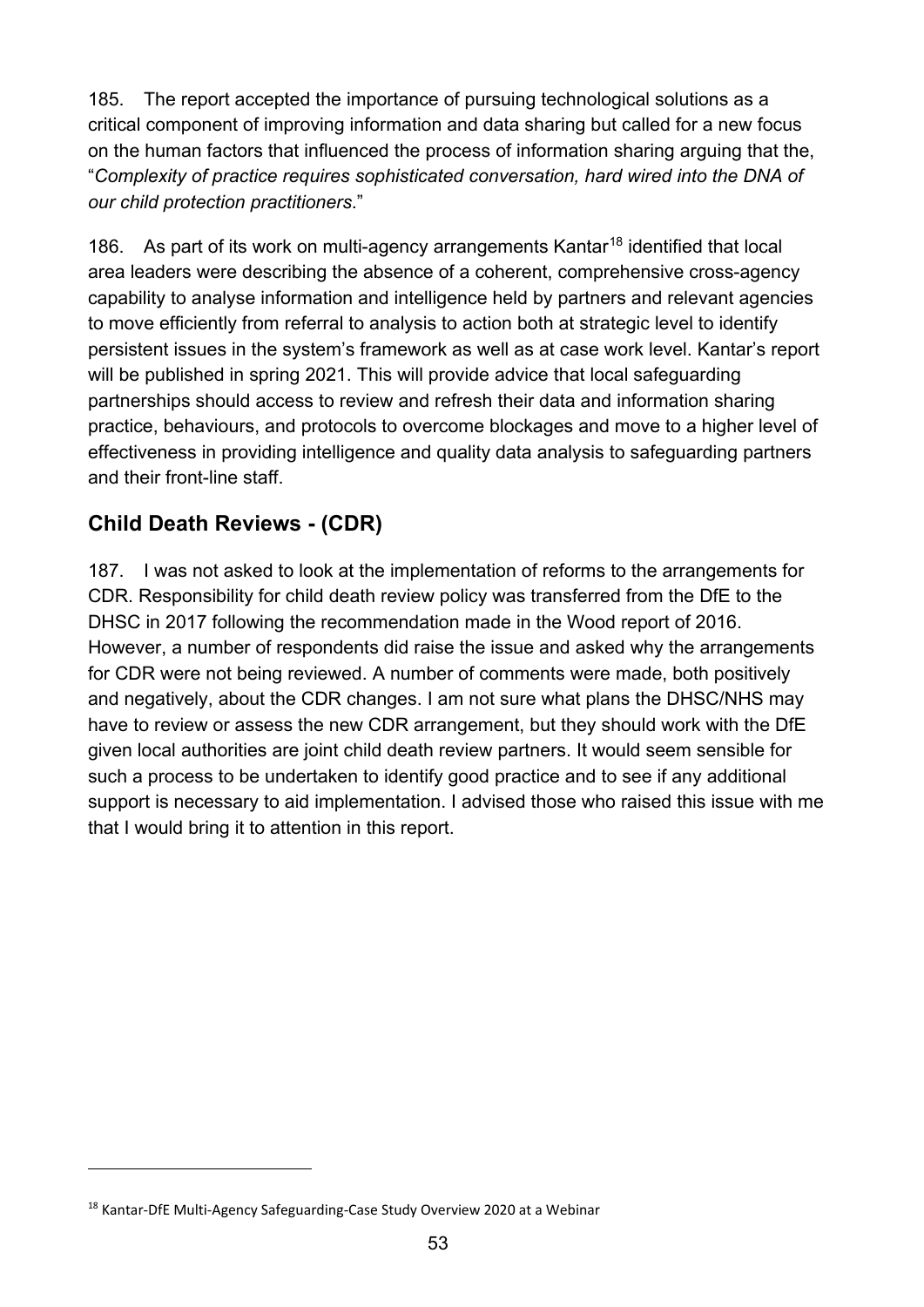185. The report accepted the importance of pursuing technological solutions as a critical component of improving information and data sharing but called for a new focus on the human factors that influenced the process of information sharing arguing that the, "*Complexity of practice requires sophisticated conversation, hard wired into the DNA of our child protection practitioners*."

186. As part of its work on multi-agency arrangements Kantar[18] identified that local area leaders were describing the absence of a coherent, comprehensive cross-agency capability to analyse information and intelligence held by partners and relevant agencies to move efficiently from referral to analysis to action both at strategic level to identify persistent issues in the system's framework as well as at case work level. Kantar's report will be published in spring 2021. This will provide advice that local safeguarding partnerships should access to review and refresh their data and information sharing practice, behaviours, and protocols to overcome blockages and move to a higher level of effectiveness in providing intelligence and quality data analysis to safeguarding partners and their front-line staff.

## Child Death Reviews - (CDR)

187. I was not asked to look at the implementation of reforms to the arrangements for CDR. Responsibility for child death review policy was transferred from the DfE to the DHSC in 2017 following the recommendation made in the Wood report of 2016. However, a number of respondents did raise the issue and asked why the arrangements for CDR were not being reviewed. A number of comments were made, both positively and negatively, about the CDR changes. I am not sure what plans the DHSC/NHS may have to review or assess the new CDR arrangement, but they should work with the DfE given local authorities are joint child death review partners. It would seem sensible for such a process to be undertaken to identify good practice and to see if any additional support is necessary to aid implementation. I advised those who raised this issue with me that I would bring it to attention in this report.

[18] Kantar-DfE Multi-Agency Safeguarding-Case Study Overview 2020 at a Webinar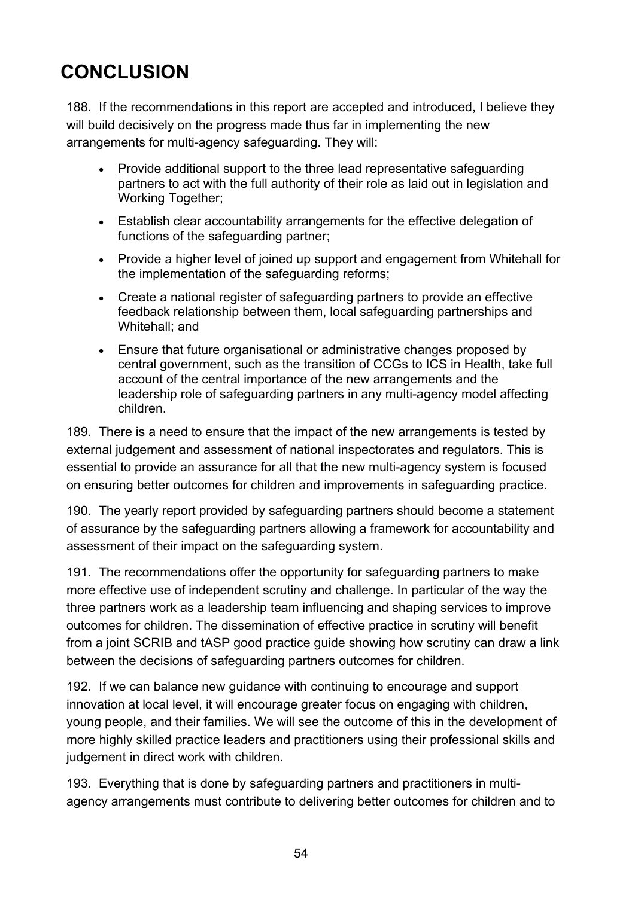# CONCLUSION

188. If the recommendations in this report are accepted and introduced, I believe they will build decisively on the progress made thus far in implementing the new arrangements for multi-agency safeguarding. They will:

- Provide additional support to the three lead representative safeguarding partners to act with the full authority of their role as laid out in legislation and Working Together;
- Establish clear accountability arrangements for the effective delegation of functions of the safeguarding partner;
- Provide a higher level of joined up support and engagement from Whitehall for the implementation of the safeguarding reforms;
- Create a national register of safeguarding partners to provide an effective feedback relationship between them, local safeguarding partnerships and Whitehall; and
- Ensure that future organisational or administrative changes proposed by central government, such as the transition of CCGs to ICS in Health, take full account of the central importance of the new arrangements and the leadership role of safeguarding partners in any multi-agency model affecting children.

189. There is a need to ensure that the impact of the new arrangements is tested by external judgement and assessment of national inspectorates and regulators. This is essential to provide an assurance for all that the new multi-agency system is focused on ensuring better outcomes for children and improvements in safeguarding practice.

190. The yearly report provided by safeguarding partners should become a statement of assurance by the safeguarding partners allowing a framework for accountability and assessment of their impact on the safeguarding system.

191. The recommendations offer the opportunity for safeguarding partners to make more effective use of independent scrutiny and challenge. In particular of the way the three partners work as a leadership team influencing and shaping services to improve outcomes for children. The dissemination of effective practice in scrutiny will benefit from a joint SCRIB and tASP good practice guide showing how scrutiny can draw a link between the decisions of safeguarding partners outcomes for children.

192. If we can balance new guidance with continuing to encourage and support innovation at local level, it will encourage greater focus on engaging with children, young people, and their families. We will see the outcome of this in the development of more highly skilled practice leaders and practitioners using their professional skills and judgement in direct work with children.

193. Everything that is done by safeguarding partners and practitioners in multi-agency arrangements must contribute to delivering better outcomes for children and to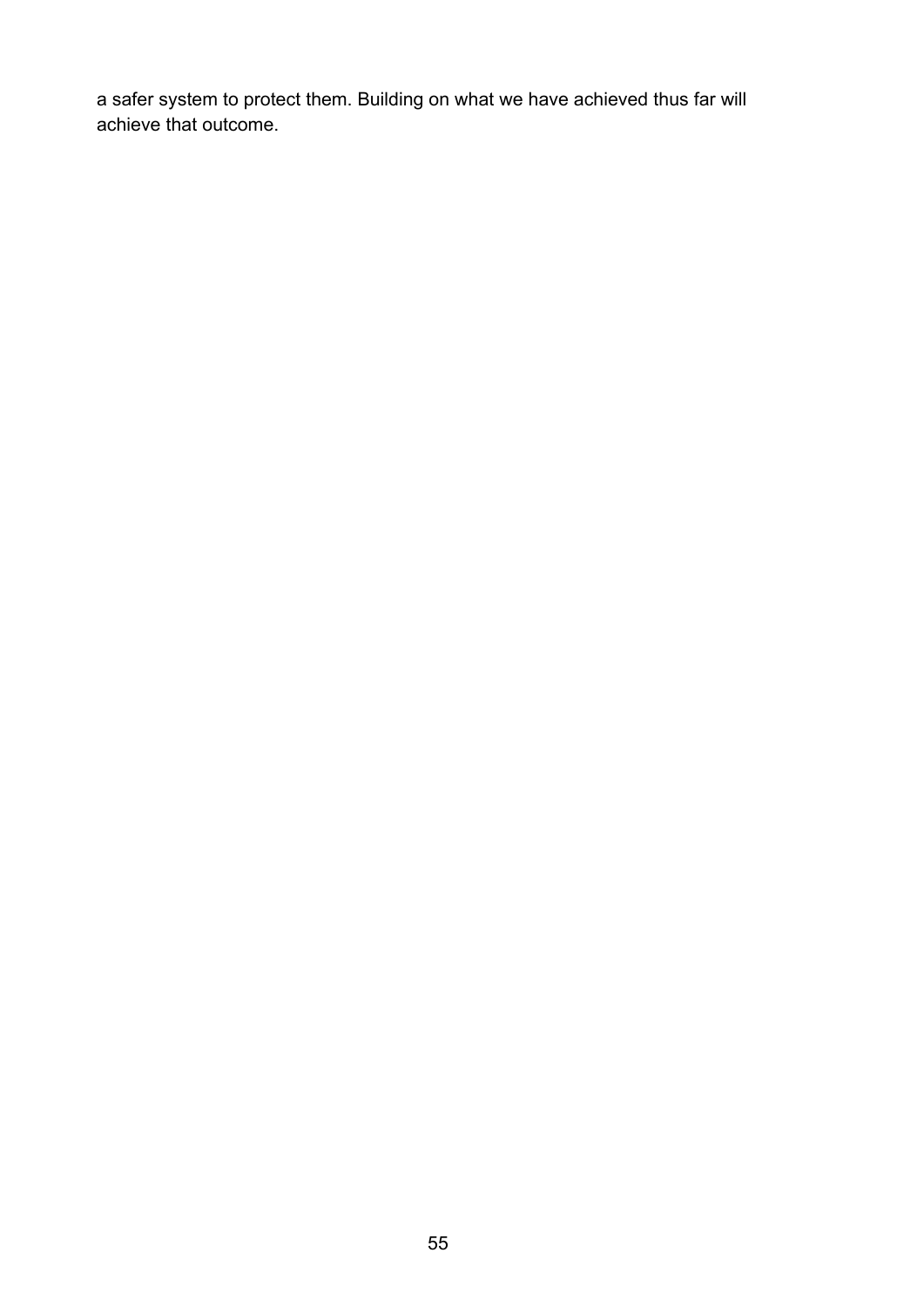a safer system to protect them. Building on what we have achieved thus far will achieve that outcome.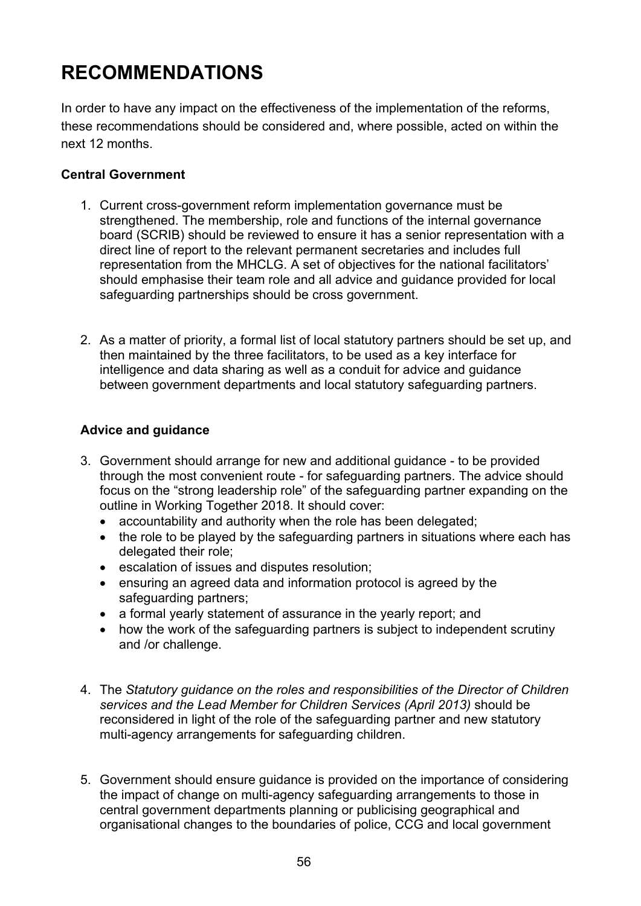# RECOMMENDATIONS

In order to have any impact on the effectiveness of the implementation of the reforms, these recommendations should be considered and, where possible, acted on within the next 12 months.

**Central Government**

1. Current cross-government reform implementation governance must be strengthened. The membership, role and functions of the internal governance board (SCRIB) should be reviewed to ensure it has a senior representation with a direct line of report to the relevant permanent secretaries and includes full representation from the MHCLG. A set of objectives for the national facilitators' should emphasise their team role and all advice and guidance provided for local safeguarding partnerships should be cross government.

2. As a matter of priority, a formal list of local statutory partners should be set up, and then maintained by the three facilitators, to be used as a key interface for intelligence and data sharing as well as a conduit for advice and guidance between government departments and local statutory safeguarding partners.

**Advice and guidance**

3. Government should arrange for new and additional guidance - to be provided through the most convenient route - for safeguarding partners. The advice should focus on the "strong leadership role" of the safeguarding partner expanding on the outline in Working Together 2018. It should cover:
   - accountability and authority when the role has been delegated;
   - the role to be played by the safeguarding partners in situations where each has delegated their role;
   - escalation of issues and disputes resolution;
   - ensuring an agreed data and information protocol is agreed by the safeguarding partners;
   - a formal yearly statement of assurance in the yearly report; and
   - how the work of the safeguarding partners is subject to independent scrutiny and /or challenge.

4. The *Statutory guidance on the roles and responsibilities of the Director of Children services and the Lead Member for Children Services (April 2013)* should be reconsidered in light of the role of the safeguarding partner and new statutory multi-agency arrangements for safeguarding children.

5. Government should ensure guidance is provided on the importance of considering the impact of change on multi-agency safeguarding arrangements to those in central government departments planning or publicising geographical and organisational changes to the boundaries of police, CCG and local government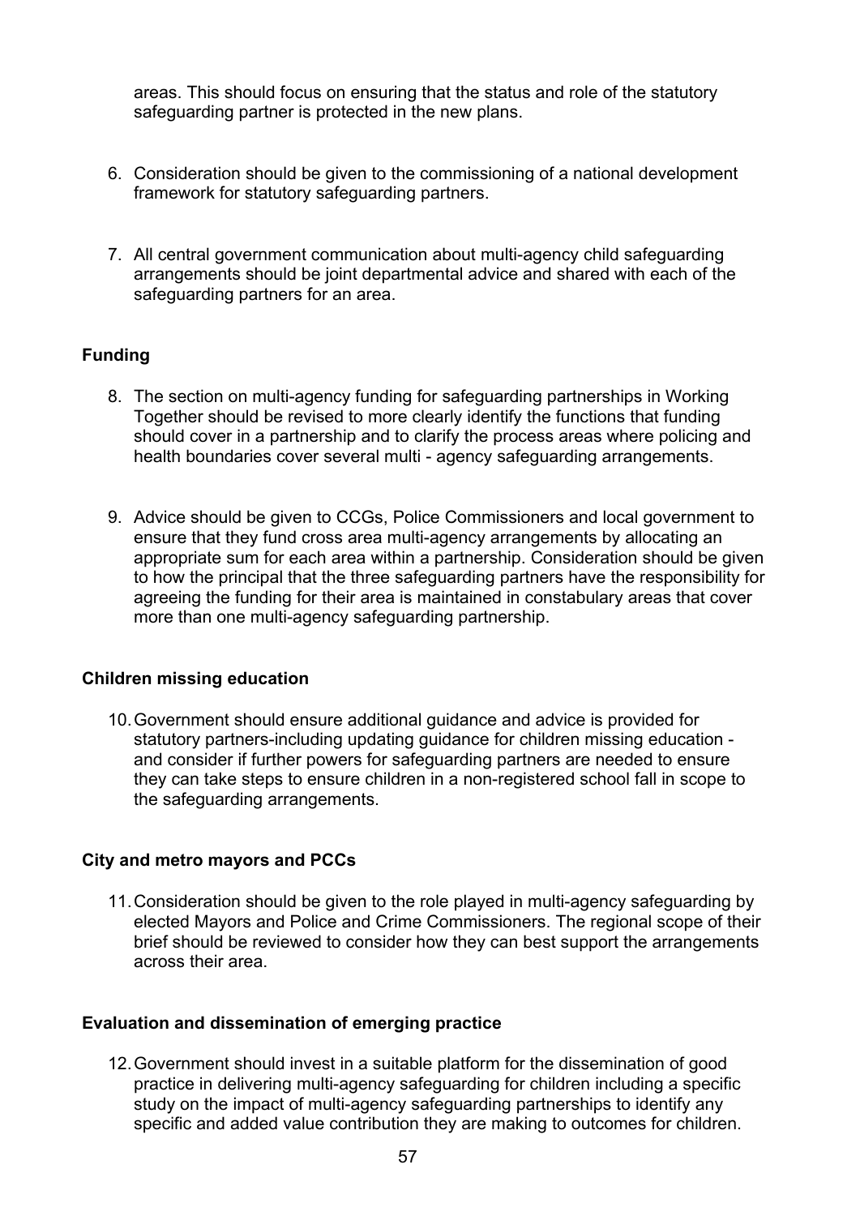areas. This should focus on ensuring that the status and role of the statutory safeguarding partner is protected in the new plans.

6. Consideration should be given to the commissioning of a national development framework for statutory safeguarding partners.

7. All central government communication about multi-agency child safeguarding arrangements should be joint departmental advice and shared with each of the safeguarding partners for an area.

**Funding**

8. The section on multi-agency funding for safeguarding partnerships in Working Together should be revised to more clearly identify the functions that funding should cover in a partnership and to clarify the process areas where policing and health boundaries cover several multi - agency safeguarding arrangements.

9. Advice should be given to CCGs, Police Commissioners and local government to ensure that they fund cross area multi-agency arrangements by allocating an appropriate sum for each area within a partnership. Consideration should be given to how the principal that the three safeguarding partners have the responsibility for agreeing the funding for their area is maintained in constabulary areas that cover more than one multi-agency safeguarding partnership.

**Children missing education**

10. Government should ensure additional guidance and advice is provided for statutory partners-including updating guidance for children missing education - and consider if further powers for safeguarding partners are needed to ensure they can take steps to ensure children in a non-registered school fall in scope to the safeguarding arrangements.

**City and metro mayors and PCCs**

11. Consideration should be given to the role played in multi-agency safeguarding by elected Mayors and Police and Crime Commissioners. The regional scope of their brief should be reviewed to consider how they can best support the arrangements across their area.

**Evaluation and dissemination of emerging practice**

12. Government should invest in a suitable platform for the dissemination of good practice in delivering multi-agency safeguarding for children including a specific study on the impact of multi-agency safeguarding partnerships to identify any specific and added value contribution they are making to outcomes for children.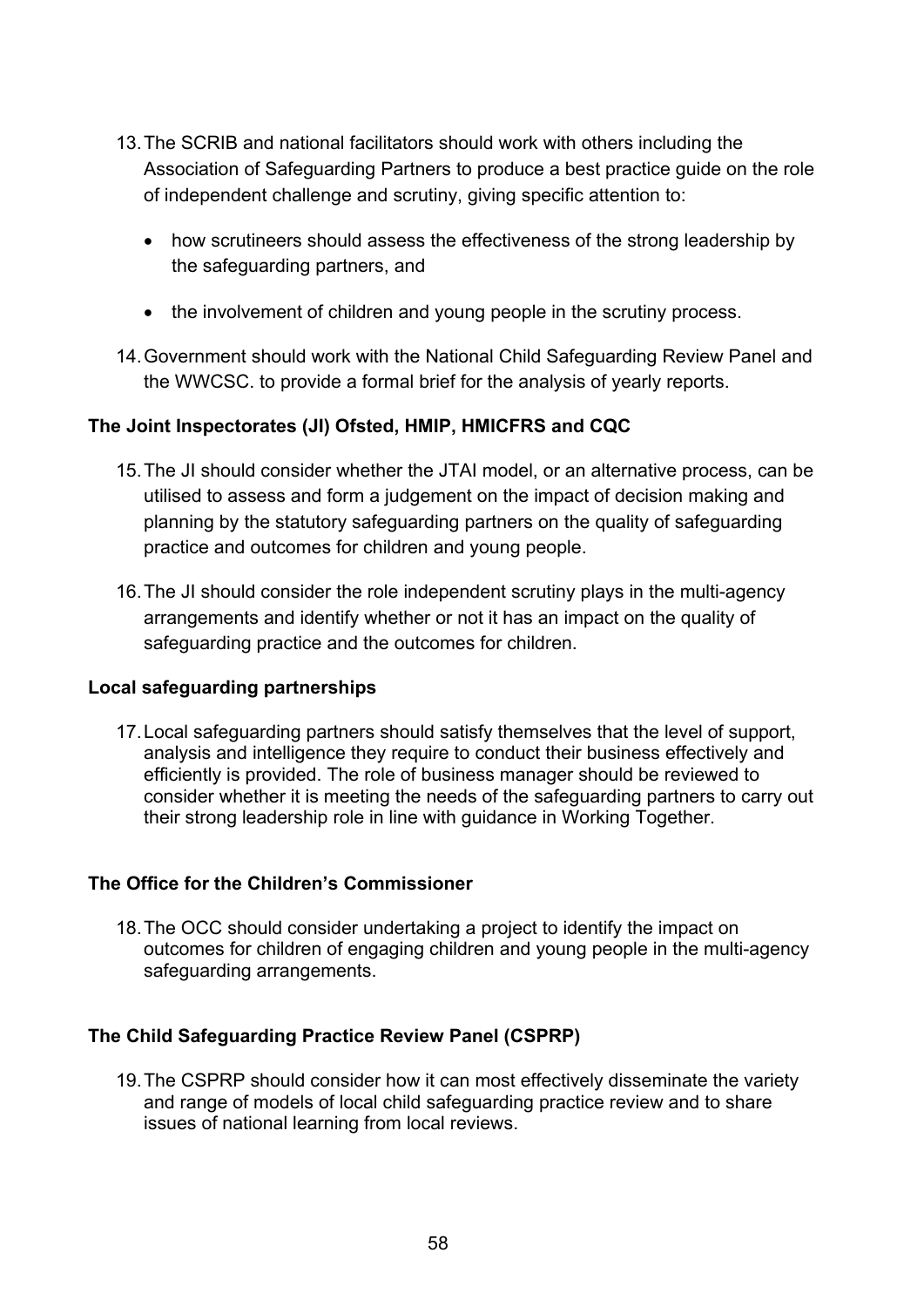13. The SCRIB and national facilitators should work with others including the Association of Safeguarding Partners to produce a best practice guide on the role of independent challenge and scrutiny, giving specific attention to:

    - how scrutineers should assess the effectiveness of the strong leadership by the safeguarding partners, and

    - the involvement of children and young people in the scrutiny process.

14. Government should work with the National Child Safeguarding Review Panel and the WWCSC. to provide a formal brief for the analysis of yearly reports.

**The Joint Inspectorates (JI) Ofsted, HMIP, HMICFRS and CQC**

15. The JI should consider whether the JTAI model, or an alternative process, can be utilised to assess and form a judgement on the impact of decision making and planning by the statutory safeguarding partners on the quality of safeguarding practice and outcomes for children and young people.

16. The JI should consider the role independent scrutiny plays in the multi-agency arrangements and identify whether or not it has an impact on the quality of safeguarding practice and the outcomes for children.

**Local safeguarding partnerships**

17. Local safeguarding partners should satisfy themselves that the level of support, analysis and intelligence they require to conduct their business effectively and efficiently is provided. The role of business manager should be reviewed to consider whether it is meeting the needs of the safeguarding partners to carry out their strong leadership role in line with guidance in Working Together.

**The Office for the Children's Commissioner**

18. The OCC should consider undertaking a project to identify the impact on outcomes for children of engaging children and young people in the multi-agency safeguarding arrangements.

**The Child Safeguarding Practice Review Panel (CSPRP)**

19. The CSPRP should consider how it can most effectively disseminate the variety and range of models of local child safeguarding practice review and to share issues of national learning from local reviews.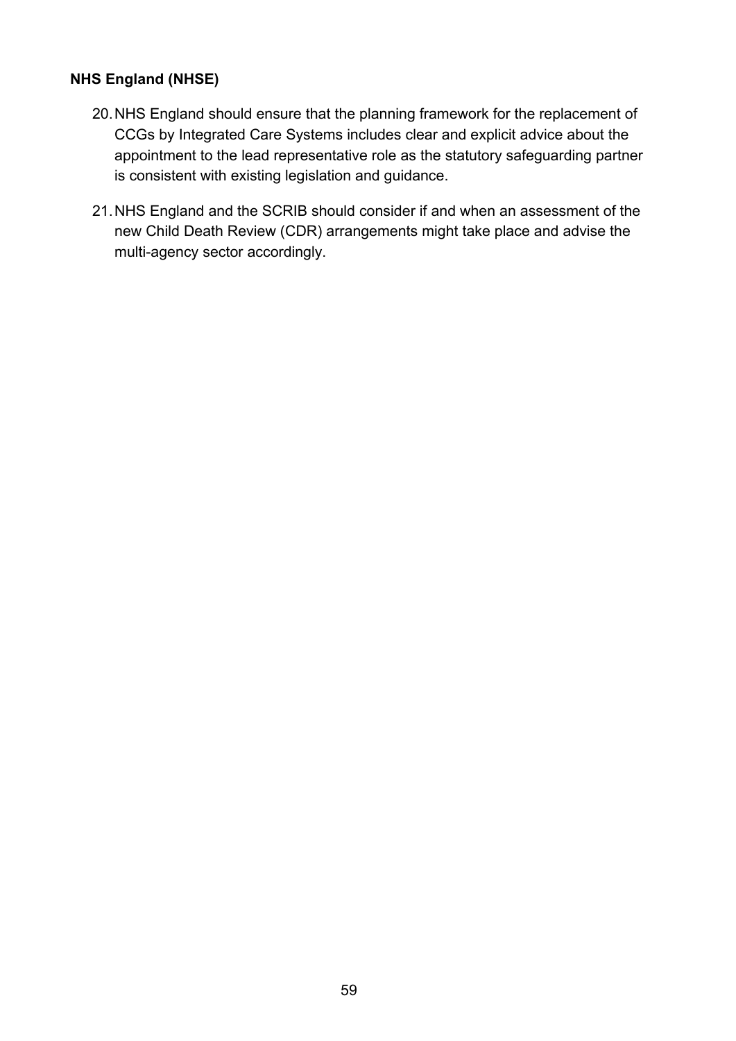**NHS England (NHSE)**

20. NHS England should ensure that the planning framework for the replacement of CCGs by Integrated Care Systems includes clear and explicit advice about the appointment to the lead representative role as the statutory safeguarding partner is consistent with existing legislation and guidance.

21. NHS England and the SCRIB should consider if and when an assessment of the new Child Death Review (CDR) arrangements might take place and advise the multi-agency sector accordingly.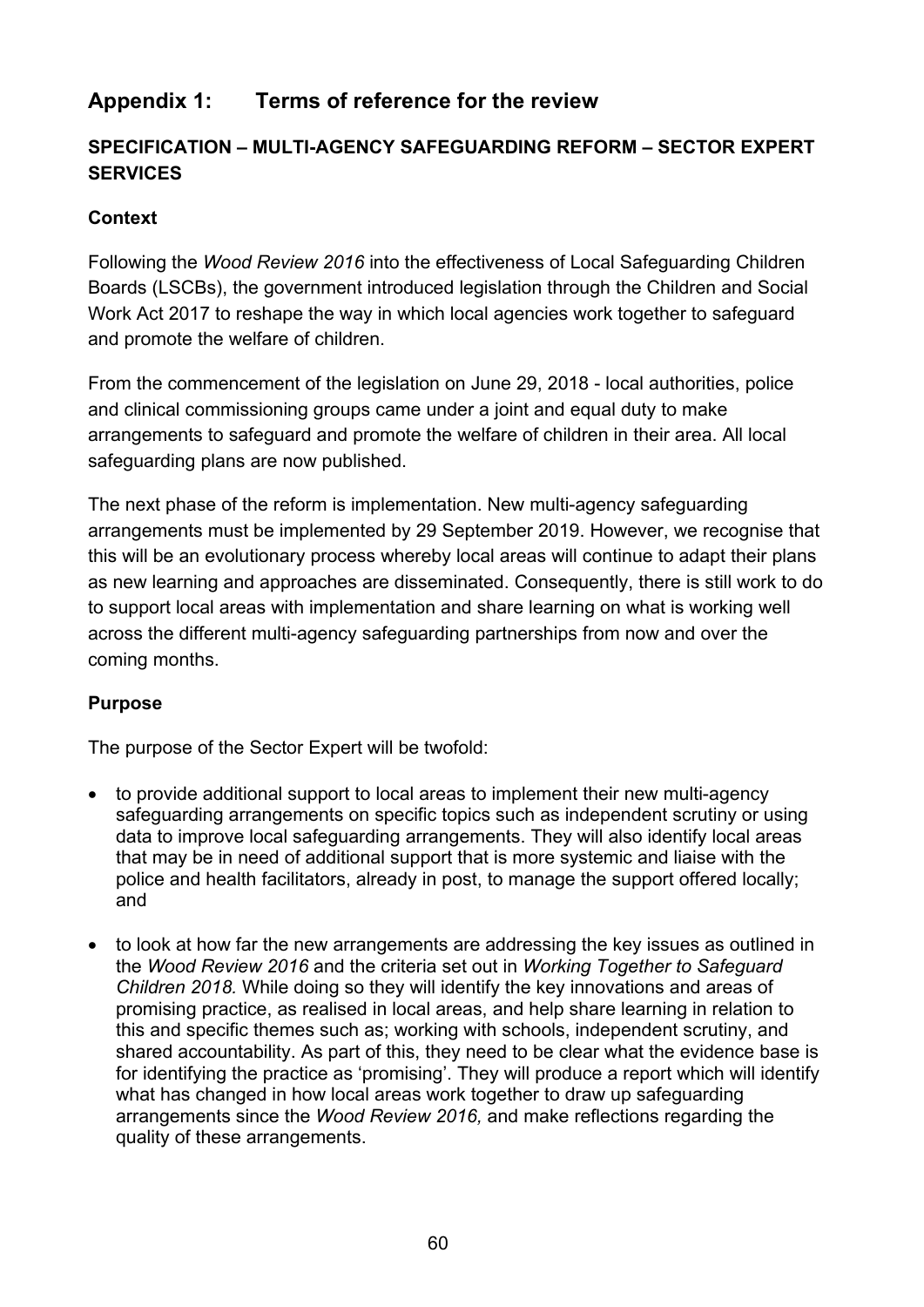## Appendix 1: Terms of reference for the review

### SPECIFICATION – MULTI-AGENCY SAFEGUARDING REFORM – SECTOR EXPERT SERVICES

#### Context

Following the *Wood Review 2016* into the effectiveness of Local Safeguarding Children Boards (LSCBs), the government introduced legislation through the Children and Social Work Act 2017 to reshape the way in which local agencies work together to safeguard and promote the welfare of children.

From the commencement of the legislation on June 29, 2018 - local authorities, police and clinical commissioning groups came under a joint and equal duty to make arrangements to safeguard and promote the welfare of children in their area. All local safeguarding plans are now published.

The next phase of the reform is implementation. New multi-agency safeguarding arrangements must be implemented by 29 September 2019. However, we recognise that this will be an evolutionary process whereby local areas will continue to adapt their plans as new learning and approaches are disseminated. Consequently, there is still work to do to support local areas with implementation and share learning on what is working well across the different multi-agency safeguarding partnerships from now and over the coming months.

#### Purpose

The purpose of the Sector Expert will be twofold:

- to provide additional support to local areas to implement their new multi-agency safeguarding arrangements on specific topics such as independent scrutiny or using data to improve local safeguarding arrangements. They will also identify local areas that may be in need of additional support that is more systemic and liaise with the police and health facilitators, already in post, to manage the support offered locally; and
- to look at how far the new arrangements are addressing the key issues as outlined in the *Wood Review 2016* and the criteria set out in *Working Together to Safeguard Children 2018.* While doing so they will identify the key innovations and areas of promising practice, as realised in local areas, and help share learning in relation to this and specific themes such as; working with schools, independent scrutiny, and shared accountability. As part of this, they need to be clear what the evidence base is for identifying the practice as 'promising'. They will produce a report which will identify what has changed in how local areas work together to draw up safeguarding arrangements since the *Wood Review 2016,* and make reflections regarding the quality of these arrangements.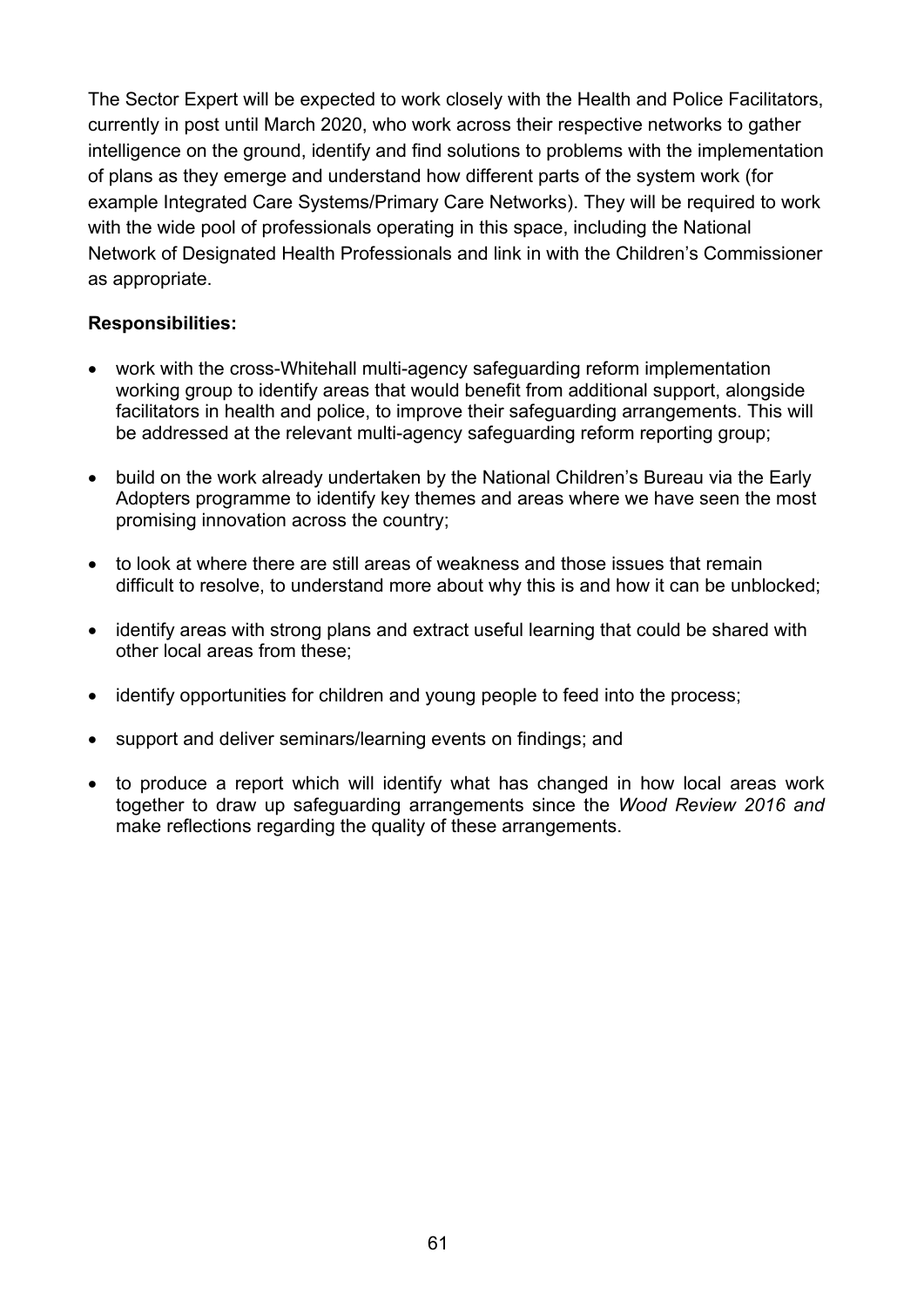The Sector Expert will be expected to work closely with the Health and Police Facilitators, currently in post until March 2020, who work across their respective networks to gather intelligence on the ground, identify and find solutions to problems with the implementation of plans as they emerge and understand how different parts of the system work (for example Integrated Care Systems/Primary Care Networks). They will be required to work with the wide pool of professionals operating in this space, including the National Network of Designated Health Professionals and link in with the Children's Commissioner as appropriate.

**Responsibilities:**

- work with the cross-Whitehall multi-agency safeguarding reform implementation working group to identify areas that would benefit from additional support, alongside facilitators in health and police, to improve their safeguarding arrangements. This will be addressed at the relevant multi-agency safeguarding reform reporting group;
- build on the work already undertaken by the National Children's Bureau via the Early Adopters programme to identify key themes and areas where we have seen the most promising innovation across the country;
- to look at where there are still areas of weakness and those issues that remain difficult to resolve, to understand more about why this is and how it can be unblocked;
- identify areas with strong plans and extract useful learning that could be shared with other local areas from these;
- identify opportunities for children and young people to feed into the process;
- support and deliver seminars/learning events on findings; and
- to produce a report which will identify what has changed in how local areas work together to draw up safeguarding arrangements since the *Wood Review 2016 and* make reflections regarding the quality of these arrangements.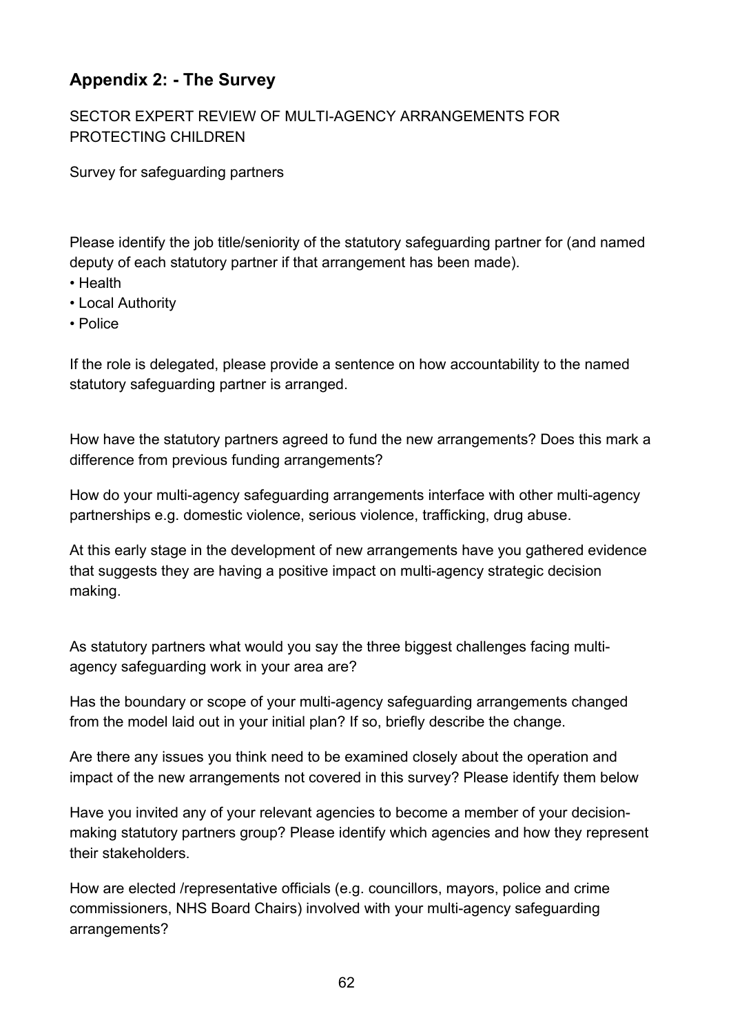## Appendix 2: - The Survey

SECTOR EXPERT REVIEW OF MULTI-AGENCY ARRANGEMENTS FOR PROTECTING CHILDREN

Survey for safeguarding partners

Please identify the job title/seniority of the statutory safeguarding partner for (and named deputy of each statutory partner if that arrangement has been made).

- Health
- Local Authority
- Police

If the role is delegated, please provide a sentence on how accountability to the named statutory safeguarding partner is arranged.

How have the statutory partners agreed to fund the new arrangements? Does this mark a difference from previous funding arrangements?

How do your multi-agency safeguarding arrangements interface with other multi-agency partnerships e.g. domestic violence, serious violence, trafficking, drug abuse.

At this early stage in the development of new arrangements have you gathered evidence that suggests they are having a positive impact on multi-agency strategic decision making.

As statutory partners what would you say the three biggest challenges facing multi-agency safeguarding work in your area are?

Has the boundary or scope of your multi-agency safeguarding arrangements changed from the model laid out in your initial plan? If so, briefly describe the change.

Are there any issues you think need to be examined closely about the operation and impact of the new arrangements not covered in this survey? Please identify them below

Have you invited any of your relevant agencies to become a member of your decision-making statutory partners group? Please identify which agencies and how they represent their stakeholders.

How are elected /representative officials (e.g. councillors, mayors, police and crime commissioners, NHS Board Chairs) involved with your multi-agency safeguarding arrangements?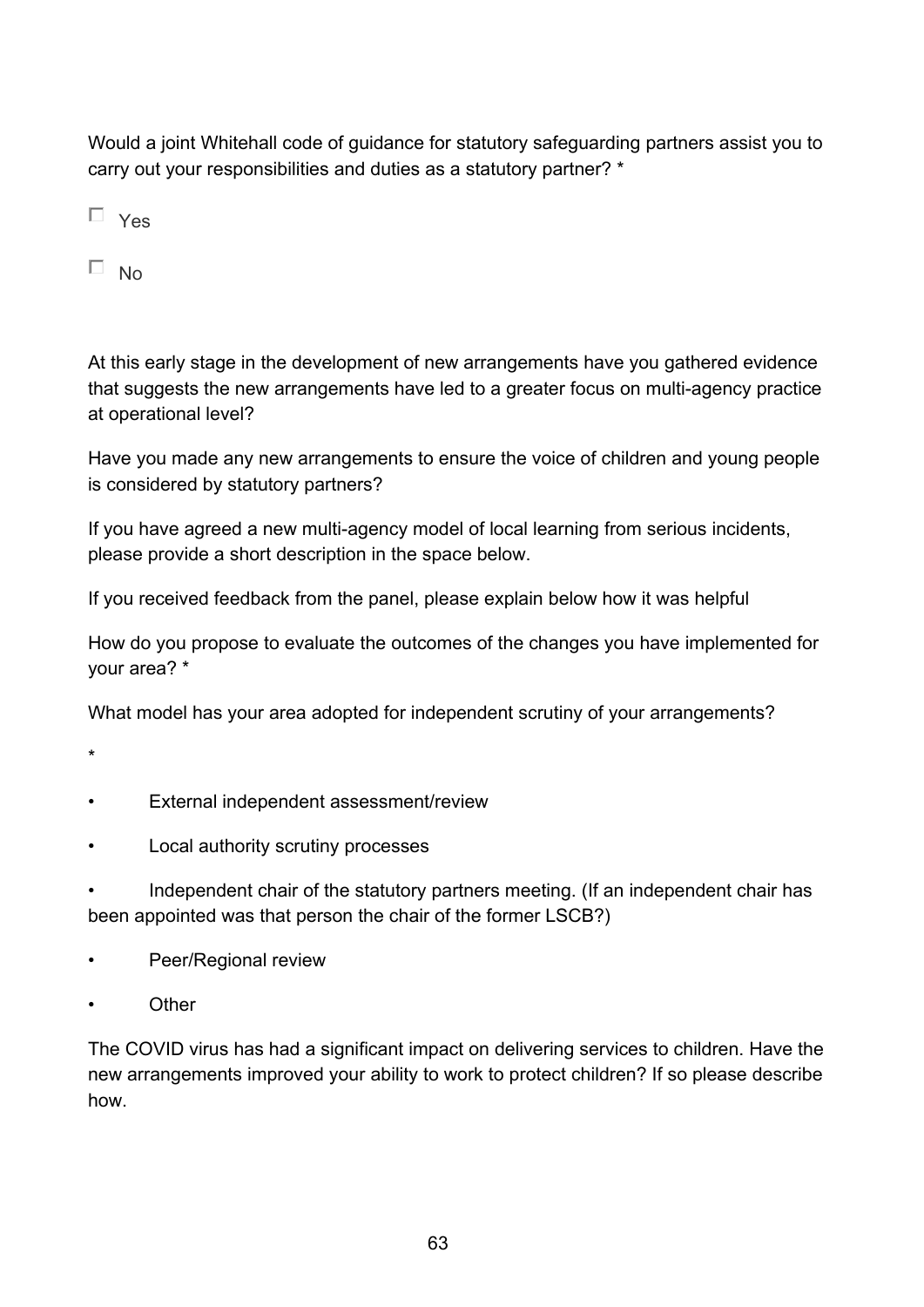Would a joint Whitehall code of guidance for statutory safeguarding partners assist you to carry out your responsibilities and duties as a statutory partner? *

☐ Yes

☐ No

At this early stage in the development of new arrangements have you gathered evidence that suggests the new arrangements have led to a greater focus on multi-agency practice at operational level?

Have you made any new arrangements to ensure the voice of children and young people is considered by statutory partners?

If you have agreed a new multi-agency model of local learning from serious incidents, please provide a short description in the space below.

If you received feedback from the panel, please explain below how it was helpful

How do you propose to evaluate the outcomes of the changes you have implemented for your area? *

What model has your area adopted for independent scrutiny of your arrangements?

*

- External independent assessment/review
- Local authority scrutiny processes
- Independent chair of the statutory partners meeting. (If an independent chair has been appointed was that person the chair of the former LSCB?)
- Peer/Regional review
- Other

The COVID virus has had a significant impact on delivering services to children. Have the new arrangements improved your ability to work to protect children? If so please describe how.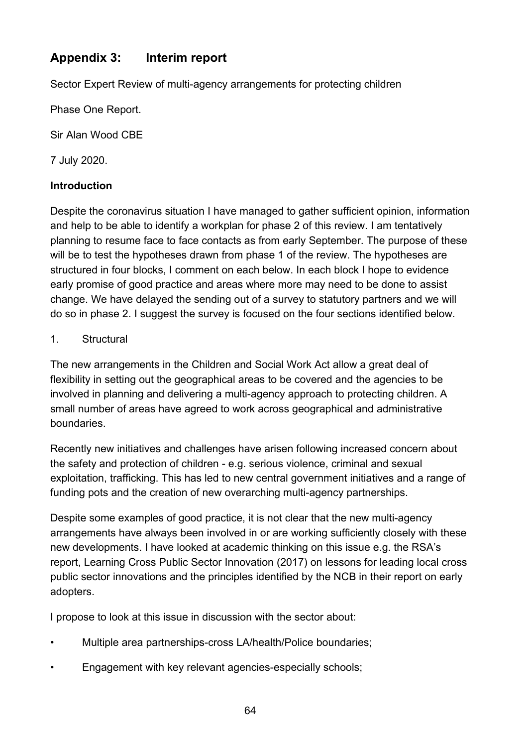## Appendix 3: Interim report

Sector Expert Review of multi-agency arrangements for protecting children

Phase One Report.

Sir Alan Wood CBE

7 July 2020.

**Introduction**

Despite the coronavirus situation I have managed to gather sufficient opinion, information and help to be able to identify a workplan for phase 2 of this review. I am tentatively planning to resume face to face contacts as from early September. The purpose of these will be to test the hypotheses drawn from phase 1 of the review. The hypotheses are structured in four blocks, I comment on each below. In each block I hope to evidence early promise of good practice and areas where more may need to be done to assist change. We have delayed the sending out of a survey to statutory partners and we will do so in phase 2. I suggest the survey is focused on the four sections identified below.

1. Structural

The new arrangements in the Children and Social Work Act allow a great deal of flexibility in setting out the geographical areas to be covered and the agencies to be involved in planning and delivering a multi-agency approach to protecting children. A small number of areas have agreed to work across geographical and administrative boundaries.

Recently new initiatives and challenges have arisen following increased concern about the safety and protection of children - e.g. serious violence, criminal and sexual exploitation, trafficking. This has led to new central government initiatives and a range of funding pots and the creation of new overarching multi-agency partnerships.

Despite some examples of good practice, it is not clear that the new multi-agency arrangements have always been involved in or are working sufficiently closely with these new developments. I have looked at academic thinking on this issue e.g. the RSA's report, Learning Cross Public Sector Innovation (2017) on lessons for leading local cross public sector innovations and the principles identified by the NCB in their report on early adopters.

I propose to look at this issue in discussion with the sector about:

- Multiple area partnerships-cross LA/health/Police boundaries;
- Engagement with key relevant agencies-especially schools;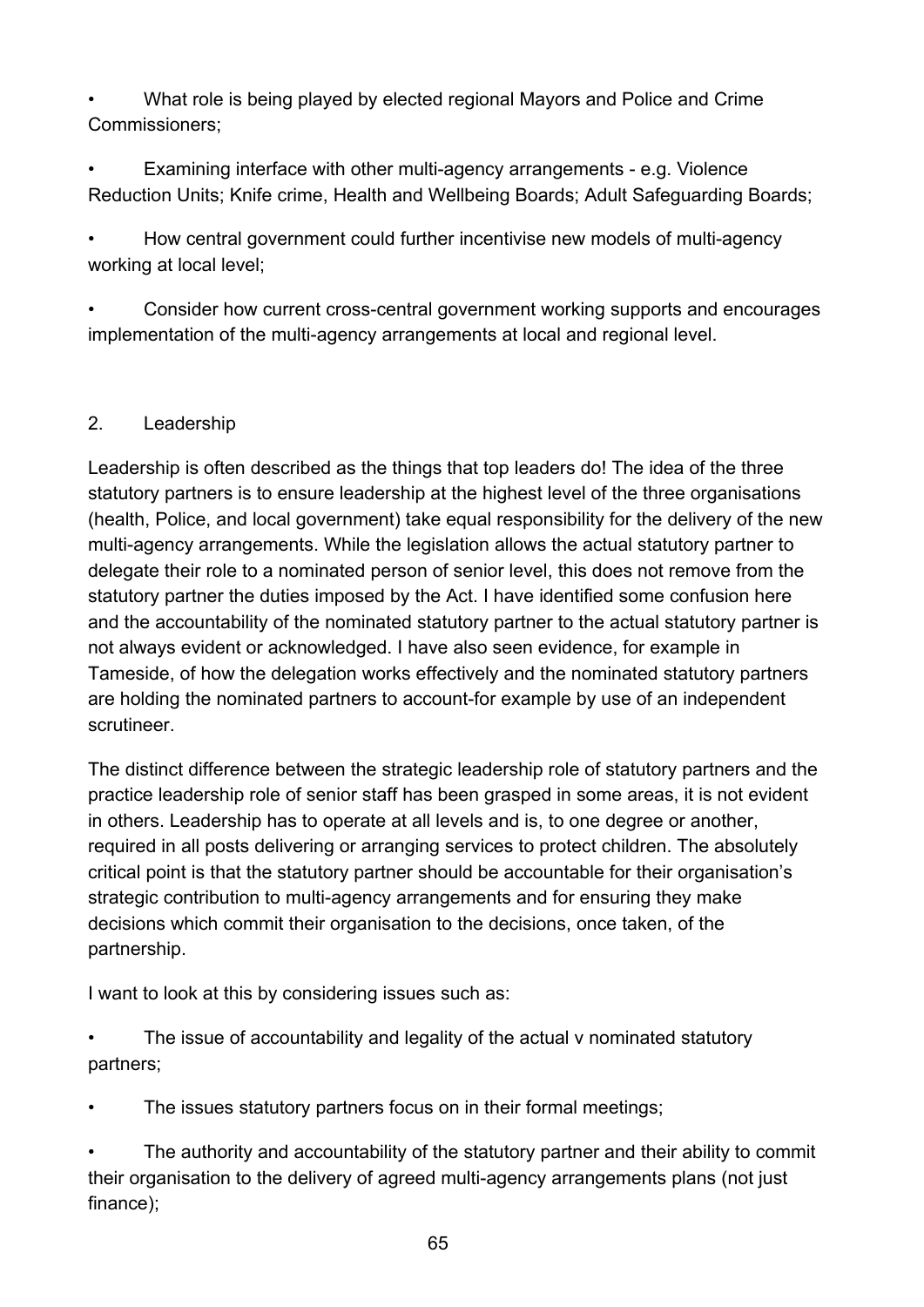- What role is being played by elected regional Mayors and Police and Crime Commissioners;
- Examining interface with other multi-agency arrangements - e.g. Violence Reduction Units; Knife crime, Health and Wellbeing Boards; Adult Safeguarding Boards;
- How central government could further incentivise new models of multi-agency working at local level;
- Consider how current cross-central government working supports and encourages implementation of the multi-agency arrangements at local and regional level.

## 2. Leadership

Leadership is often described as the things that top leaders do! The idea of the three statutory partners is to ensure leadership at the highest level of the three organisations (health, Police, and local government) take equal responsibility for the delivery of the new multi-agency arrangements. While the legislation allows the actual statutory partner to delegate their role to a nominated person of senior level, this does not remove from the statutory partner the duties imposed by the Act. I have identified some confusion here and the accountability of the nominated statutory partner to the actual statutory partner is not always evident or acknowledged. I have also seen evidence, for example in Tameside, of how the delegation works effectively and the nominated statutory partners are holding the nominated partners to account-for example by use of an independent scrutineer.

The distinct difference between the strategic leadership role of statutory partners and the practice leadership role of senior staff has been grasped in some areas, it is not evident in others. Leadership has to operate at all levels and is, to one degree or another, required in all posts delivering or arranging services to protect children. The absolutely critical point is that the statutory partner should be accountable for their organisation's strategic contribution to multi-agency arrangements and for ensuring they make decisions which commit their organisation to the decisions, once taken, of the partnership.

I want to look at this by considering issues such as:

- The issue of accountability and legality of the actual v nominated statutory partners;
- The issues statutory partners focus on in their formal meetings;
- The authority and accountability of the statutory partner and their ability to commit their organisation to the delivery of agreed multi-agency arrangements plans (not just finance);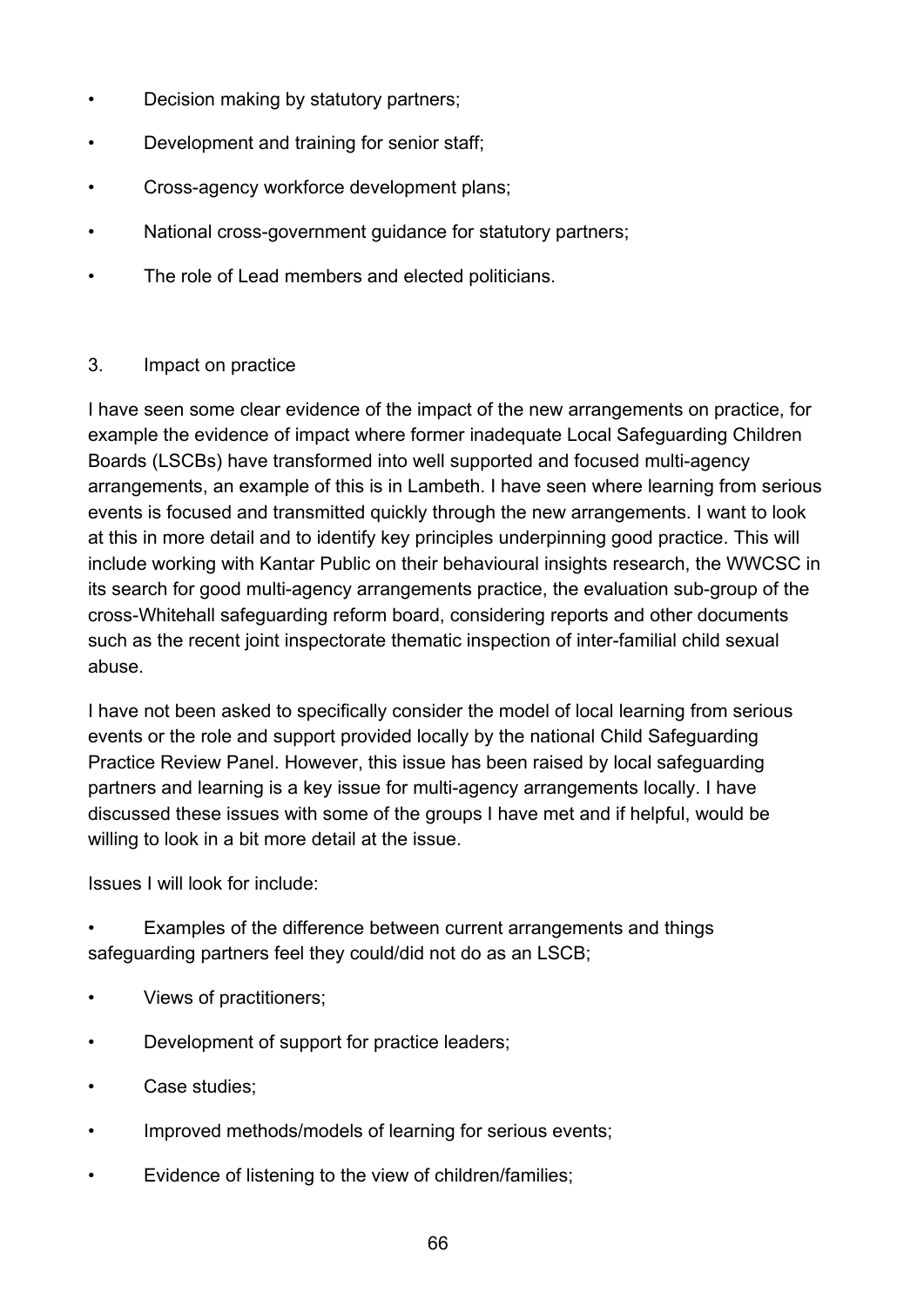- Decision making by statutory partners;
- Development and training for senior staff;
- Cross-agency workforce development plans;
- National cross-government guidance for statutory partners;
- The role of Lead members and elected politicians.

3. Impact on practice

I have seen some clear evidence of the impact of the new arrangements on practice, for example the evidence of impact where former inadequate Local Safeguarding Children Boards (LSCBs) have transformed into well supported and focused multi-agency arrangements, an example of this is in Lambeth. I have seen where learning from serious events is focused and transmitted quickly through the new arrangements. I want to look at this in more detail and to identify key principles underpinning good practice. This will include working with Kantar Public on their behavioural insights research, the WWCSC in its search for good multi-agency arrangements practice, the evaluation sub-group of the cross-Whitehall safeguarding reform board, considering reports and other documents such as the recent joint inspectorate thematic inspection of inter-familial child sexual abuse.

I have not been asked to specifically consider the model of local learning from serious events or the role and support provided locally by the national Child Safeguarding Practice Review Panel. However, this issue has been raised by local safeguarding partners and learning is a key issue for multi-agency arrangements locally. I have discussed these issues with some of the groups I have met and if helpful, would be willing to look in a bit more detail at the issue.

Issues I will look for include:

- Examples of the difference between current arrangements and things safeguarding partners feel they could/did not do as an LSCB;
- Views of practitioners;
- Development of support for practice leaders;
- Case studies;
- Improved methods/models of learning for serious events;
- Evidence of listening to the view of children/families;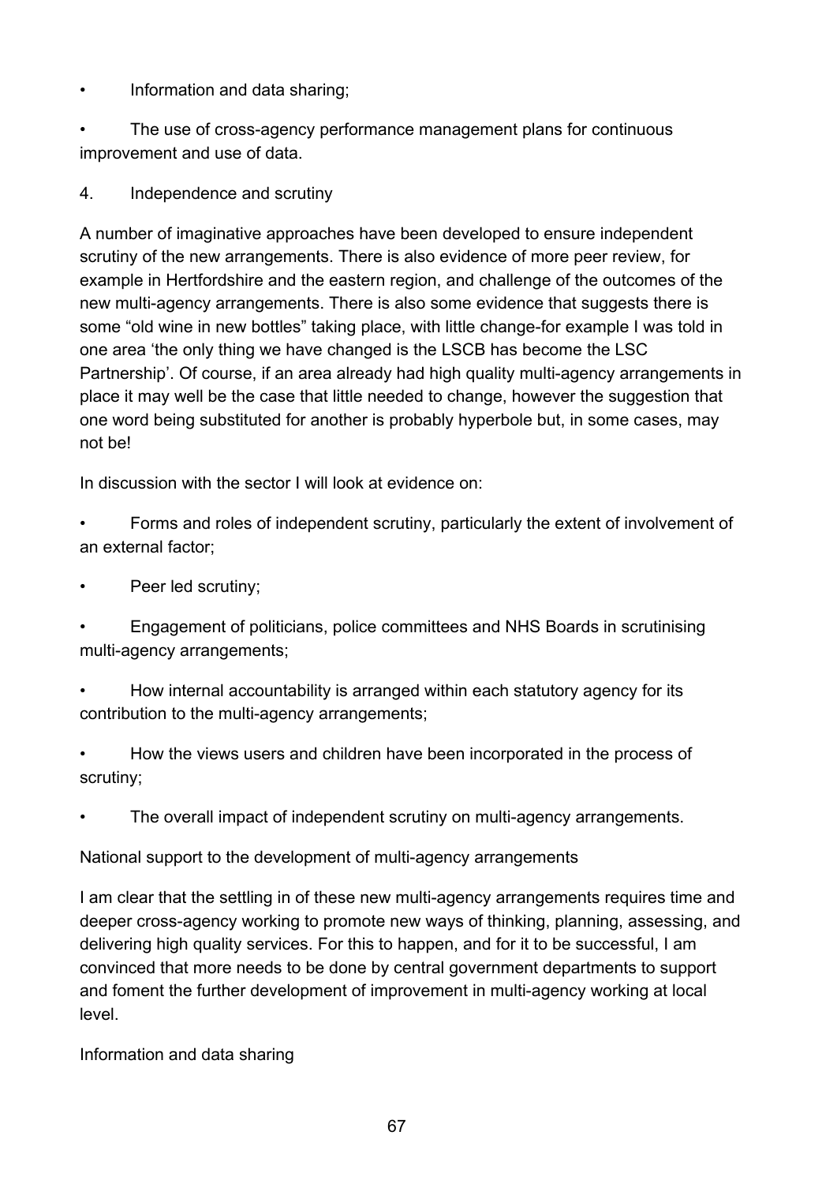- Information and data sharing;
- The use of cross-agency performance management plans for continuous improvement and use of data.

4. Independence and scrutiny

A number of imaginative approaches have been developed to ensure independent scrutiny of the new arrangements. There is also evidence of more peer review, for example in Hertfordshire and the eastern region, and challenge of the outcomes of the new multi-agency arrangements. There is also some evidence that suggests there is some "old wine in new bottles" taking place, with little change-for example I was told in one area 'the only thing we have changed is the LSCB has become the LSC Partnership'. Of course, if an area already had high quality multi-agency arrangements in place it may well be the case that little needed to change, however the suggestion that one word being substituted for another is probably hyperbole but, in some cases, may not be!

In discussion with the sector I will look at evidence on:

- Forms and roles of independent scrutiny, particularly the extent of involvement of an external factor;
- Peer led scrutiny;
- Engagement of politicians, police committees and NHS Boards in scrutinising multi-agency arrangements;
- How internal accountability is arranged within each statutory agency for its contribution to the multi-agency arrangements;
- How the views users and children have been incorporated in the process of scrutiny;
- The overall impact of independent scrutiny on multi-agency arrangements.

National support to the development of multi-agency arrangements

I am clear that the settling in of these new multi-agency arrangements requires time and deeper cross-agency working to promote new ways of thinking, planning, assessing, and delivering high quality services. For this to happen, and for it to be successful, I am convinced that more needs to be done by central government departments to support and foment the further development of improvement in multi-agency working at local level.

Information and data sharing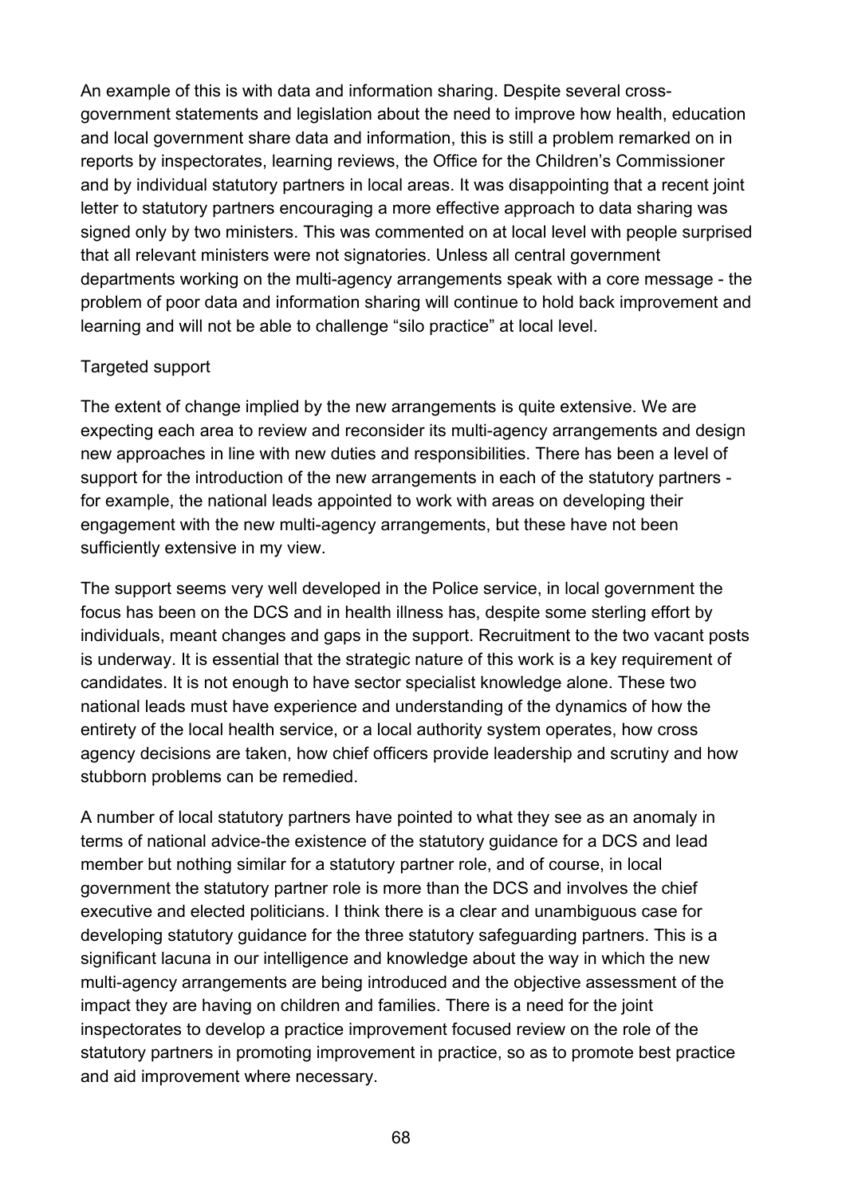An example of this is with data and information sharing. Despite several cross-government statements and legislation about the need to improve how health, education and local government share data and information, this is still a problem remarked on in reports by inspectorates, learning reviews, the Office for the Children's Commissioner and by individual statutory partners in local areas. It was disappointing that a recent joint letter to statutory partners encouraging a more effective approach to data sharing was signed only by two ministers. This was commented on at local level with people surprised that all relevant ministers were not signatories. Unless all central government departments working on the multi-agency arrangements speak with a core message - the problem of poor data and information sharing will continue to hold back improvement and learning and will not be able to challenge "silo practice" at local level.

### Targeted support

The extent of change implied by the new arrangements is quite extensive. We are expecting each area to review and reconsider its multi-agency arrangements and design new approaches in line with new duties and responsibilities. There has been a level of support for the introduction of the new arrangements in each of the statutory partners - for example, the national leads appointed to work with areas on developing their engagement with the new multi-agency arrangements, but these have not been sufficiently extensive in my view.

The support seems very well developed in the Police service, in local government the focus has been on the DCS and in health illness has, despite some sterling effort by individuals, meant changes and gaps in the support. Recruitment to the two vacant posts is underway. It is essential that the strategic nature of this work is a key requirement of candidates. It is not enough to have sector specialist knowledge alone. These two national leads must have experience and understanding of the dynamics of how the entirety of the local health service, or a local authority system operates, how cross agency decisions are taken, how chief officers provide leadership and scrutiny and how stubborn problems can be remedied.

A number of local statutory partners have pointed to what they see as an anomaly in terms of national advice-the existence of the statutory guidance for a DCS and lead member but nothing similar for a statutory partner role, and of course, in local government the statutory partner role is more than the DCS and involves the chief executive and elected politicians. I think there is a clear and unambiguous case for developing statutory guidance for the three statutory safeguarding partners. This is a significant lacuna in our intelligence and knowledge about the way in which the new multi-agency arrangements are being introduced and the objective assessment of the impact they are having on children and families. There is a need for the joint inspectorates to develop a practice improvement focused review on the role of the statutory partners in promoting improvement in practice, so as to promote best practice and aid improvement where necessary.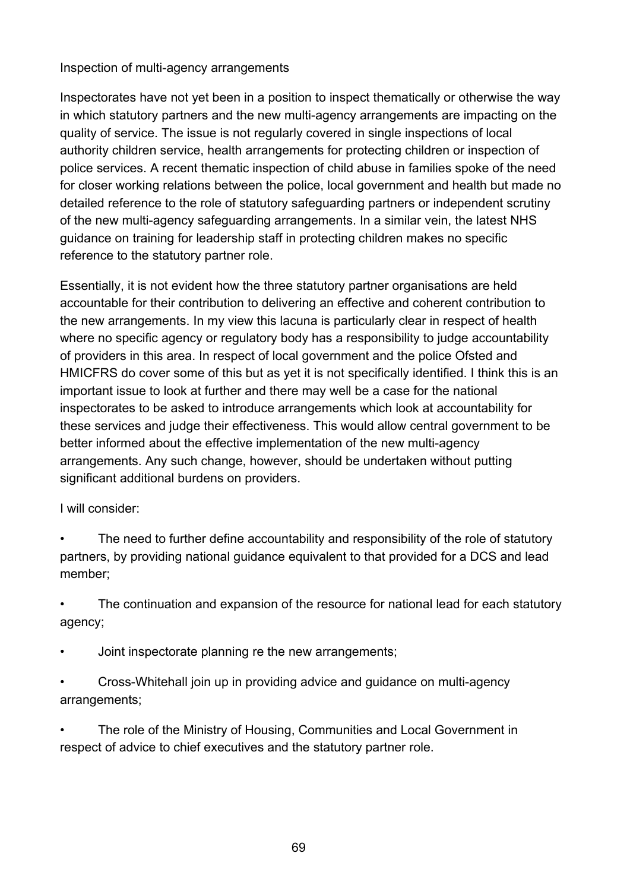Inspection of multi-agency arrangements

Inspectorates have not yet been in a position to inspect thematically or otherwise the way in which statutory partners and the new multi-agency arrangements are impacting on the quality of service. The issue is not regularly covered in single inspections of local authority children service, health arrangements for protecting children or inspection of police services. A recent thematic inspection of child abuse in families spoke of the need for closer working relations between the police, local government and health but made no detailed reference to the role of statutory safeguarding partners or independent scrutiny of the new multi-agency safeguarding arrangements. In a similar vein, the latest NHS guidance on training for leadership staff in protecting children makes no specific reference to the statutory partner role.

Essentially, it is not evident how the three statutory partner organisations are held accountable for their contribution to delivering an effective and coherent contribution to the new arrangements. In my view this lacuna is particularly clear in respect of health where no specific agency or regulatory body has a responsibility to judge accountability of providers in this area. In respect of local government and the police Ofsted and HMICFRS do cover some of this but as yet it is not specifically identified. I think this is an important issue to look at further and there may well be a case for the national inspectorates to be asked to introduce arrangements which look at accountability for these services and judge their effectiveness. This would allow central government to be better informed about the effective implementation of the new multi-agency arrangements. Any such change, however, should be undertaken without putting significant additional burdens on providers.

I will consider:

- The need to further define accountability and responsibility of the role of statutory partners, by providing national guidance equivalent to that provided for a DCS and lead member;
- The continuation and expansion of the resource for national lead for each statutory agency;
- Joint inspectorate planning re the new arrangements;
- Cross-Whitehall join up in providing advice and guidance on multi-agency arrangements;
- The role of the Ministry of Housing, Communities and Local Government in respect of advice to chief executives and the statutory partner role.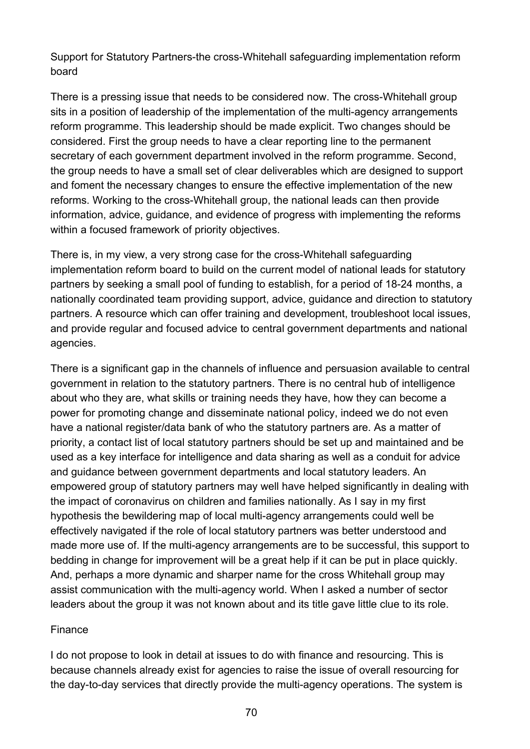### Support for Statutory Partners-the cross-Whitehall safeguarding implementation reform board

There is a pressing issue that needs to be considered now. The cross-Whitehall group sits in a position of leadership of the implementation of the multi-agency arrangements reform programme. This leadership should be made explicit. Two changes should be considered. First the group needs to have a clear reporting line to the permanent secretary of each government department involved in the reform programme. Second, the group needs to have a small set of clear deliverables which are designed to support and foment the necessary changes to ensure the effective implementation of the new reforms. Working to the cross-Whitehall group, the national leads can then provide information, advice, guidance, and evidence of progress with implementing the reforms within a focused framework of priority objectives.

There is, in my view, a very strong case for the cross-Whitehall safeguarding implementation reform board to build on the current model of national leads for statutory partners by seeking a small pool of funding to establish, for a period of 18-24 months, a nationally coordinated team providing support, advice, guidance and direction to statutory partners. A resource which can offer training and development, troubleshoot local issues, and provide regular and focused advice to central government departments and national agencies.

There is a significant gap in the channels of influence and persuasion available to central government in relation to the statutory partners. There is no central hub of intelligence about who they are, what skills or training needs they have, how they can become a power for promoting change and disseminate national policy, indeed we do not even have a national register/data bank of who the statutory partners are. As a matter of priority, a contact list of local statutory partners should be set up and maintained and be used as a key interface for intelligence and data sharing as well as a conduit for advice and guidance between government departments and local statutory leaders. An empowered group of statutory partners may well have helped significantly in dealing with the impact of coronavirus on children and families nationally. As I say in my first hypothesis the bewildering map of local multi-agency arrangements could well be effectively navigated if the role of local statutory partners was better understood and made more use of. If the multi-agency arrangements are to be successful, this support to bedding in change for improvement will be a great help if it can be put in place quickly. And, perhaps a more dynamic and sharper name for the cross Whitehall group may assist communication with the multi-agency world. When I asked a number of sector leaders about the group it was not known about and its title gave little clue to its role.

### Finance

I do not propose to look in detail at issues to do with finance and resourcing. This is because channels already exist for agencies to raise the issue of overall resourcing for the day-to-day services that directly provide the multi-agency operations. The system is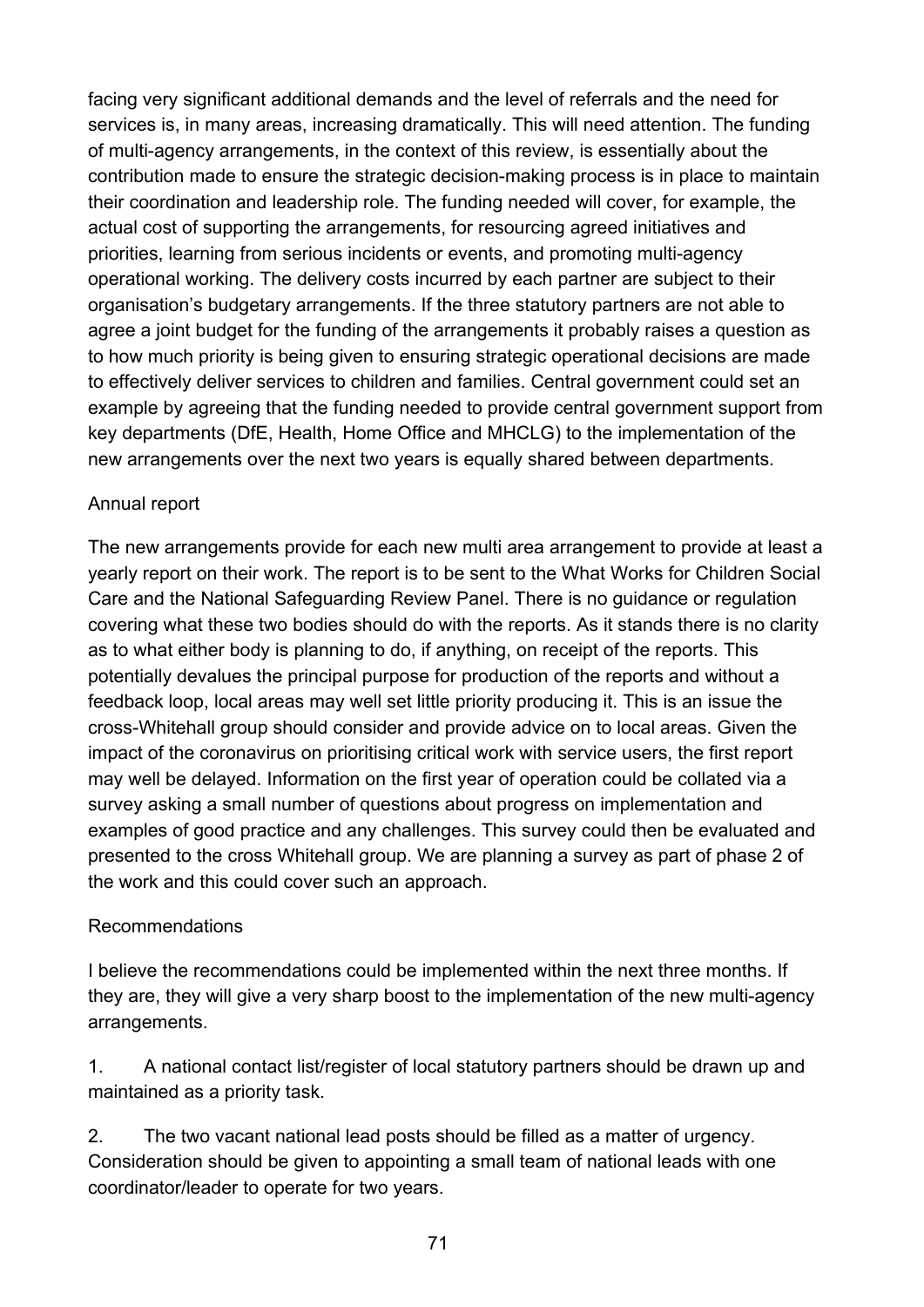facing very significant additional demands and the level of referrals and the need for services is, in many areas, increasing dramatically. This will need attention. The funding of multi-agency arrangements, in the context of this review, is essentially about the contribution made to ensure the strategic decision-making process is in place to maintain their coordination and leadership role. The funding needed will cover, for example, the actual cost of supporting the arrangements, for resourcing agreed initiatives and priorities, learning from serious incidents or events, and promoting multi-agency operational working. The delivery costs incurred by each partner are subject to their organisation's budgetary arrangements. If the three statutory partners are not able to agree a joint budget for the funding of the arrangements it probably raises a question as to how much priority is being given to ensuring strategic operational decisions are made to effectively deliver services to children and families. Central government could set an example by agreeing that the funding needed to provide central government support from key departments (DfE, Health, Home Office and MHCLG) to the implementation of the new arrangements over the next two years is equally shared between departments.

Annual report

The new arrangements provide for each new multi area arrangement to provide at least a yearly report on their work. The report is to be sent to the What Works for Children Social Care and the National Safeguarding Review Panel. There is no guidance or regulation covering what these two bodies should do with the reports. As it stands there is no clarity as to what either body is planning to do, if anything, on receipt of the reports. This potentially devalues the principal purpose for production of the reports and without a feedback loop, local areas may well set little priority producing it. This is an issue the cross-Whitehall group should consider and provide advice on to local areas. Given the impact of the coronavirus on prioritising critical work with service users, the first report may well be delayed. Information on the first year of operation could be collated via a survey asking a small number of questions about progress on implementation and examples of good practice and any challenges. This survey could then be evaluated and presented to the cross Whitehall group. We are planning a survey as part of phase 2 of the work and this could cover such an approach.

Recommendations

I believe the recommendations could be implemented within the next three months. If they are, they will give a very sharp boost to the implementation of the new multi-agency arrangements.

1. A national contact list/register of local statutory partners should be drawn up and maintained as a priority task.

2. The two vacant national lead posts should be filled as a matter of urgency. Consideration should be given to appointing a small team of national leads with one coordinator/leader to operate for two years.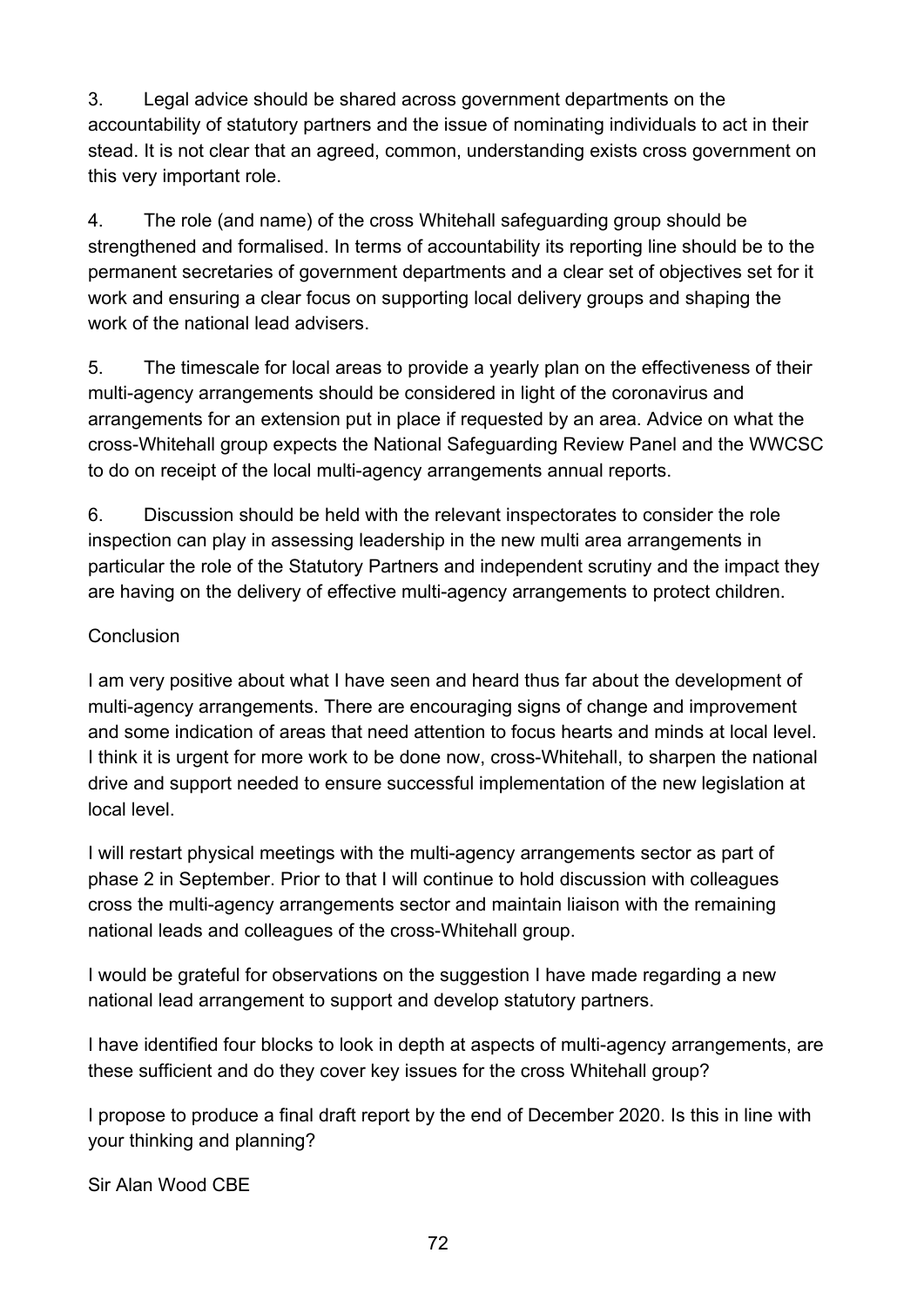3. Legal advice should be shared across government departments on the accountability of statutory partners and the issue of nominating individuals to act in their stead. It is not clear that an agreed, common, understanding exists cross government on this very important role.

4. The role (and name) of the cross Whitehall safeguarding group should be strengthened and formalised. In terms of accountability its reporting line should be to the permanent secretaries of government departments and a clear set of objectives set for it work and ensuring a clear focus on supporting local delivery groups and shaping the work of the national lead advisers.

5. The timescale for local areas to provide a yearly plan on the effectiveness of their multi-agency arrangements should be considered in light of the coronavirus and arrangements for an extension put in place if requested by an area. Advice on what the cross-Whitehall group expects the National Safeguarding Review Panel and the WWCSC to do on receipt of the local multi-agency arrangements annual reports.

6. Discussion should be held with the relevant inspectorates to consider the role inspection can play in assessing leadership in the new multi area arrangements in particular the role of the Statutory Partners and independent scrutiny and the impact they are having on the delivery of effective multi-agency arrangements to protect children.

Conclusion

I am very positive about what I have seen and heard thus far about the development of multi-agency arrangements. There are encouraging signs of change and improvement and some indication of areas that need attention to focus hearts and minds at local level. I think it is urgent for more work to be done now, cross-Whitehall, to sharpen the national drive and support needed to ensure successful implementation of the new legislation at local level.

I will restart physical meetings with the multi-agency arrangements sector as part of phase 2 in September. Prior to that I will continue to hold discussion with colleagues cross the multi-agency arrangements sector and maintain liaison with the remaining national leads and colleagues of the cross-Whitehall group.

I would be grateful for observations on the suggestion I have made regarding a new national lead arrangement to support and develop statutory partners.

I have identified four blocks to look in depth at aspects of multi-agency arrangements, are these sufficient and do they cover key issues for the cross Whitehall group?

I propose to produce a final draft report by the end of December 2020. Is this in line with your thinking and planning?

Sir Alan Wood CBE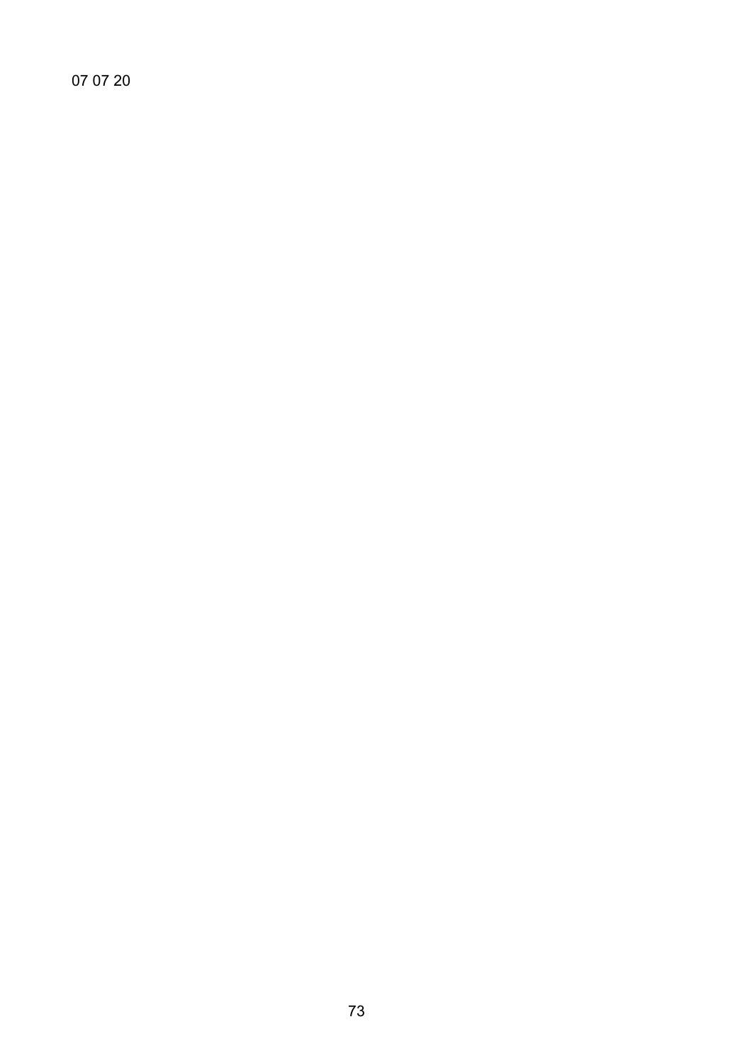07 07 20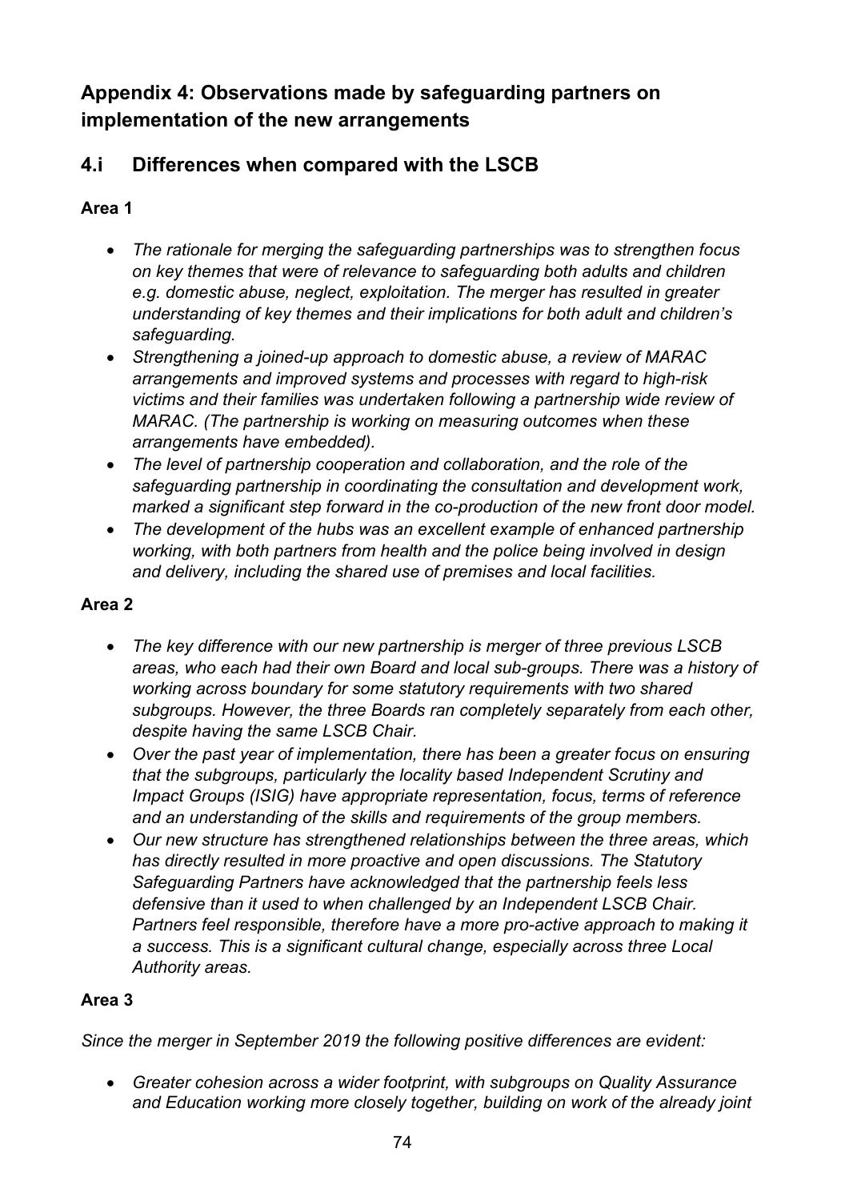## Appendix 4: Observations made by safeguarding partners on implementation of the new arrangements

### 4.i Differences when compared with the LSCB

**Area 1**

- *The rationale for merging the safeguarding partnerships was to strengthen focus on key themes that were of relevance to safeguarding both adults and children e.g. domestic abuse, neglect, exploitation. The merger has resulted in greater understanding of key themes and their implications for both adult and children's safeguarding.*
- *Strengthening a joined-up approach to domestic abuse, a review of MARAC arrangements and improved systems and processes with regard to high-risk victims and their families was undertaken following a partnership wide review of MARAC. (The partnership is working on measuring outcomes when these arrangements have embedded).*
- *The level of partnership cooperation and collaboration, and the role of the safeguarding partnership in coordinating the consultation and development work, marked a significant step forward in the co-production of the new front door model.*
- *The development of the hubs was an excellent example of enhanced partnership working, with both partners from health and the police being involved in design and delivery, including the shared use of premises and local facilities.*

**Area 2**

- *The key difference with our new partnership is merger of three previous LSCB areas, who each had their own Board and local sub-groups. There was a history of working across boundary for some statutory requirements with two shared subgroups. However, the three Boards ran completely separately from each other, despite having the same LSCB Chair.*
- *Over the past year of implementation, there has been a greater focus on ensuring that the subgroups, particularly the locality based Independent Scrutiny and Impact Groups (ISIG) have appropriate representation, focus, terms of reference and an understanding of the skills and requirements of the group members.*
- *Our new structure has strengthened relationships between the three areas, which has directly resulted in more proactive and open discussions. The Statutory Safeguarding Partners have acknowledged that the partnership feels less defensive than it used to when challenged by an Independent LSCB Chair. Partners feel responsible, therefore have a more pro-active approach to making it a success. This is a significant cultural change, especially across three Local Authority areas.*

**Area 3**

*Since the merger in September 2019 the following positive differences are evident:*

- *Greater cohesion across a wider footprint, with subgroups on Quality Assurance and Education working more closely together, building on work of the already joint*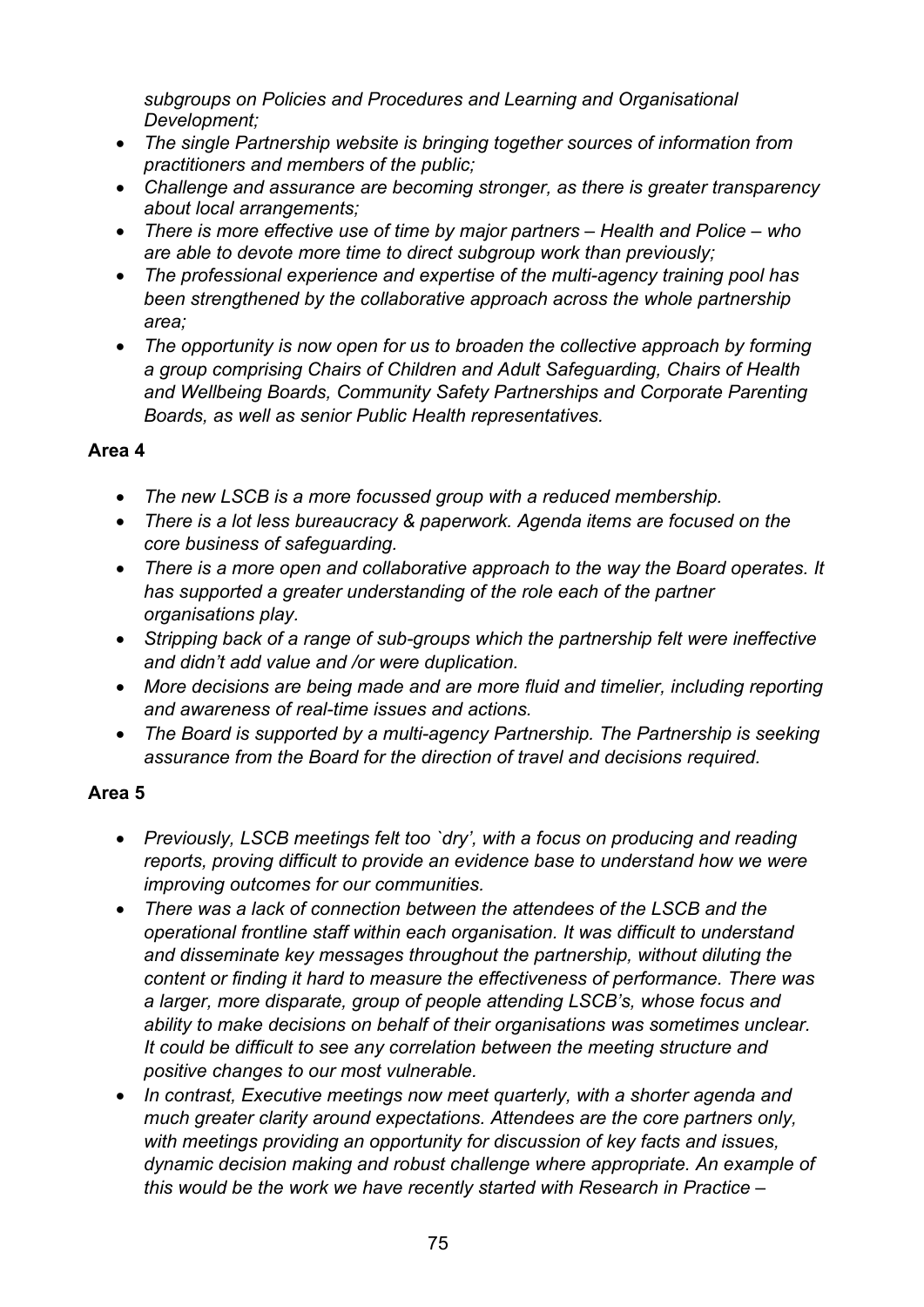*subgroups on Policies and Procedures and Learning and Organisational Development;*

- *The single Partnership website is bringing together sources of information from practitioners and members of the public;*
- *Challenge and assurance are becoming stronger, as there is greater transparency about local arrangements;*
- *There is more effective use of time by major partners – Health and Police – who are able to devote more time to direct subgroup work than previously;*
- *The professional experience and expertise of the multi-agency training pool has been strengthened by the collaborative approach across the whole partnership area;*
- *The opportunity is now open for us to broaden the collective approach by forming a group comprising Chairs of Children and Adult Safeguarding, Chairs of Health and Wellbeing Boards, Community Safety Partnerships and Corporate Parenting Boards, as well as senior Public Health representatives.*

**Area 4**

- *The new LSCB is a more focussed group with a reduced membership.*
- *There is a lot less bureaucracy & paperwork. Agenda items are focused on the core business of safeguarding.*
- *There is a more open and collaborative approach to the way the Board operates. It has supported a greater understanding of the role each of the partner organisations play.*
- *Stripping back of a range of sub-groups which the partnership felt were ineffective and didn't add value and /or were duplication.*
- *More decisions are being made and are more fluid and timelier, including reporting and awareness of real-time issues and actions.*
- *The Board is supported by a multi-agency Partnership. The Partnership is seeking assurance from the Board for the direction of travel and decisions required.*

**Area 5**

- *Previously, LSCB meetings felt too `dry', with a focus on producing and reading reports, proving difficult to provide an evidence base to understand how we were improving outcomes for our communities.*
- *There was a lack of connection between the attendees of the LSCB and the operational frontline staff within each organisation. It was difficult to understand and disseminate key messages throughout the partnership, without diluting the content or finding it hard to measure the effectiveness of performance. There was a larger, more disparate, group of people attending LSCB's, whose focus and ability to make decisions on behalf of their organisations was sometimes unclear. It could be difficult to see any correlation between the meeting structure and positive changes to our most vulnerable.*
- *In contrast, Executive meetings now meet quarterly, with a shorter agenda and much greater clarity around expectations. Attendees are the core partners only, with meetings providing an opportunity for discussion of key facts and issues, dynamic decision making and robust challenge where appropriate. An example of this would be the work we have recently started with Research in Practice –*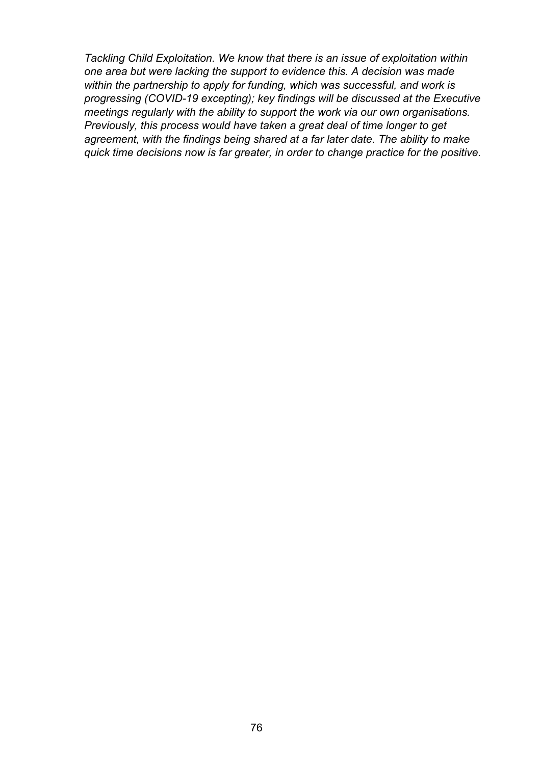*Tackling Child Exploitation. We know that there is an issue of exploitation within one area but were lacking the support to evidence this. A decision was made within the partnership to apply for funding, which was successful, and work is progressing (COVID-19 excepting); key findings will be discussed at the Executive meetings regularly with the ability to support the work via our own organisations. Previously, this process would have taken a great deal of time longer to get agreement, with the findings being shared at a far later date. The ability to make quick time decisions now is far greater, in order to change practice for the positive.*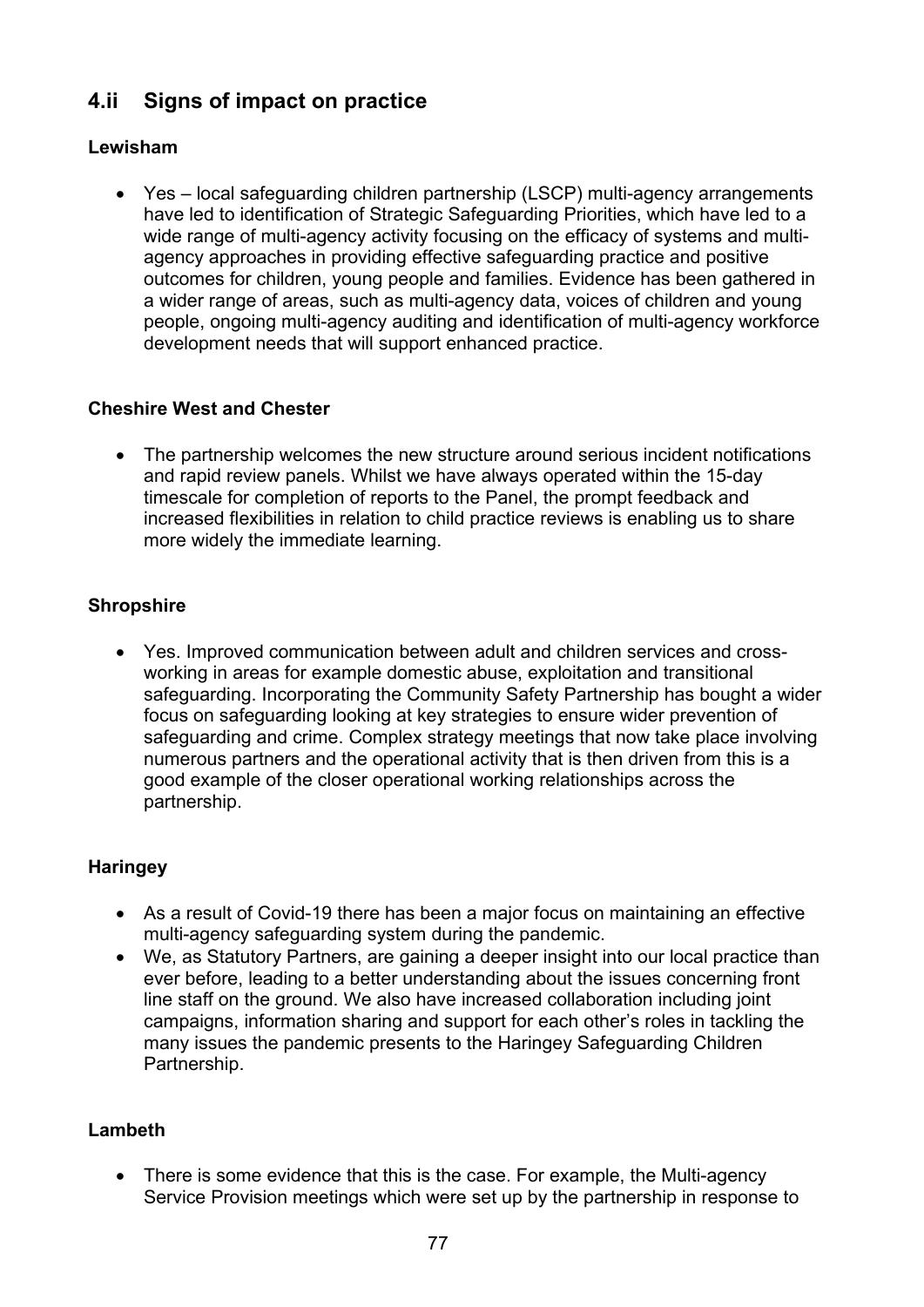## 4.ii Signs of impact on practice

**Lewisham**

- Yes – local safeguarding children partnership (LSCP) multi-agency arrangements have led to identification of Strategic Safeguarding Priorities, which have led to a wide range of multi-agency activity focusing on the efficacy of systems and multi-agency approaches in providing effective safeguarding practice and positive outcomes for children, young people and families. Evidence has been gathered in a wider range of areas, such as multi-agency data, voices of children and young people, ongoing multi-agency auditing and identification of multi-agency workforce development needs that will support enhanced practice.

**Cheshire West and Chester**

- The partnership welcomes the new structure around serious incident notifications and rapid review panels. Whilst we have always operated within the 15-day timescale for completion of reports to the Panel, the prompt feedback and increased flexibilities in relation to child practice reviews is enabling us to share more widely the immediate learning.

**Shropshire**

- Yes. Improved communication between adult and children services and cross-working in areas for example domestic abuse, exploitation and transitional safeguarding. Incorporating the Community Safety Partnership has bought a wider focus on safeguarding looking at key strategies to ensure wider prevention of safeguarding and crime. Complex strategy meetings that now take place involving numerous partners and the operational activity that is then driven from this is a good example of the closer operational working relationships across the partnership.

**Haringey**

- As a result of Covid-19 there has been a major focus on maintaining an effective multi-agency safeguarding system during the pandemic.
- We, as Statutory Partners, are gaining a deeper insight into our local practice than ever before, leading to a better understanding about the issues concerning front line staff on the ground. We also have increased collaboration including joint campaigns, information sharing and support for each other's roles in tackling the many issues the pandemic presents to the Haringey Safeguarding Children Partnership.

**Lambeth**

- There is some evidence that this is the case. For example, the Multi-agency Service Provision meetings which were set up by the partnership in response to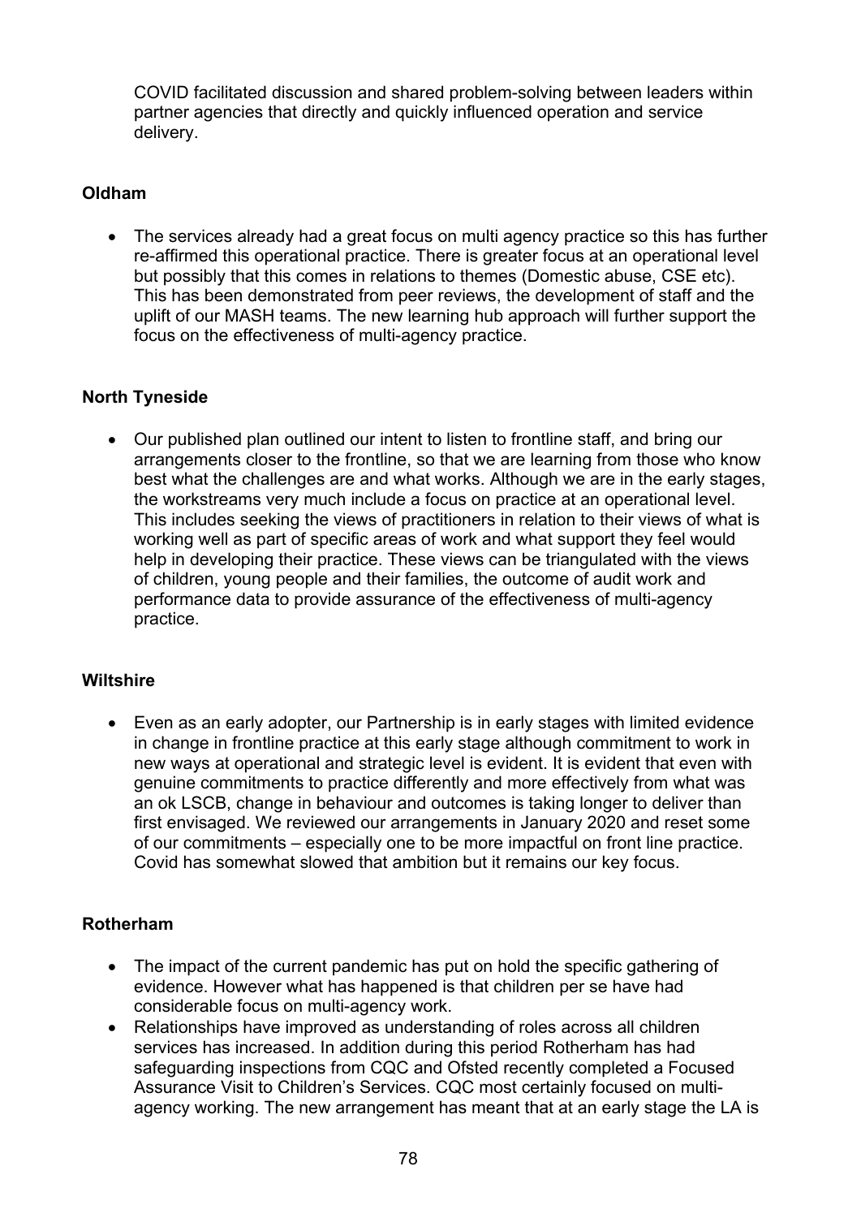COVID facilitated discussion and shared problem-solving between leaders within partner agencies that directly and quickly influenced operation and service delivery.

**Oldham**

- The services already had a great focus on multi agency practice so this has further re-affirmed this operational practice. There is greater focus at an operational level but possibly that this comes in relations to themes (Domestic abuse, CSE etc). This has been demonstrated from peer reviews, the development of staff and the uplift of our MASH teams. The new learning hub approach will further support the focus on the effectiveness of multi-agency practice.

**North Tyneside**

- Our published plan outlined our intent to listen to frontline staff, and bring our arrangements closer to the frontline, so that we are learning from those who know best what the challenges are and what works. Although we are in the early stages, the workstreams very much include a focus on practice at an operational level. This includes seeking the views of practitioners in relation to their views of what is working well as part of specific areas of work and what support they feel would help in developing their practice. These views can be triangulated with the views of children, young people and their families, the outcome of audit work and performance data to provide assurance of the effectiveness of multi-agency practice.

**Wiltshire**

- Even as an early adopter, our Partnership is in early stages with limited evidence in change in frontline practice at this early stage although commitment to work in new ways at operational and strategic level is evident. It is evident that even with genuine commitments to practice differently and more effectively from what was an ok LSCB, change in behaviour and outcomes is taking longer to deliver than first envisaged. We reviewed our arrangements in January 2020 and reset some of our commitments – especially one to be more impactful on front line practice. Covid has somewhat slowed that ambition but it remains our key focus.

**Rotherham**

- The impact of the current pandemic has put on hold the specific gathering of evidence. However what has happened is that children per se have had considerable focus on multi-agency work.
- Relationships have improved as understanding of roles across all children services has increased. In addition during this period Rotherham has had safeguarding inspections from CQC and Ofsted recently completed a Focused Assurance Visit to Children's Services. CQC most certainly focused on multi-agency working. The new arrangement has meant that at an early stage the LA is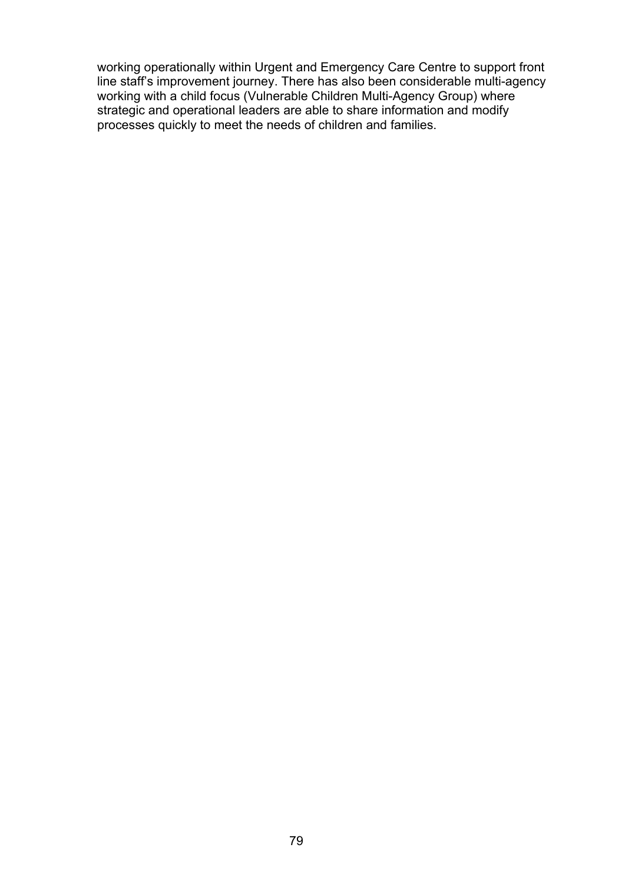working operationally within Urgent and Emergency Care Centre to support front line staff's improvement journey. There has also been considerable multi-agency working with a child focus (Vulnerable Children Multi-Agency Group) where strategic and operational leaders are able to share information and modify processes quickly to meet the needs of children and families.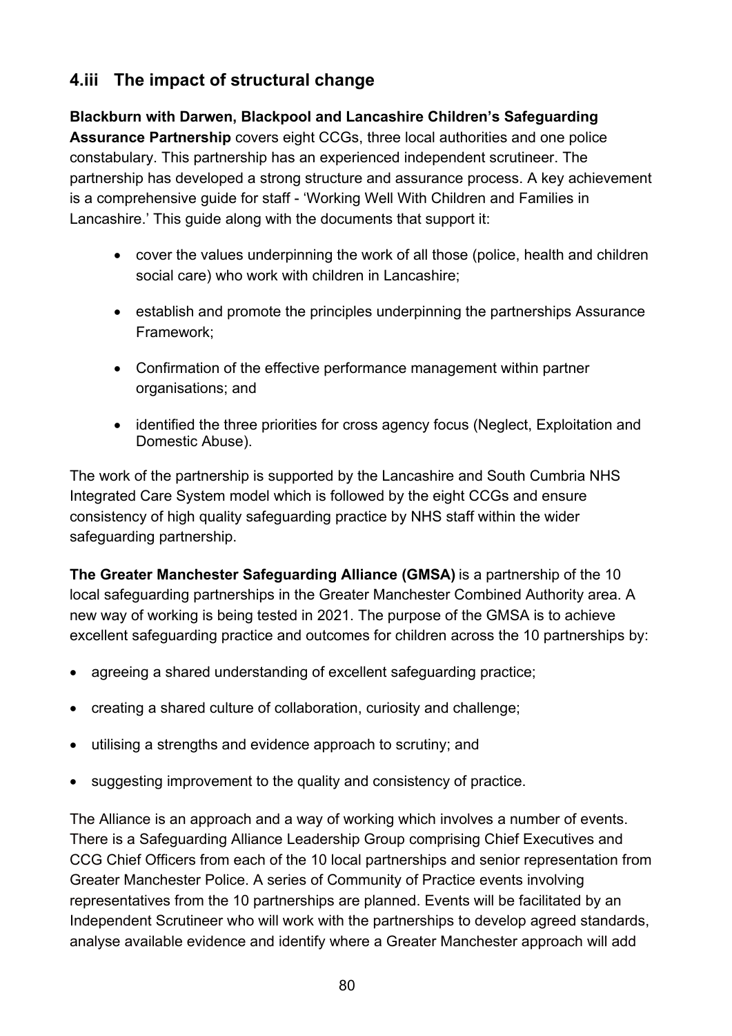## 4.iii The impact of structural change

**Blackburn with Darwen, Blackpool and Lancashire Children's Safeguarding Assurance Partnership** covers eight CCGs, three local authorities and one police constabulary. This partnership has an experienced independent scrutineer. The partnership has developed a strong structure and assurance process. A key achievement is a comprehensive guide for staff - 'Working Well With Children and Families in Lancashire.' This guide along with the documents that support it:

- cover the values underpinning the work of all those (police, health and children social care) who work with children in Lancashire;
- establish and promote the principles underpinning the partnerships Assurance Framework;
- Confirmation of the effective performance management within partner organisations; and
- identified the three priorities for cross agency focus (Neglect, Exploitation and Domestic Abuse).

The work of the partnership is supported by the Lancashire and South Cumbria NHS Integrated Care System model which is followed by the eight CCGs and ensure consistency of high quality safeguarding practice by NHS staff within the wider safeguarding partnership.

**The Greater Manchester Safeguarding Alliance (GMSA)** is a partnership of the 10 local safeguarding partnerships in the Greater Manchester Combined Authority area. A new way of working is being tested in 2021. The purpose of the GMSA is to achieve excellent safeguarding practice and outcomes for children across the 10 partnerships by:

- agreeing a shared understanding of excellent safeguarding practice;
- creating a shared culture of collaboration, curiosity and challenge;
- utilising a strengths and evidence approach to scrutiny; and
- suggesting improvement to the quality and consistency of practice.

The Alliance is an approach and a way of working which involves a number of events. There is a Safeguarding Alliance Leadership Group comprising Chief Executives and CCG Chief Officers from each of the 10 local partnerships and senior representation from Greater Manchester Police. A series of Community of Practice events involving representatives from the 10 partnerships are planned. Events will be facilitated by an Independent Scrutineer who will work with the partnerships to develop agreed standards, analyse available evidence and identify where a Greater Manchester approach will add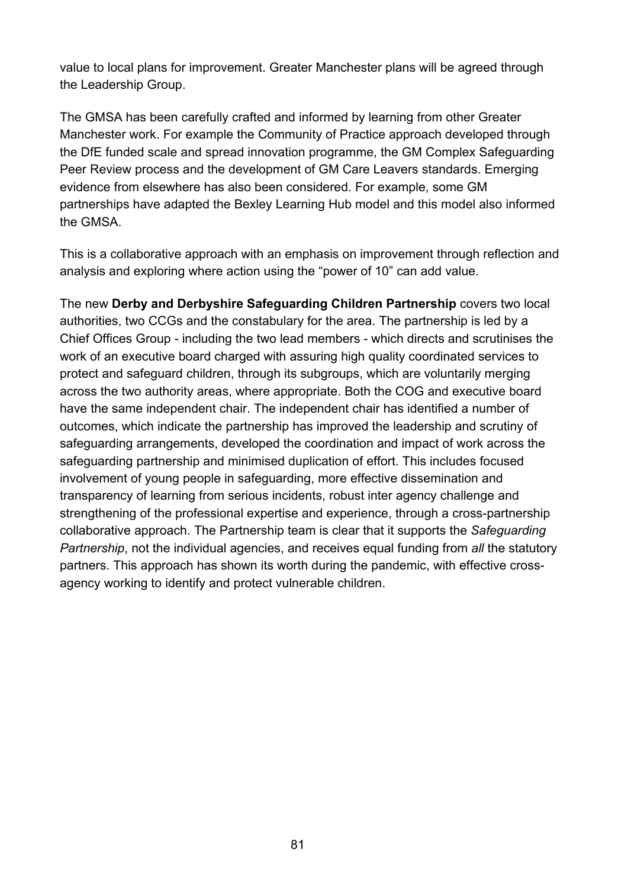value to local plans for improvement. Greater Manchester plans will be agreed through the Leadership Group.

The GMSA has been carefully crafted and informed by learning from other Greater Manchester work. For example the Community of Practice approach developed through the DfE funded scale and spread innovation programme, the GM Complex Safeguarding Peer Review process and the development of GM Care Leavers standards. Emerging evidence from elsewhere has also been considered. For example, some GM partnerships have adapted the Bexley Learning Hub model and this model also informed the GMSA.

This is a collaborative approach with an emphasis on improvement through reflection and analysis and exploring where action using the "power of 10" can add value.

The new **Derby and Derbyshire Safeguarding Children Partnership** covers two local authorities, two CCGs and the constabulary for the area. The partnership is led by a Chief Offices Group - including the two lead members - which directs and scrutinises the work of an executive board charged with assuring high quality coordinated services to protect and safeguard children, through its subgroups, which are voluntarily merging across the two authority areas, where appropriate. Both the COG and executive board have the same independent chair. The independent chair has identified a number of outcomes, which indicate the partnership has improved the leadership and scrutiny of safeguarding arrangements, developed the coordination and impact of work across the safeguarding partnership and minimised duplication of effort. This includes focused involvement of young people in safeguarding, more effective dissemination and transparency of learning from serious incidents, robust inter agency challenge and strengthening of the professional expertise and experience, through a cross-partnership collaborative approach. The Partnership team is clear that it supports the *Safeguarding Partnership*, not the individual agencies, and receives equal funding from *all* the statutory partners. This approach has shown its worth during the pandemic, with effective cross-agency working to identify and protect vulnerable children.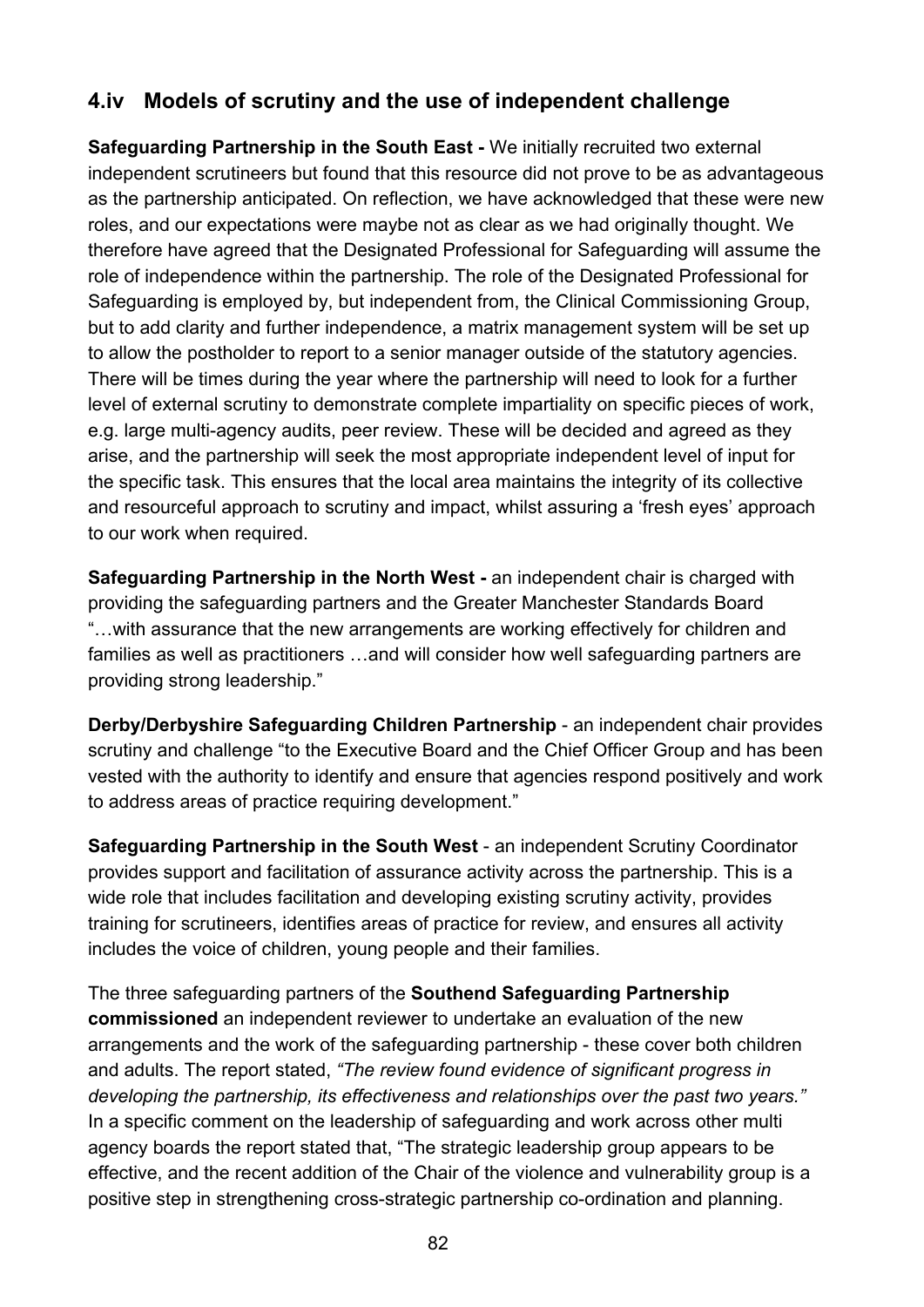## 4.iv Models of scrutiny and the use of independent challenge

**Safeguarding Partnership in the South East -** We initially recruited two external independent scrutineers but found that this resource did not prove to be as advantageous as the partnership anticipated. On reflection, we have acknowledged that these were new roles, and our expectations were maybe not as clear as we had originally thought. We therefore have agreed that the Designated Professional for Safeguarding will assume the role of independence within the partnership. The role of the Designated Professional for Safeguarding is employed by, but independent from, the Clinical Commissioning Group, but to add clarity and further independence, a matrix management system will be set up to allow the postholder to report to a senior manager outside of the statutory agencies. There will be times during the year where the partnership will need to look for a further level of external scrutiny to demonstrate complete impartiality on specific pieces of work, e.g. large multi-agency audits, peer review. These will be decided and agreed as they arise, and the partnership will seek the most appropriate independent level of input for the specific task. This ensures that the local area maintains the integrity of its collective and resourceful approach to scrutiny and impact, whilst assuring a 'fresh eyes' approach to our work when required.

**Safeguarding Partnership in the North West -** an independent chair is charged with providing the safeguarding partners and the Greater Manchester Standards Board "…with assurance that the new arrangements are working effectively for children and families as well as practitioners …and will consider how well safeguarding partners are providing strong leadership."

**Derby/Derbyshire Safeguarding Children Partnership** - an independent chair provides scrutiny and challenge "to the Executive Board and the Chief Officer Group and has been vested with the authority to identify and ensure that agencies respond positively and work to address areas of practice requiring development."

**Safeguarding Partnership in the South West** - an independent Scrutiny Coordinator provides support and facilitation of assurance activity across the partnership. This is a wide role that includes facilitation and developing existing scrutiny activity, provides training for scrutineers, identifies areas of practice for review, and ensures all activity includes the voice of children, young people and their families.

The three safeguarding partners of the **Southend Safeguarding Partnership commissioned** an independent reviewer to undertake an evaluation of the new arrangements and the work of the safeguarding partnership - these cover both children and adults. The report stated, *"The review found evidence of significant progress in developing the partnership, its effectiveness and relationships over the past two years."* In a specific comment on the leadership of safeguarding and work across other multi agency boards the report stated that, "The strategic leadership group appears to be effective, and the recent addition of the Chair of the violence and vulnerability group is a positive step in strengthening cross-strategic partnership co-ordination and planning.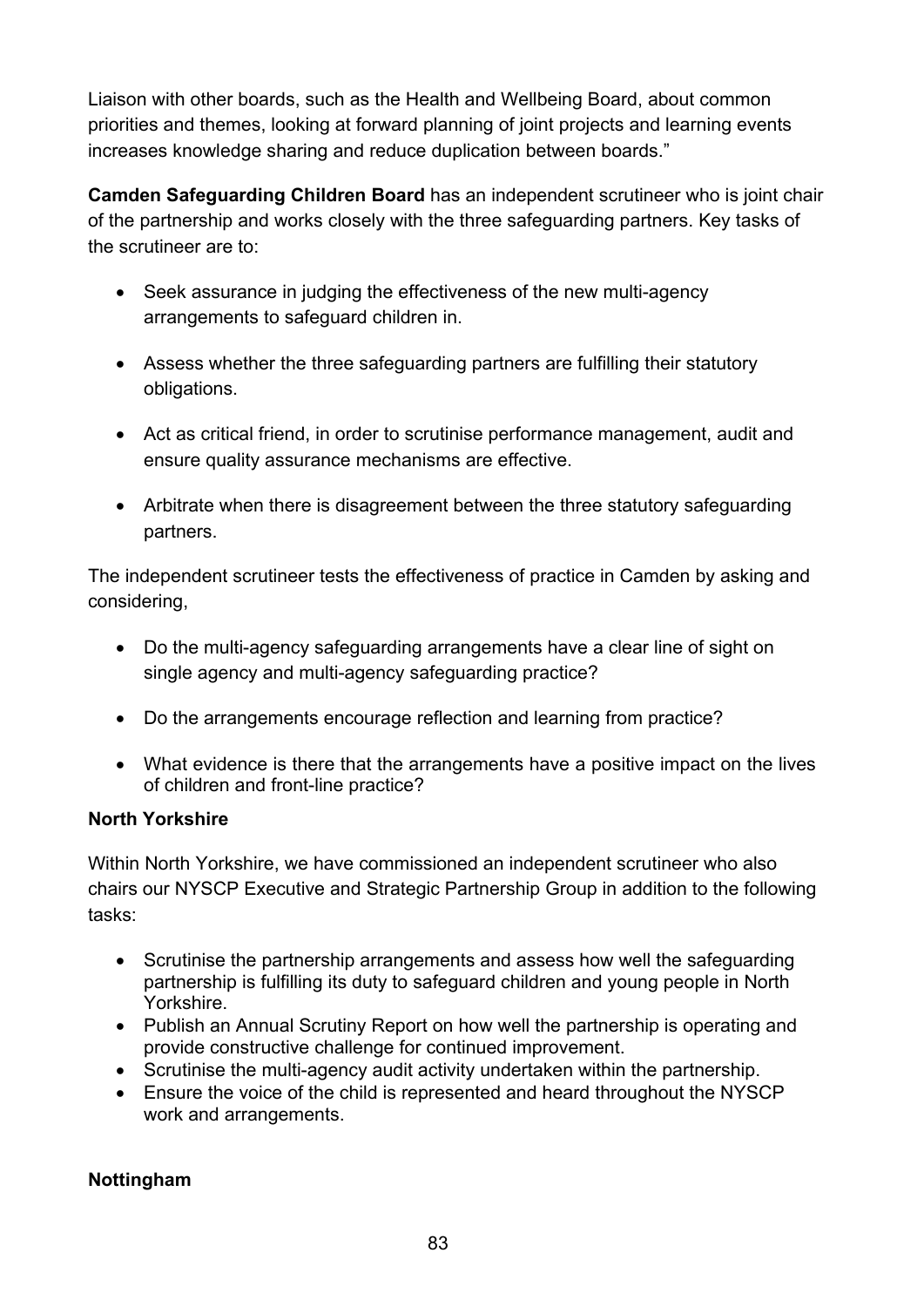Liaison with other boards, such as the Health and Wellbeing Board, about common priorities and themes, looking at forward planning of joint projects and learning events increases knowledge sharing and reduce duplication between boards."

**Camden Safeguarding Children Board** has an independent scrutineer who is joint chair of the partnership and works closely with the three safeguarding partners. Key tasks of the scrutineer are to:

- Seek assurance in judging the effectiveness of the new multi-agency arrangements to safeguard children in.
- Assess whether the three safeguarding partners are fulfilling their statutory obligations.
- Act as critical friend, in order to scrutinise performance management, audit and ensure quality assurance mechanisms are effective.
- Arbitrate when there is disagreement between the three statutory safeguarding partners.

The independent scrutineer tests the effectiveness of practice in Camden by asking and considering,

- Do the multi-agency safeguarding arrangements have a clear line of sight on single agency and multi-agency safeguarding practice?
- Do the arrangements encourage reflection and learning from practice?
- What evidence is there that the arrangements have a positive impact on the lives of children and front-line practice?

**North Yorkshire**

Within North Yorkshire, we have commissioned an independent scrutineer who also chairs our NYSCP Executive and Strategic Partnership Group in addition to the following tasks:

- Scrutinise the partnership arrangements and assess how well the safeguarding partnership is fulfilling its duty to safeguard children and young people in North Yorkshire.
- Publish an Annual Scrutiny Report on how well the partnership is operating and provide constructive challenge for continued improvement.
- Scrutinise the multi-agency audit activity undertaken within the partnership.
- Ensure the voice of the child is represented and heard throughout the NYSCP work and arrangements.

**Nottingham**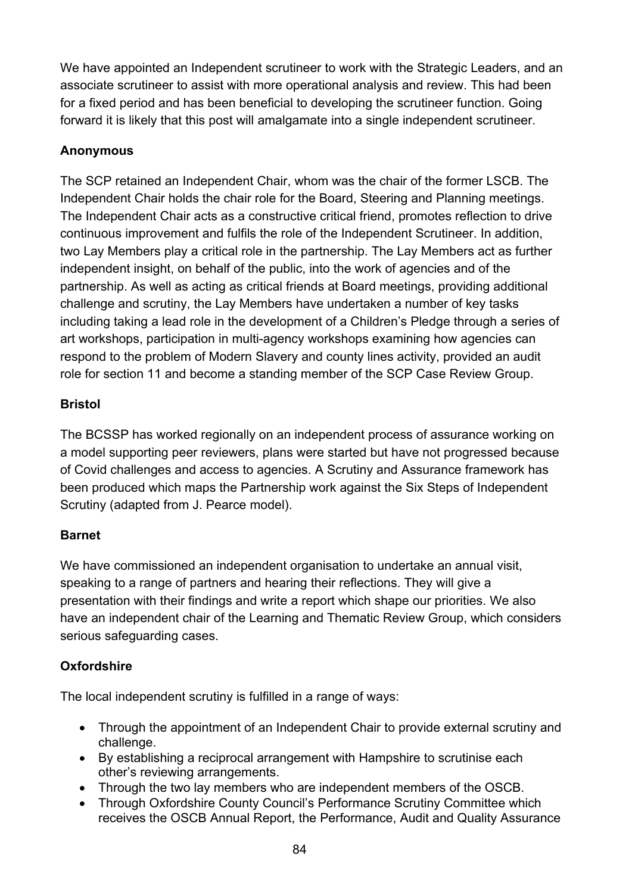We have appointed an Independent scrutineer to work with the Strategic Leaders, and an associate scrutineer to assist with more operational analysis and review. This had been for a fixed period and has been beneficial to developing the scrutineer function. Going forward it is likely that this post will amalgamate into a single independent scrutineer.

**Anonymous**

The SCP retained an Independent Chair, whom was the chair of the former LSCB. The Independent Chair holds the chair role for the Board, Steering and Planning meetings. The Independent Chair acts as a constructive critical friend, promotes reflection to drive continuous improvement and fulfils the role of the Independent Scrutineer. In addition, two Lay Members play a critical role in the partnership. The Lay Members act as further independent insight, on behalf of the public, into the work of agencies and of the partnership. As well as acting as critical friends at Board meetings, providing additional challenge and scrutiny, the Lay Members have undertaken a number of key tasks including taking a lead role in the development of a Children's Pledge through a series of art workshops, participation in multi-agency workshops examining how agencies can respond to the problem of Modern Slavery and county lines activity, provided an audit role for section 11 and become a standing member of the SCP Case Review Group.

**Bristol**

The BCSSP has worked regionally on an independent process of assurance working on a model supporting peer reviewers, plans were started but have not progressed because of Covid challenges and access to agencies. A Scrutiny and Assurance framework has been produced which maps the Partnership work against the Six Steps of Independent Scrutiny (adapted from J. Pearce model).

**Barnet**

We have commissioned an independent organisation to undertake an annual visit, speaking to a range of partners and hearing their reflections. They will give a presentation with their findings and write a report which shape our priorities. We also have an independent chair of the Learning and Thematic Review Group, which considers serious safeguarding cases.

**Oxfordshire**

The local independent scrutiny is fulfilled in a range of ways:

- Through the appointment of an Independent Chair to provide external scrutiny and challenge.
- By establishing a reciprocal arrangement with Hampshire to scrutinise each other's reviewing arrangements.
- Through the two lay members who are independent members of the OSCB.
- Through Oxfordshire County Council's Performance Scrutiny Committee which receives the OSCB Annual Report, the Performance, Audit and Quality Assurance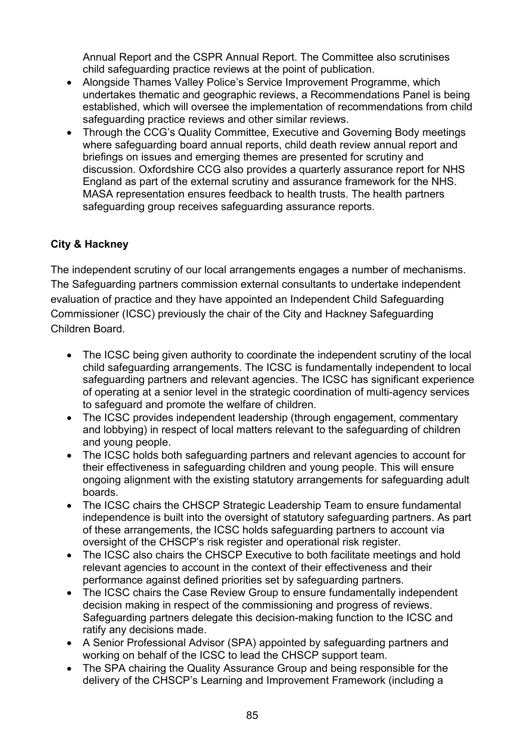Annual Report and the CSPR Annual Report. The Committee also scrutinises child safeguarding practice reviews at the point of publication.

- Alongside Thames Valley Police's Service Improvement Programme, which undertakes thematic and geographic reviews, a Recommendations Panel is being established, which will oversee the implementation of recommendations from child safeguarding practice reviews and other similar reviews.
- Through the CCG's Quality Committee, Executive and Governing Body meetings where safeguarding board annual reports, child death review annual report and briefings on issues and emerging themes are presented for scrutiny and discussion. Oxfordshire CCG also provides a quarterly assurance report for NHS England as part of the external scrutiny and assurance framework for the NHS. MASA representation ensures feedback to health trusts. The health partners safeguarding group receives safeguarding assurance reports.

**City & Hackney**

The independent scrutiny of our local arrangements engages a number of mechanisms. The Safeguarding partners commission external consultants to undertake independent evaluation of practice and they have appointed an Independent Child Safeguarding Commissioner (ICSC) previously the chair of the City and Hackney Safeguarding Children Board.

- The ICSC being given authority to coordinate the independent scrutiny of the local child safeguarding arrangements. The ICSC is fundamentally independent to local safeguarding partners and relevant agencies. The ICSC has significant experience of operating at a senior level in the strategic coordination of multi-agency services to safeguard and promote the welfare of children.
- The ICSC provides independent leadership (through engagement, commentary and lobbying) in respect of local matters relevant to the safeguarding of children and young people.
- The ICSC holds both safeguarding partners and relevant agencies to account for their effectiveness in safeguarding children and young people. This will ensure ongoing alignment with the existing statutory arrangements for safeguarding adult boards.
- The ICSC chairs the CHSCP Strategic Leadership Team to ensure fundamental independence is built into the oversight of statutory safeguarding partners. As part of these arrangements, the ICSC holds safeguarding partners to account via oversight of the CHSCP's risk register and operational risk register.
- The ICSC also chairs the CHSCP Executive to both facilitate meetings and hold relevant agencies to account in the context of their effectiveness and their performance against defined priorities set by safeguarding partners.
- The ICSC chairs the Case Review Group to ensure fundamentally independent decision making in respect of the commissioning and progress of reviews. Safeguarding partners delegate this decision-making function to the ICSC and ratify any decisions made.
- A Senior Professional Advisor (SPA) appointed by safeguarding partners and working on behalf of the ICSC to lead the CHSCP support team.
- The SPA chairing the Quality Assurance Group and being responsible for the delivery of the CHSCP's Learning and Improvement Framework (including a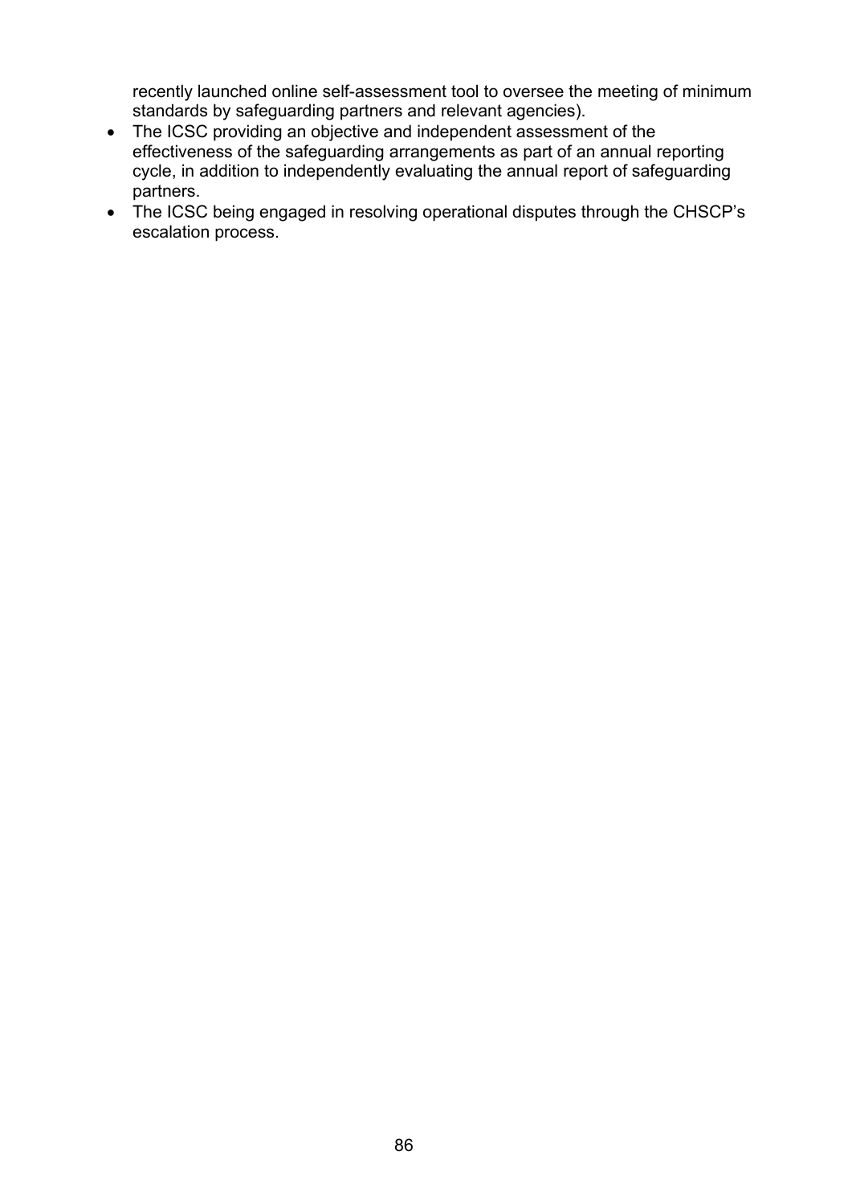recently launched online self-assessment tool to oversee the meeting of minimum standards by safeguarding partners and relevant agencies).

- The ICSC providing an objective and independent assessment of the effectiveness of the safeguarding arrangements as part of an annual reporting cycle, in addition to independently evaluating the annual report of safeguarding partners.
- The ICSC being engaged in resolving operational disputes through the CHSCP's escalation process.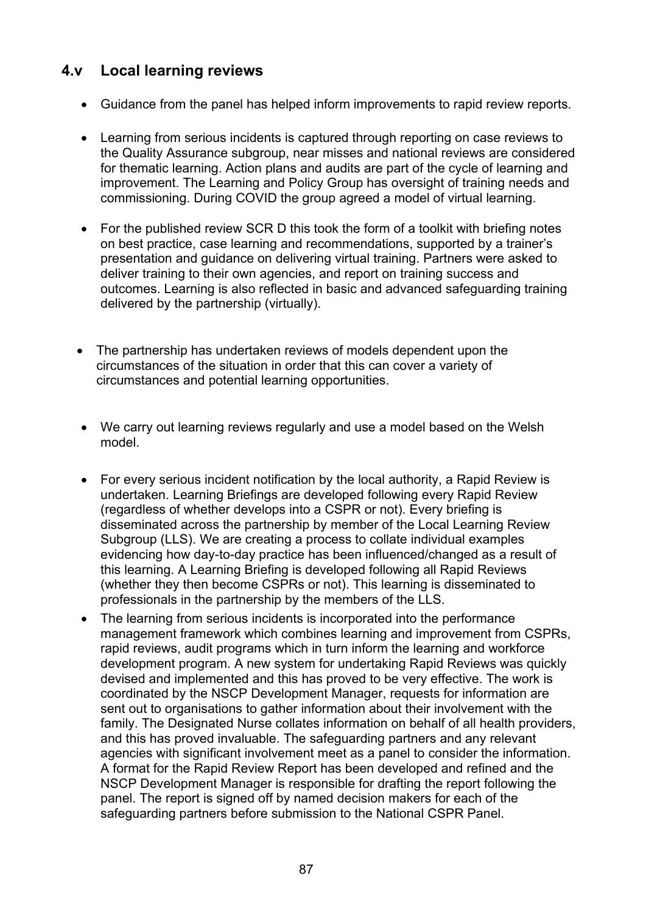## 4.v Local learning reviews

- Guidance from the panel has helped inform improvements to rapid review reports.

- Learning from serious incidents is captured through reporting on case reviews to the Quality Assurance subgroup, near misses and national reviews are considered for thematic learning. Action plans and audits are part of the cycle of learning and improvement. The Learning and Policy Group has oversight of training needs and commissioning. During COVID the group agreed a model of virtual learning.

- For the published review SCR D this took the form of a toolkit with briefing notes on best practice, case learning and recommendations, supported by a trainer's presentation and guidance on delivering virtual training. Partners were asked to deliver training to their own agencies, and report on training success and outcomes. Learning is also reflected in basic and advanced safeguarding training delivered by the partnership (virtually).

- The partnership has undertaken reviews of models dependent upon the circumstances of the situation in order that this can cover a variety of circumstances and potential learning opportunities.

- We carry out learning reviews regularly and use a model based on the Welsh model.

- For every serious incident notification by the local authority, a Rapid Review is undertaken. Learning Briefings are developed following every Rapid Review (regardless of whether develops into a CSPR or not). Every briefing is disseminated across the partnership by member of the Local Learning Review Subgroup (LLS). We are creating a process to collate individual examples evidencing how day-to-day practice has been influenced/changed as a result of this learning. A Learning Briefing is developed following all Rapid Reviews (whether they then become CSPRs or not). This learning is disseminated to professionals in the partnership by the members of the LLS.
- The learning from serious incidents is incorporated into the performance management framework which combines learning and improvement from CSPRs, rapid reviews, audit programs which in turn inform the learning and workforce development program. A new system for undertaking Rapid Reviews was quickly devised and implemented and this has proved to be very effective. The work is coordinated by the NSCP Development Manager, requests for information are sent out to organisations to gather information about their involvement with the family. The Designated Nurse collates information on behalf of all health providers, and this has proved invaluable. The safeguarding partners and any relevant agencies with significant involvement meet as a panel to consider the information. A format for the Rapid Review Report has been developed and refined and the NSCP Development Manager is responsible for drafting the report following the panel. The report is signed off by named decision makers for each of the safeguarding partners before submission to the National CSPR Panel.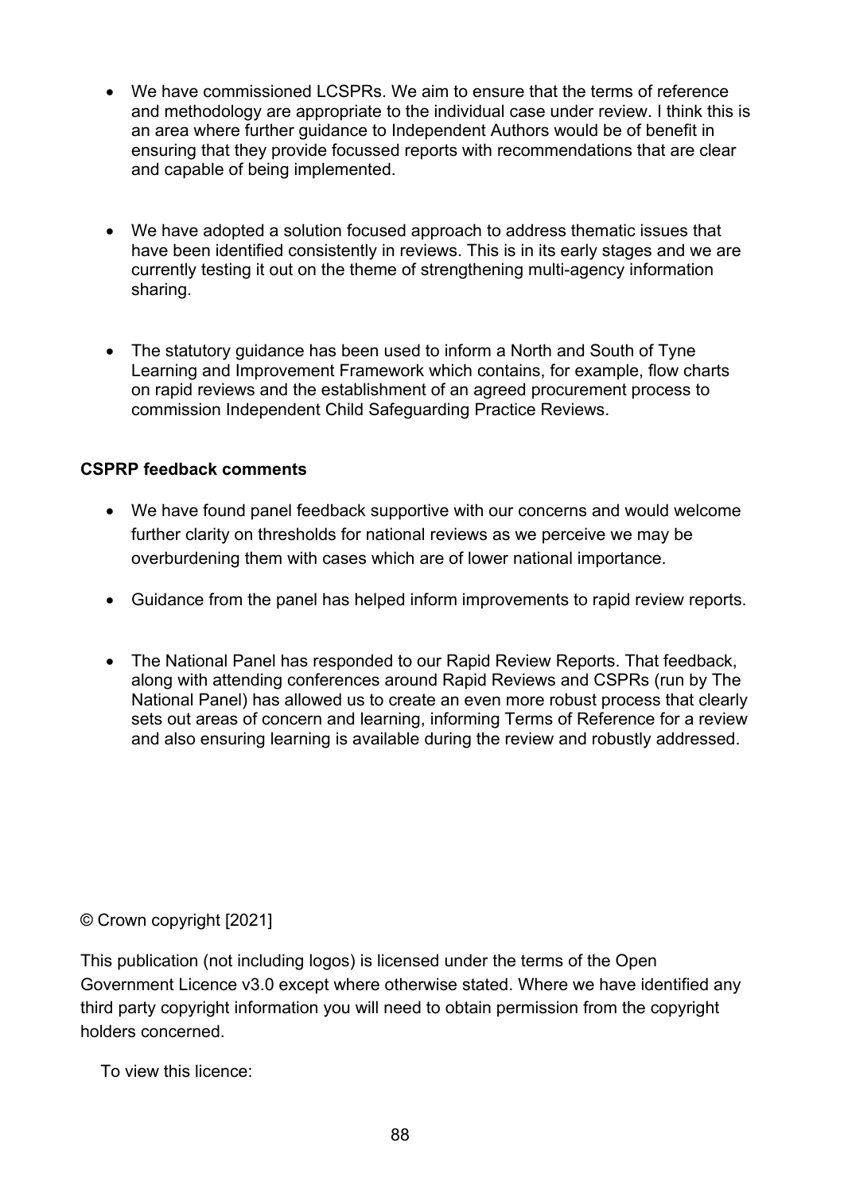- We have commissioned LCSPRs. We aim to ensure that the terms of reference and methodology are appropriate to the individual case under review. I think this is an area where further guidance to Independent Authors would be of benefit in ensuring that they provide focussed reports with recommendations that are clear and capable of being implemented.

- We have adopted a solution focused approach to address thematic issues that have been identified consistently in reviews. This is in its early stages and we are currently testing it out on the theme of strengthening multi-agency information sharing.

- The statutory guidance has been used to inform a North and South of Tyne Learning and Improvement Framework which contains, for example, flow charts on rapid reviews and the establishment of an agreed procurement process to commission Independent Child Safeguarding Practice Reviews.

**CSPRP feedback comments**

- We have found panel feedback supportive with our concerns and would welcome further clarity on thresholds for national reviews as we perceive we may be overburdening them with cases which are of lower national importance.

- Guidance from the panel has helped inform improvements to rapid review reports.

- The National Panel has responded to our Rapid Review Reports. That feedback, along with attending conferences around Rapid Reviews and CSPRs (run by The National Panel) has allowed us to create an even more robust process that clearly sets out areas of concern and learning, informing Terms of Reference for a review and also ensuring learning is available during the review and robustly addressed.

© Crown copyright [2021]

This publication (not including logos) is licensed under the terms of the Open Government Licence v3.0 except where otherwise stated. Where we have identified any third party copyright information you will need to obtain permission from the copyright holders concerned.

To view this licence: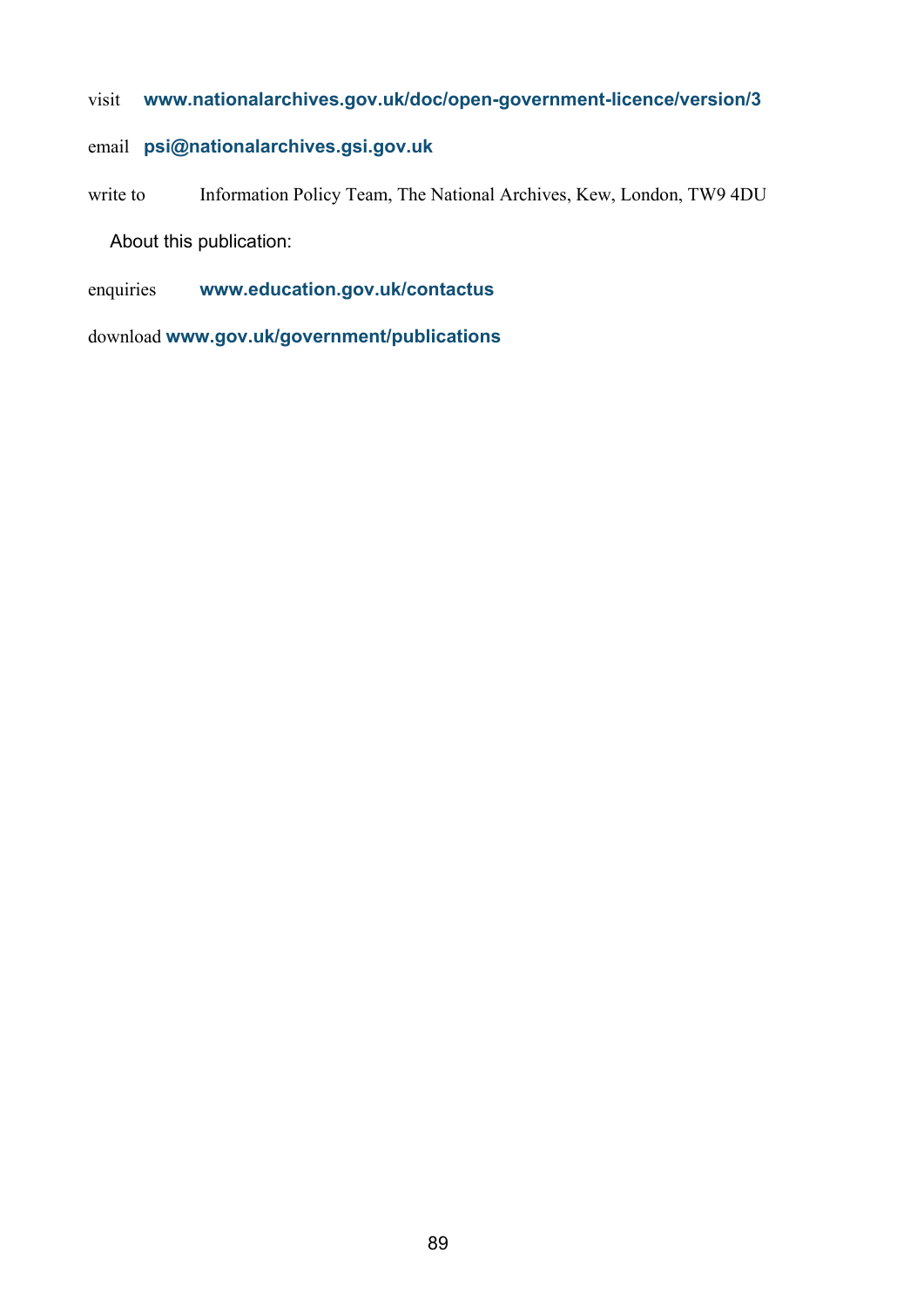visit **www.nationalarchives.gov.uk/doc/open-government-licence/version/3**

email **psi@nationalarchives.gsi.gov.uk**

write to Information Policy Team, The National Archives, Kew, London, TW9 4DU

About this publication:

enquiries **www.education.gov.uk/contactus**

download **www.gov.uk/government/publications**